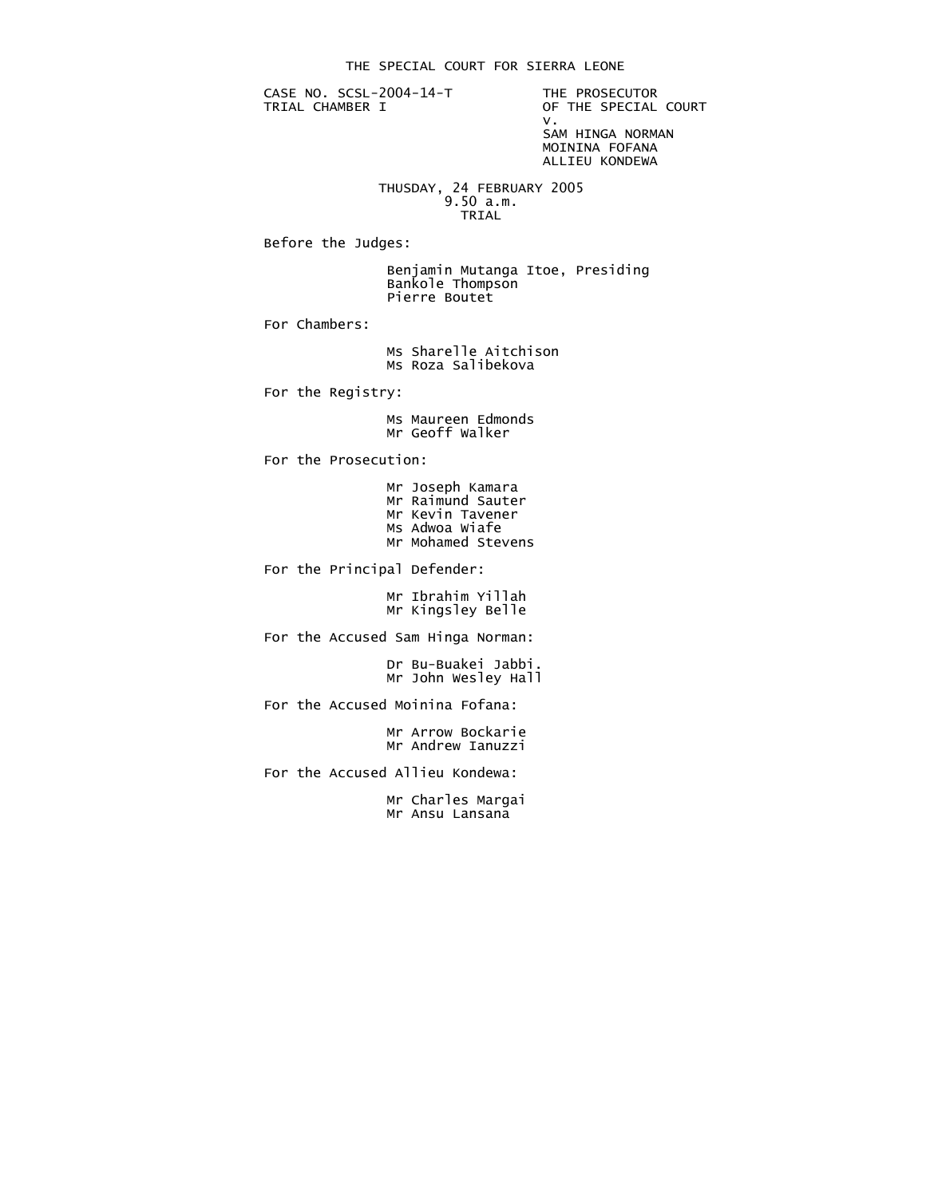# THE SPECIAL COURT FOR SIERRA LEONE

CASE NO. SCSL-2004-14-T
TRIAL CHAMBER I

THE PROSECUTOR
OF THE SPECIAL COURT
v.
SAM HINGA NORMAN
MOININA FOFANA
ALLIEU KONDEWA

THUSDAY, 24 FEBRUARY 2005
9.50 a.m.
TRIAL

Before the Judges:

Benjamin Mutanga Itoe, Presiding
Bankole Thompson
Pierre Boutet

For Chambers:

Ms Sharelle Aitchison
Ms Roza Salibekova

For the Registry:

Ms Maureen Edmonds
Mr Geoff Walker

For the Prosecution:

Mr Joseph Kamara
Mr Raimund Sauter
Mr Kevin Tavener
Ms Adwoa Wiafe
Mr Mohamed Stevens

For the Principal Defender:

Mr Ibrahim Yillah
Mr Kingsley Belle

For the Accused Sam Hinga Norman:

Dr Bu-Buakei Jabbi.
Mr John Wesley Hall

For the Accused Moinina Fofana:

Mr Arrow Bockarie
Mr Andrew Ianuzzi

For the Accused Allieu Kondewa:

Mr Charles Margai
Mr Ansu Lansana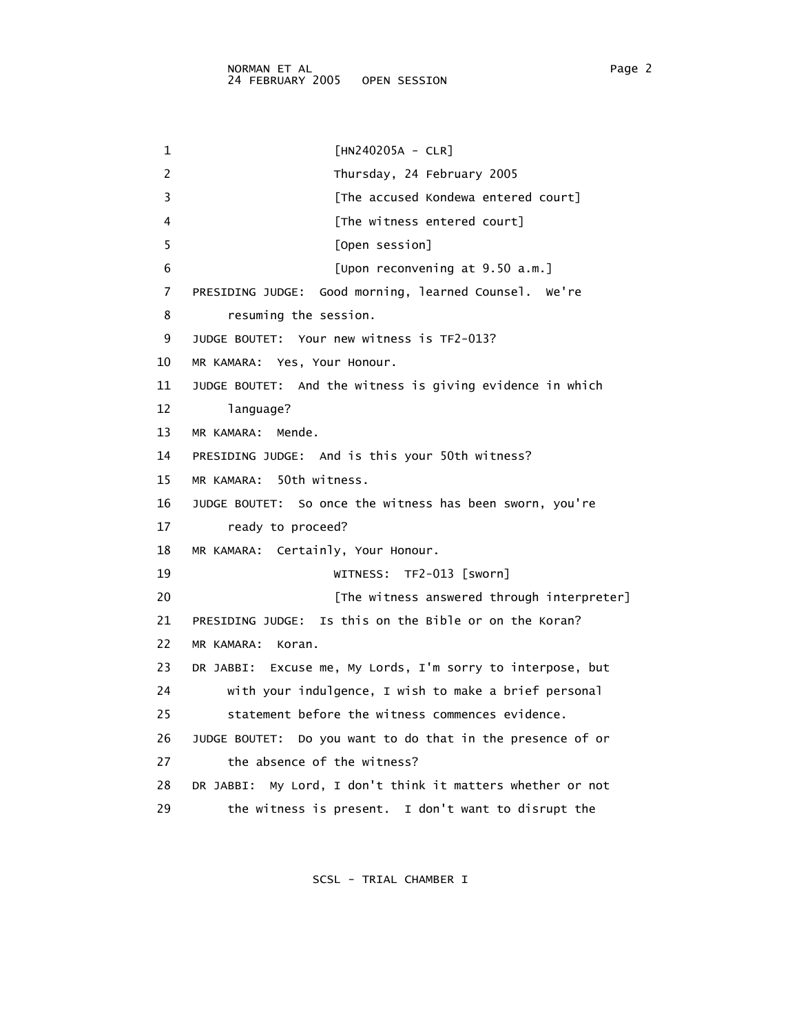1 [HN240205A - CLR]

2 Thursday, 24 February 2005

3 [The accused Kondewa entered court]

4 [The witness entered court]

5 [Open session]

6 [Upon reconvening at 9.50 a.m.]

7 PRESIDING JUDGE: Good morning, learned Counsel. We're

8 resuming the session.

9 JUDGE BOUTET: Your new witness is TF2-013?

10 MR KAMARA: Yes, Your Honour.

11 JUDGE BOUTET: And the witness is giving evidence in which

12 language?

13 MR KAMARA: Mende.

14 PRESIDING JUDGE: And is this your 50th witness?

15 MR KAMARA: 50th witness.

16 JUDGE BOUTET: So once the witness has been sworn, you're

17 ready to proceed?

18 MR KAMARA: Certainly, Your Honour.

19 WITNESS: TF2-013 [sworn]

20 [The witness answered through interpreter]

21 PRESIDING JUDGE: Is this on the Bible or on the Koran?

22 MR KAMARA: Koran.

23 DR JABBI: Excuse me, My Lords, I'm sorry to interpose, but

24 with your indulgence, I wish to make a brief personal

25 statement before the witness commences evidence.

26 JUDGE BOUTET: Do you want to do that in the presence of or

27 the absence of the witness?

28 DR JABBI: My Lord, I don't think it matters whether or not

29 the witness is present. I don't want to disrupt the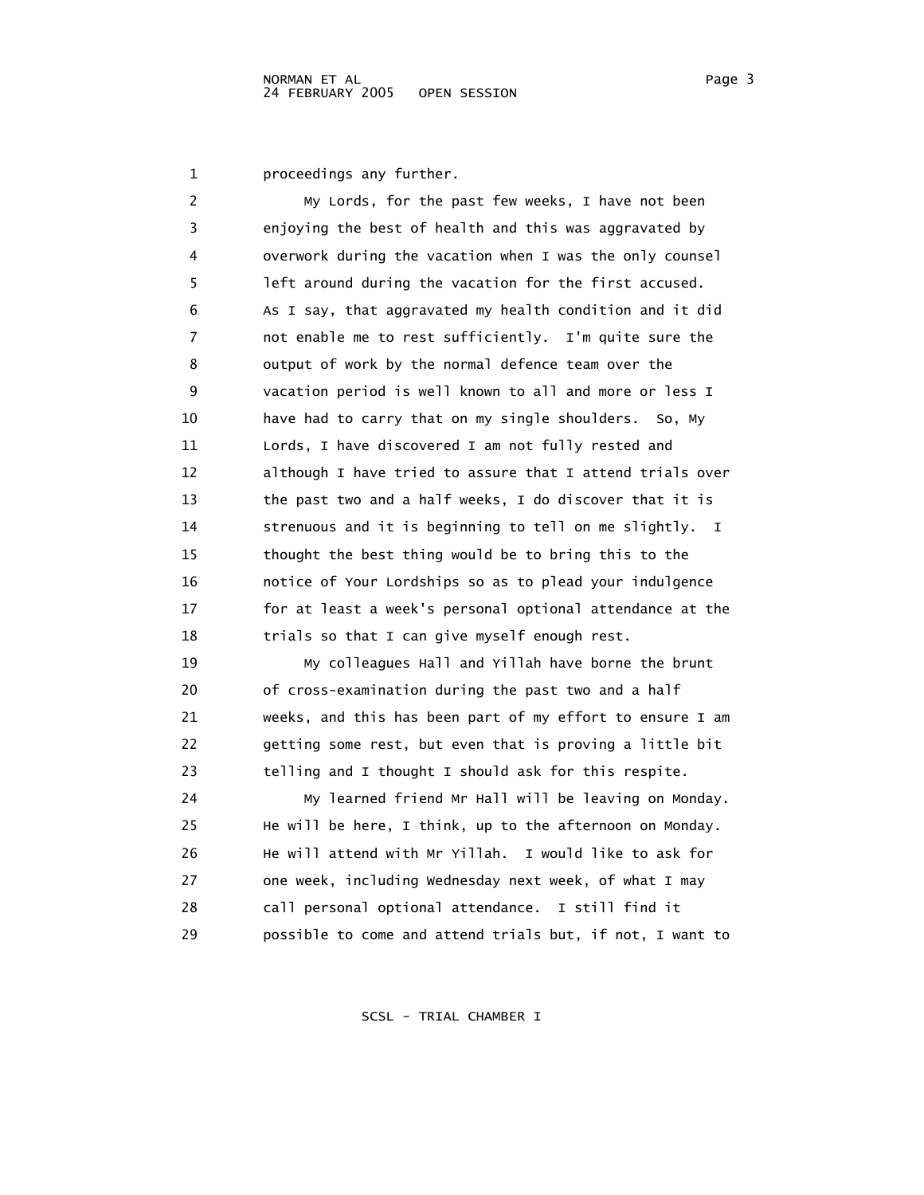proceedings any further.

My Lords, for the past few weeks, I have not been enjoying the best of health and this was aggravated by overwork during the vacation when I was the only counsel left around during the vacation for the first accused. As I say, that aggravated my health condition and it did not enable me to rest sufficiently. I'm quite sure the output of work by the normal defence team over the vacation period is well known to all and more or less I have had to carry that on my single shoulders. So, My Lords, I have discovered I am not fully rested and although I have tried to assure that I attend trials over the past two and a half weeks, I do discover that it is strenuous and it is beginning to tell on me slightly. I thought the best thing would be to bring this to the notice of Your Lordships so as to plead your indulgence for at least a week's personal optional attendance at the trials so that I can give myself enough rest.

My colleagues Hall and Yillah have borne the brunt of cross-examination during the past two and a half weeks, and this has been part of my effort to ensure I am getting some rest, but even that is proving a little bit telling and I thought I should ask for this respite.

My learned friend Mr Hall will be leaving on Monday. He will be here, I think, up to the afternoon on Monday. He will attend with Mr Yillah. I would like to ask for one week, including Wednesday next week, of what I may call personal optional attendance. I still find it possible to come and attend trials but, if not, I want to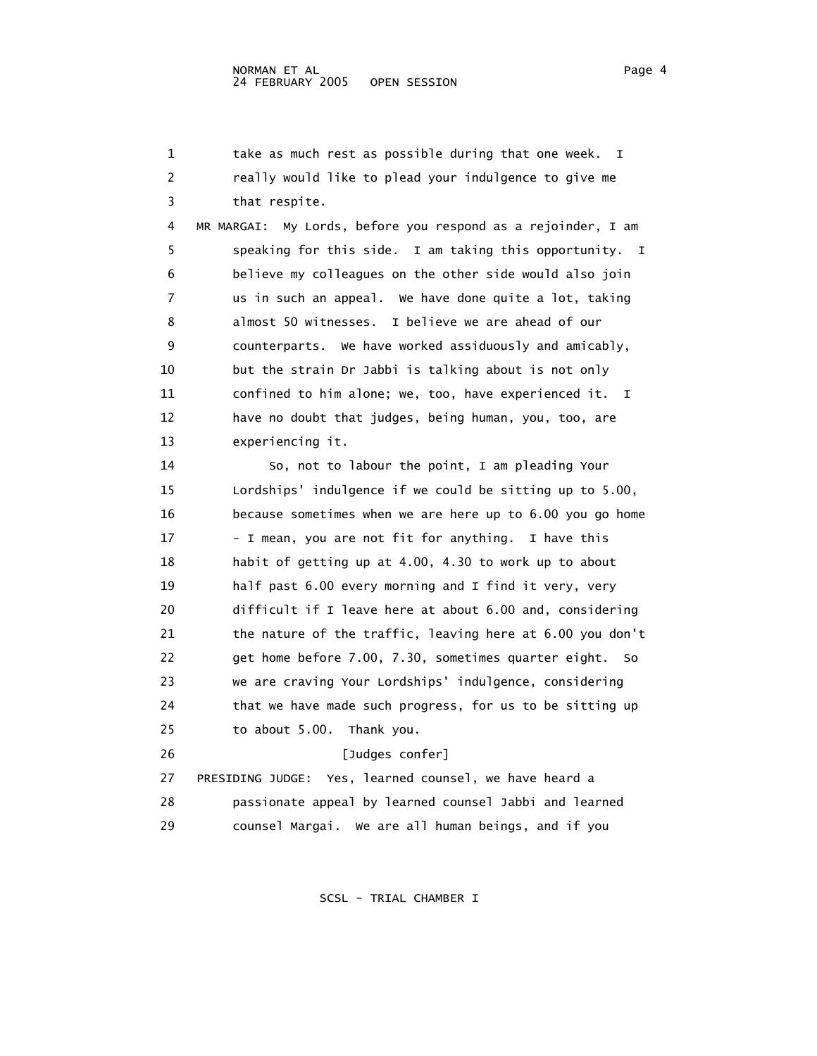1 take as much rest as possible during that one week. I
2 really would like to plead your indulgence to give me
3 that respite.
4 MR MARGAI: My Lords, before you respond as a rejoinder, I am
5 speaking for this side. I am taking this opportunity. I
6 believe my colleagues on the other side would also join
7 us in such an appeal. We have done quite a lot, taking
8 almost 50 witnesses. I believe we are ahead of our
9 counterparts. We have worked assiduously and amicably,
10 but the strain Dr Jabbi is talking about is not only
11 confined to him alone; we, too, have experienced it. I
12 have no doubt that judges, being human, you, too, are
13 experiencing it.
14 So, not to labour the point, I am pleading Your
15 Lordships' indulgence if we could be sitting up to 5.00,
16 because sometimes when we are here up to 6.00 you go home
17 - I mean, you are not fit for anything. I have this
18 habit of getting up at 4.00, 4.30 to work up to about
19 half past 6.00 every morning and I find it very, very
20 difficult if I leave here at about 6.00 and, considering
21 the nature of the traffic, leaving here at 6.00 you don't
22 get home before 7.00, 7.30, sometimes quarter eight. So
23 we are craving Your Lordships' indulgence, considering
24 that we have made such progress, for us to be sitting up
25 to about 5.00. Thank you.
26 [Judges confer]
27 PRESIDING JUDGE: Yes, learned counsel, we have heard a
28 passionate appeal by learned counsel Jabbi and learned
29 counsel Margai. We are all human beings, and if you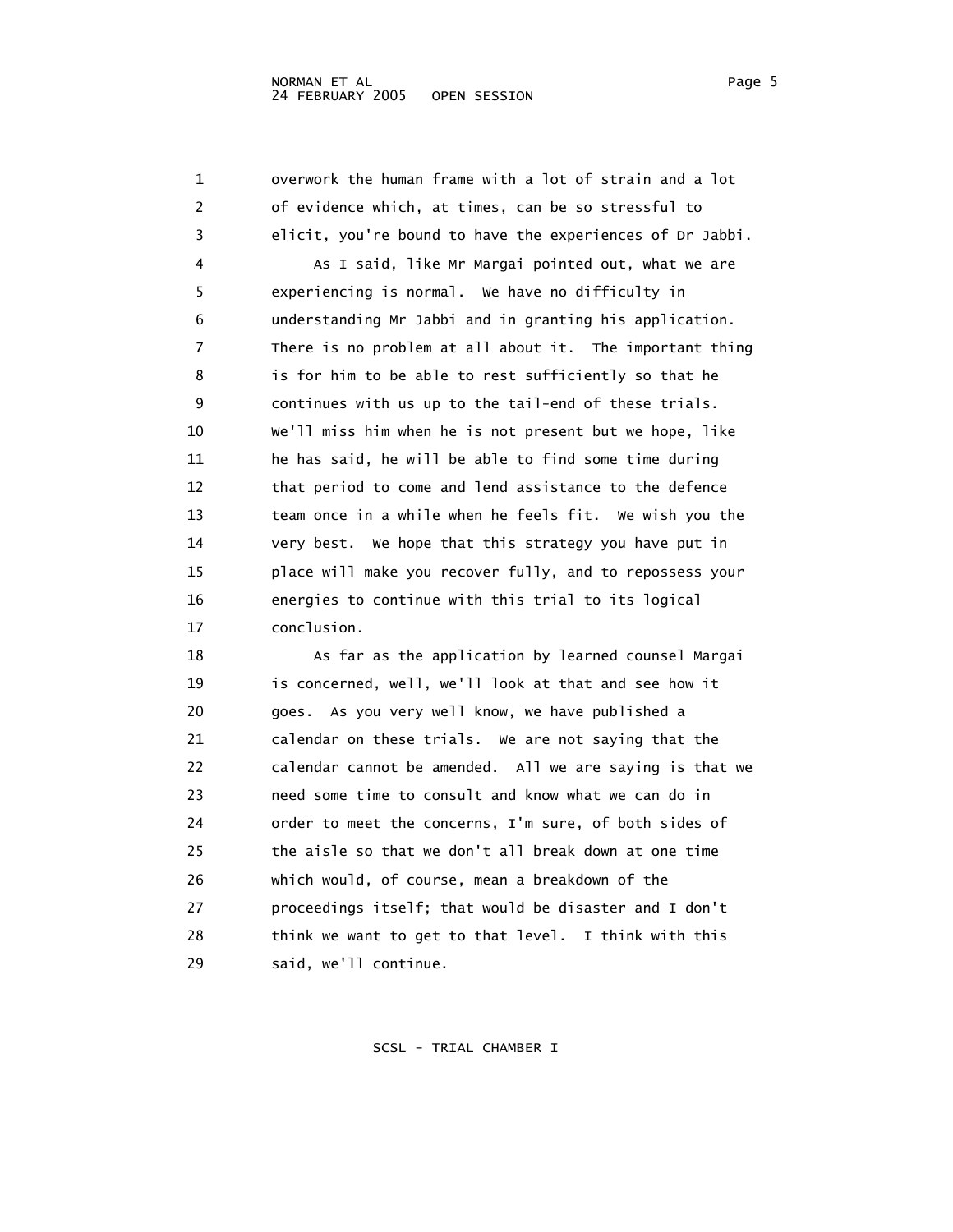1 overwork the human frame with a lot of strain and a lot
2 of evidence which, at times, can be so stressful to
3 elicit, you're bound to have the experiences of Dr Jabbi.
4 As I said, like Mr Margai pointed out, what we are
5 experiencing is normal. We have no difficulty in
6 understanding Mr Jabbi and in granting his application.
7 There is no problem at all about it. The important thing
8 is for him to be able to rest sufficiently so that he
9 continues with us up to the tail-end of these trials.
10 We'll miss him when he is not present but we hope, like
11 he has said, he will be able to find some time during
12 that period to come and lend assistance to the defence
13 team once in a while when he feels fit. We wish you the
14 very best. We hope that this strategy you have put in
15 place will make you recover fully, and to repossess your
16 energies to continue with this trial to its logical
17 conclusion.
18 As far as the application by learned counsel Margai
19 is concerned, well, we'll look at that and see how it
20 goes. As you very well know, we have published a
21 calendar on these trials. We are not saying that the
22 calendar cannot be amended. All we are saying is that we
23 need some time to consult and know what we can do in
24 order to meet the concerns, I'm sure, of both sides of
25 the aisle so that we don't all break down at one time
26 which would, of course, mean a breakdown of the
27 proceedings itself; that would be disaster and I don't
28 think we want to get to that level. I think with this
29 said, we'll continue.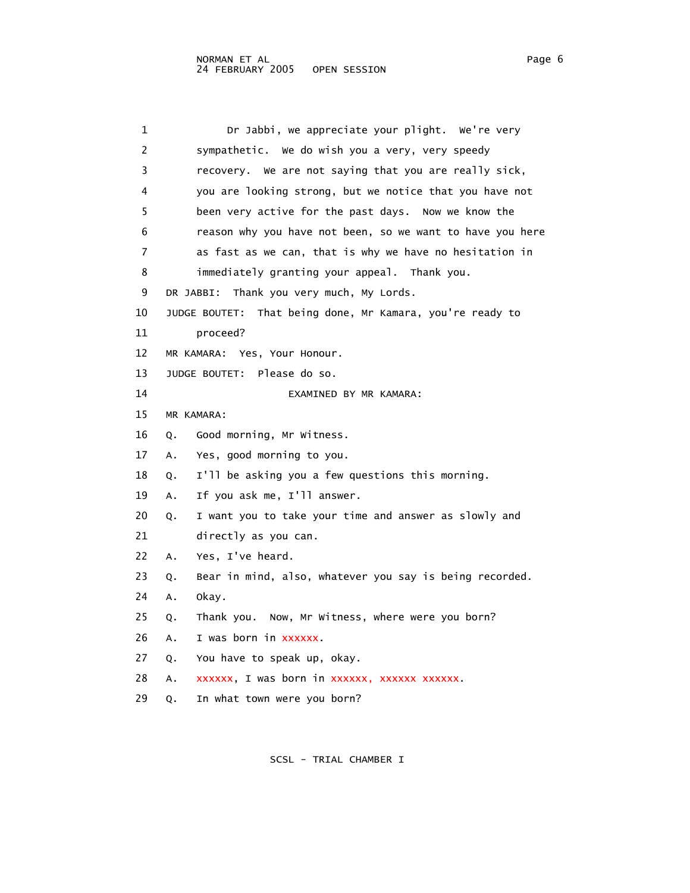Dr Jabbi, we appreciate your plight. We're very sympathetic. We do wish you a very, very speedy recovery. We are not saying that you are really sick, you are looking strong, but we notice that you have not been very active for the past days. Now we know the reason why you have not been, so we want to have you here as fast as we can, that is why we have no hesitation in immediately granting your appeal. Thank you.

DR JABBI: Thank you very much, My Lords.

JUDGE BOUTET: That being done, Mr Kamara, you're ready to proceed?

MR KAMARA: Yes, Your Honour.

JUDGE BOUTET: Please do so.

EXAMINED BY MR KAMARA:

MR KAMARA:

Q. Good morning, Mr Witness.

A. Yes, good morning to you.

Q. I'll be asking you a few questions this morning.

A. If you ask me, I'll answer.

Q. I want you to take your time and answer as slowly and directly as you can.

A. Yes, I've heard.

Q. Bear in mind, also, whatever you say is being recorded.

A. Okay.

Q. Thank you. Now, Mr Witness, where were you born?

A. I was born in xxxxxx.

Q. You have to speak up, okay.

A. xxxxxx, I was born in xxxxxx, xxxxxx xxxxxx.

Q. In what town were you born?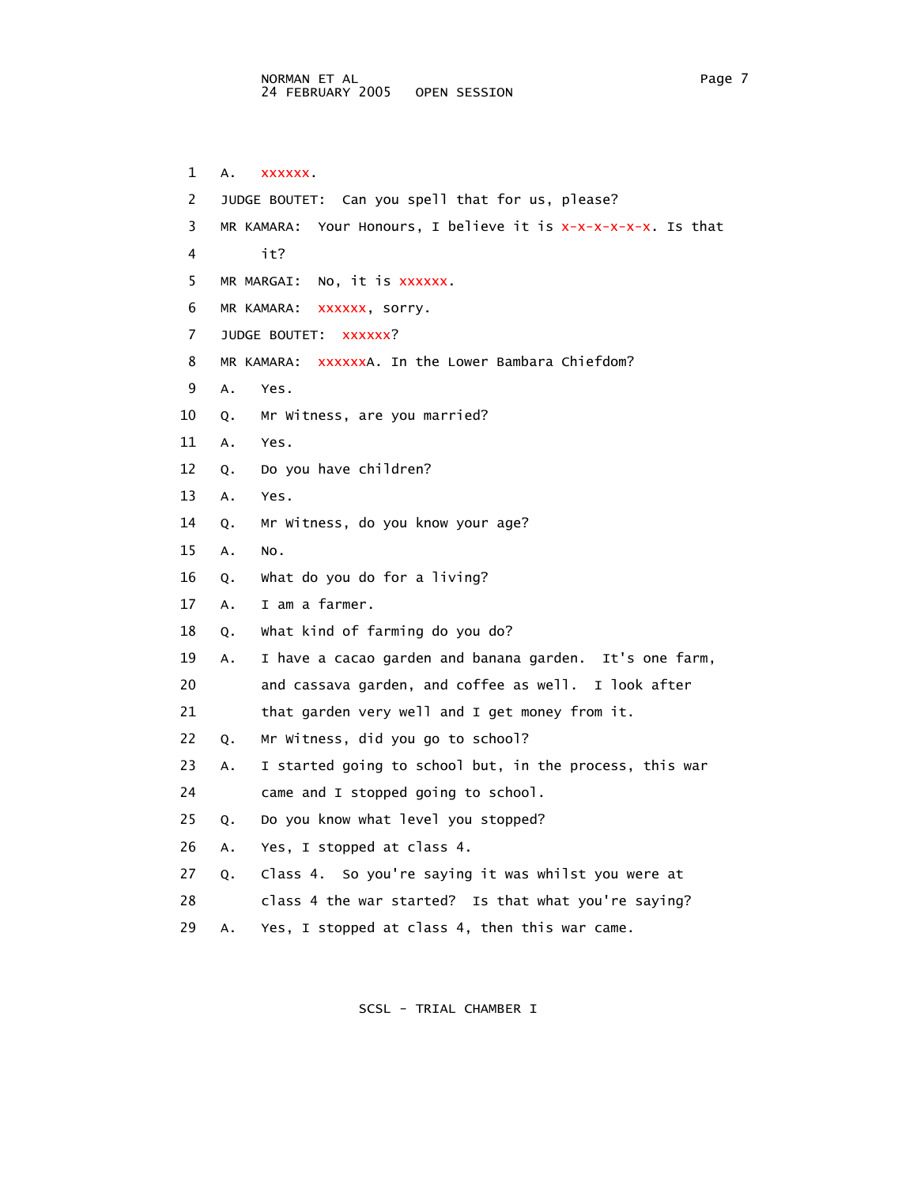1 A. xxxxxx.

2 JUDGE BOUTET: Can you spell that for us, please?

3 MR KAMARA: Your Honours, I believe it is x-x-x-x-x-x. Is that

4 it?

5 MR MARGAI: No, it is xxxxxx.

6 MR KAMARA: xxxxxx, sorry.

7 JUDGE BOUTET: xxxxxx?

8 MR KAMARA: xxxxxxA. In the Lower Bambara Chiefdom?

9 A. Yes.

10 Q. Mr Witness, are you married?

11 A. Yes.

12 Q. Do you have children?

13 A. Yes.

14 Q. Mr Witness, do you know your age?

15 A. No.

16 Q. What do you do for a living?

17 A. I am a farmer.

18 Q. What kind of farming do you do?

19 A. I have a cacao garden and banana garden. It's one farm,

20 and cassava garden, and coffee as well. I look after

21 that garden very well and I get money from it.

22 Q. Mr Witness, did you go to school?

23 A. I started going to school but, in the process, this war

24 came and I stopped going to school.

25 Q. Do you know what level you stopped?

26 A. Yes, I stopped at class 4.

27 Q. Class 4. So you're saying it was whilst you were at

28 class 4 the war started? Is that what you're saying?

29 A. Yes, I stopped at class 4, then this war came.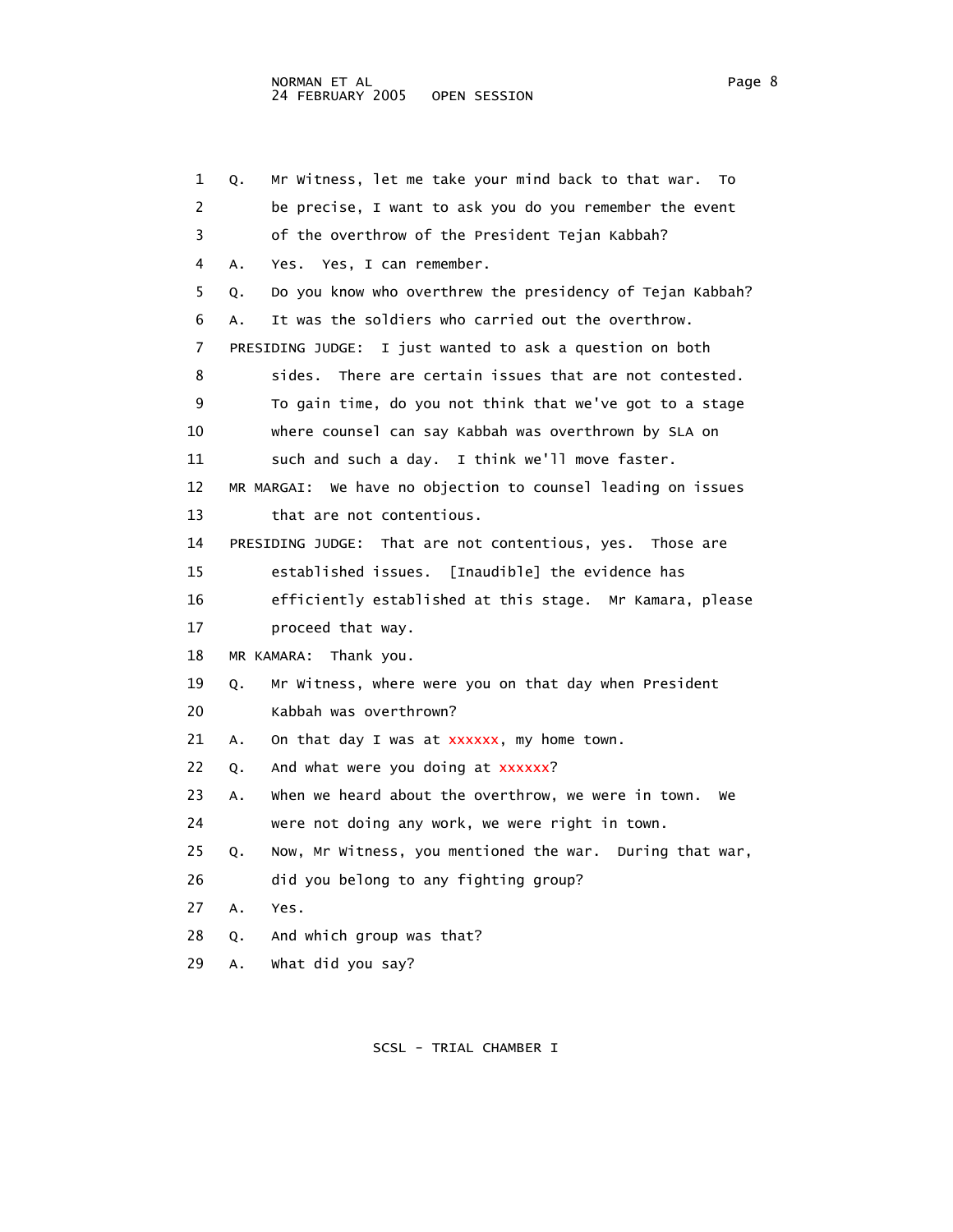1 Q. Mr Witness, let me take your mind back to that war. To
2 be precise, I want to ask you do you remember the event
3 of the overthrow of the President Tejan Kabbah?
4 A. Yes. Yes, I can remember.
5 Q. Do you know who overthrew the presidency of Tejan Kabbah?
6 A. It was the soldiers who carried out the overthrow.
7 PRESIDING JUDGE: I just wanted to ask a question on both
8 sides. There are certain issues that are not contested.
9 To gain time, do you not think that we've got to a stage
10 where counsel can say Kabbah was overthrown by SLA on
11 such and such a day. I think we'll move faster.
12 MR MARGAI: We have no objection to counsel leading on issues
13 that are not contentious.
14 PRESIDING JUDGE: That are not contentious, yes. Those are
15 established issues. [Inaudible] the evidence has
16 efficiently established at this stage. Mr Kamara, please
17 proceed that way.
18 MR KAMARA: Thank you.
19 Q. Mr Witness, where were you on that day when President
20 Kabbah was overthrown?
21 A. On that day I was at xxxxxx, my home town.
22 Q. And what were you doing at xxxxxx?
23 A. When we heard about the overthrow, we were in town. We
24 were not doing any work, we were right in town.
25 Q. Now, Mr Witness, you mentioned the war. During that war,
26 did you belong to any fighting group?
27 A. Yes.
28 Q. And which group was that?
29 A. What did you say?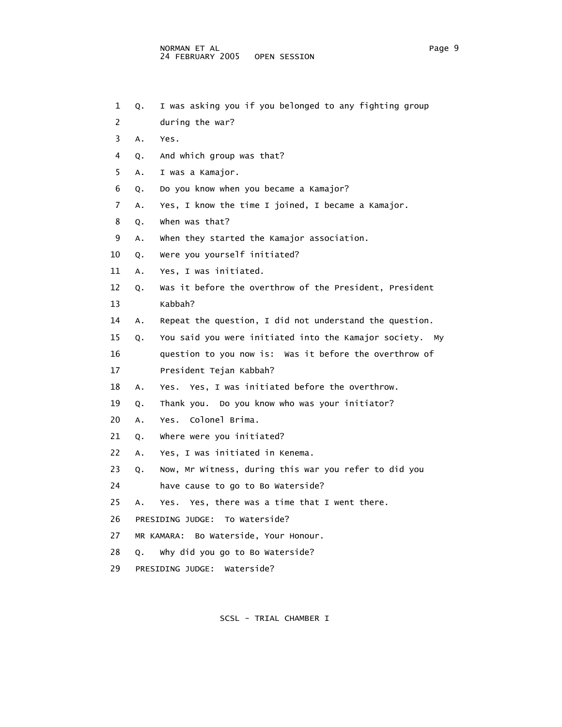1 Q. I was asking you if you belonged to any fighting group
2 during the war?
3 A. Yes.
4 Q. And which group was that?
5 A. I was a Kamajor.
6 Q. Do you know when you became a Kamajor?
7 A. Yes, I know the time I joined, I became a Kamajor.
8 Q. When was that?
9 A. When they started the Kamajor association.
10 Q. Were you yourself initiated?
11 A. Yes, I was initiated.
12 Q. Was it before the overthrow of the President, President
13 Kabbah?
14 A. Repeat the question, I did not understand the question.
15 Q. You said you were initiated into the Kamajor society. My
16 question to you now is: Was it before the overthrow of
17 President Tejan Kabbah?
18 A. Yes. Yes, I was initiated before the overthrow.
19 Q. Thank you. Do you know who was your initiator?
20 A. Yes. Colonel Brima.
21 Q. Where were you initiated?
22 A. Yes, I was initiated in Kenema.
23 Q. Now, Mr Witness, during this war you refer to did you
24 have cause to go to Bo Waterside?
25 A. Yes. Yes, there was a time that I went there.
26 PRESIDING JUDGE: To Waterside?
27 MR KAMARA: Bo Waterside, Your Honour.
28 Q. Why did you go to Bo Waterside?
29 PRESIDING JUDGE: Waterside?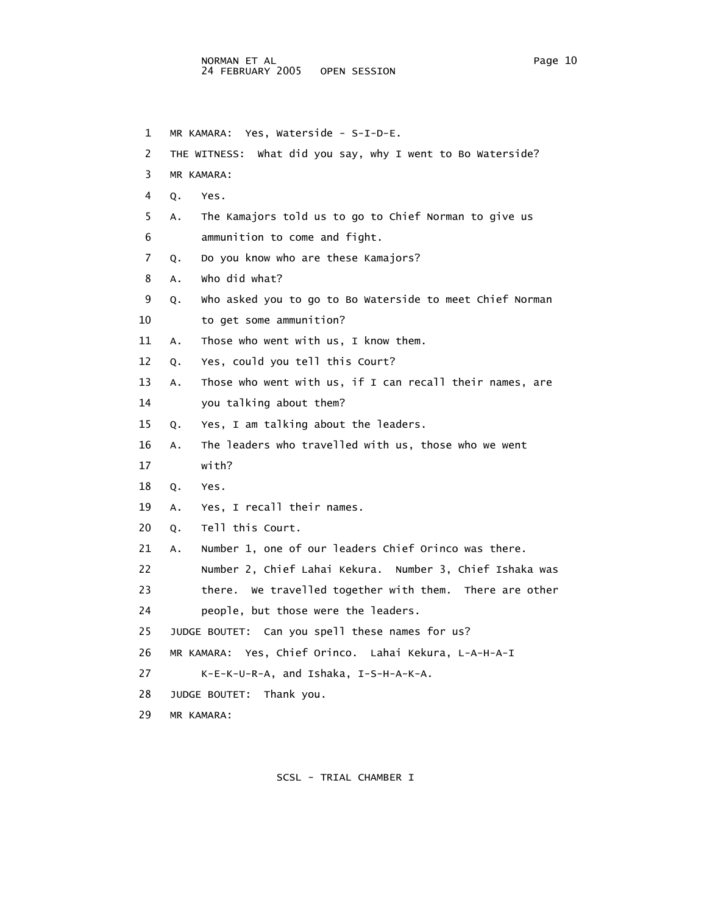1 MR KAMARA: Yes, Waterside - S-I-D-E.

2 THE WITNESS: What did you say, why I went to Bo Waterside?

3 MR KAMARA:

4 Q. Yes.

5 A. The Kamajors told us to go to Chief Norman to give us

6 ammunition to come and fight.

7 Q. Do you know who are these Kamajors?

8 A. Who did what?

9 Q. Who asked you to go to Bo Waterside to meet Chief Norman

10 to get some ammunition?

11 A. Those who went with us, I know them.

12 Q. Yes, could you tell this Court?

13 A. Those who went with us, if I can recall their names, are

14 you talking about them?

15 Q. Yes, I am talking about the leaders.

16 A. The leaders who travelled with us, those who we went

17 with?

18 Q. Yes.

19 A. Yes, I recall their names.

20 Q. Tell this Court.

21 A. Number 1, one of our leaders Chief Orinco was there.

22 Number 2, Chief Lahai Kekura. Number 3, Chief Ishaka was

23 there. We travelled together with them. There are other

24 people, but those were the leaders.

25 JUDGE BOUTET: Can you spell these names for us?

26 MR KAMARA: Yes, Chief Orinco. Lahai Kekura, L-A-H-A-I

27 K-E-K-U-R-A, and Ishaka, I-S-H-A-K-A.

28 JUDGE BOUTET: Thank you.

29 MR KAMARA: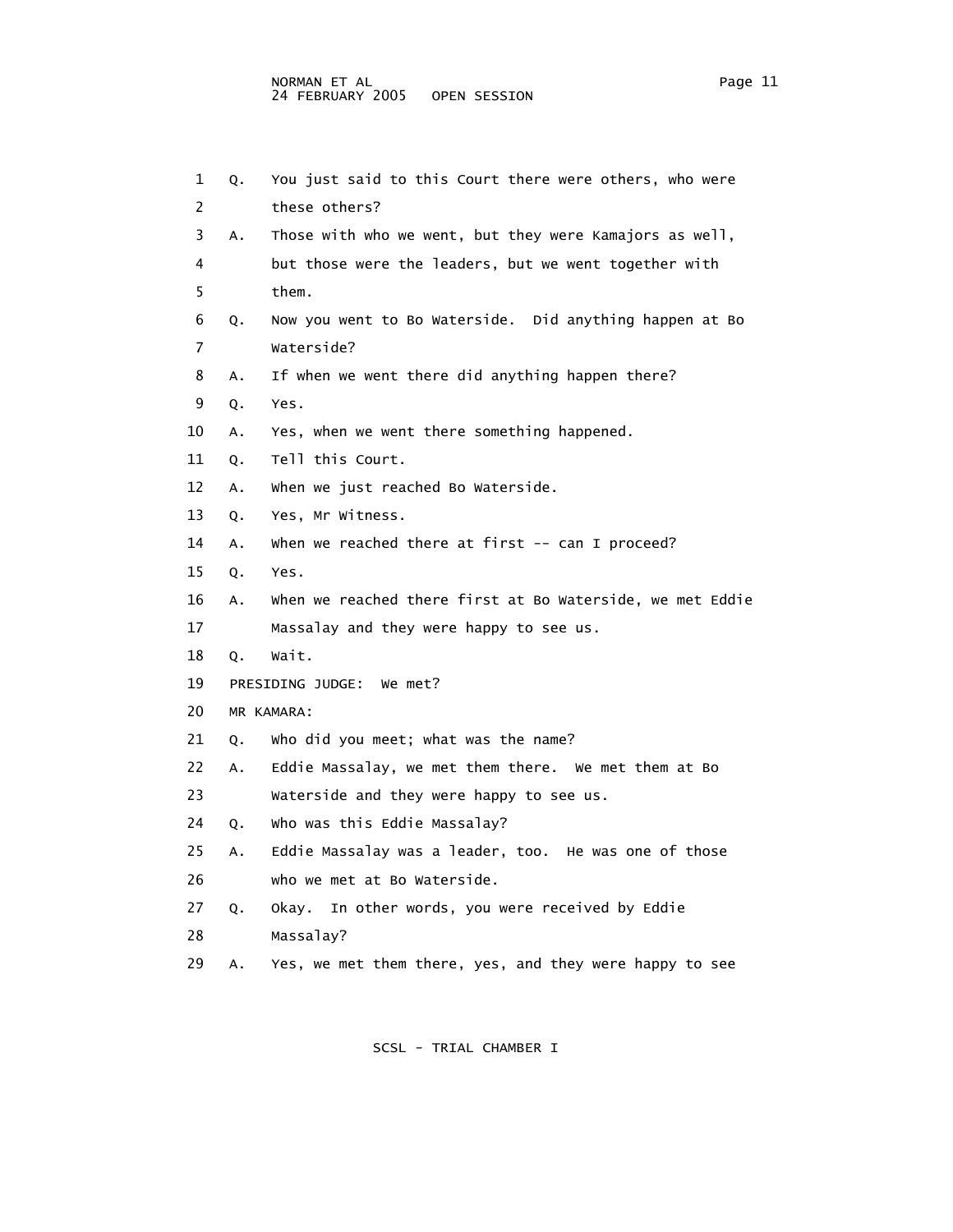1 Q. You just said to this Court there were others, who were
2 these others?
3 A. Those with who we went, but they were Kamajors as well,
4 but those were the leaders, but we went together with
5 them.
6 Q. Now you went to Bo Waterside. Did anything happen at Bo
7 Waterside?
8 A. If when we went there did anything happen there?
9 Q. Yes.
10 A. Yes, when we went there something happened.
11 Q. Tell this Court.
12 A. When we just reached Bo Waterside.
13 Q. Yes, Mr Witness.
14 A. When we reached there at first -- can I proceed?
15 Q. Yes.
16 A. When we reached there first at Bo Waterside, we met Eddie
17 Massalay and they were happy to see us.
18 Q. Wait.
19 PRESIDING JUDGE: We met?
20 MR KAMARA:
21 Q. Who did you meet; what was the name?
22 A. Eddie Massalay, we met them there. We met them at Bo
23 Waterside and they were happy to see us.
24 Q. Who was this Eddie Massalay?
25 A. Eddie Massalay was a leader, too. He was one of those
26 who we met at Bo Waterside.
27 Q. Okay. In other words, you were received by Eddie
28 Massalay?
29 A. Yes, we met them there, yes, and they were happy to see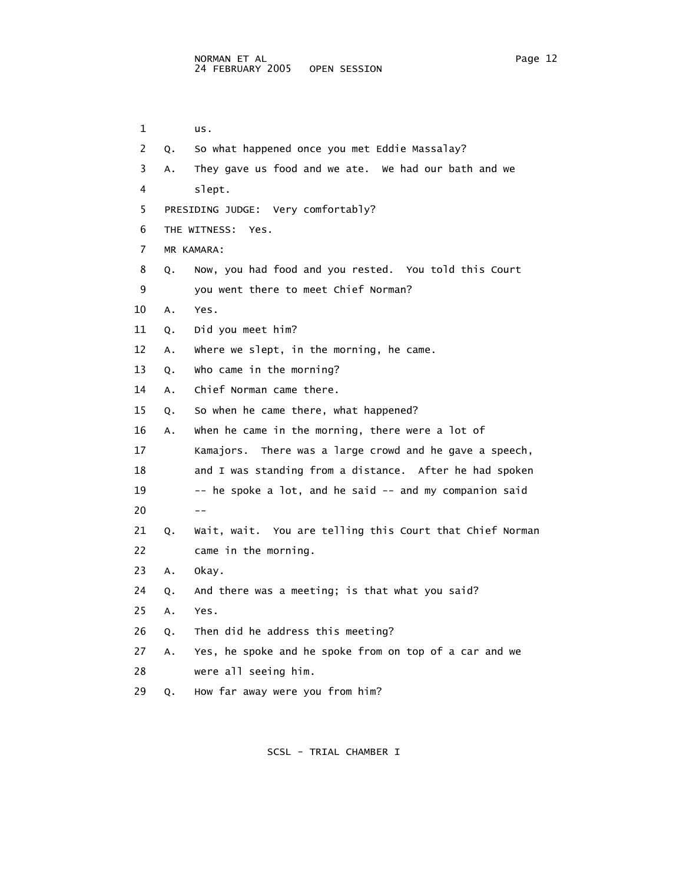1 us.

2 Q. So what happened once you met Eddie Massalay?

3 A. They gave us food and we ate. We had our bath and we

4 slept.

5 PRESIDING JUDGE: Very comfortably?

6 THE WITNESS: Yes.

7 MR KAMARA:

8 Q. Now, you had food and you rested. You told this Court

9 you went there to meet Chief Norman?

10 A. Yes.

11 Q. Did you meet him?

12 A. Where we slept, in the morning, he came.

13 Q. Who came in the morning?

14 A. Chief Norman came there.

15 Q. So when he came there, what happened?

16 A. When he came in the morning, there were a lot of

17 Kamajors. There was a large crowd and he gave a speech,

18 and I was standing from a distance. After he had spoken

19 -- he spoke a lot, and he said -- and my companion said

20 --

21 Q. Wait, wait. You are telling this Court that Chief Norman

22 came in the morning.

23 A. Okay.

24 Q. And there was a meeting; is that what you said?

25 A. Yes.

26 Q. Then did he address this meeting?

27 A. Yes, he spoke and he spoke from on top of a car and we

28 were all seeing him.

29 Q. How far away were you from him?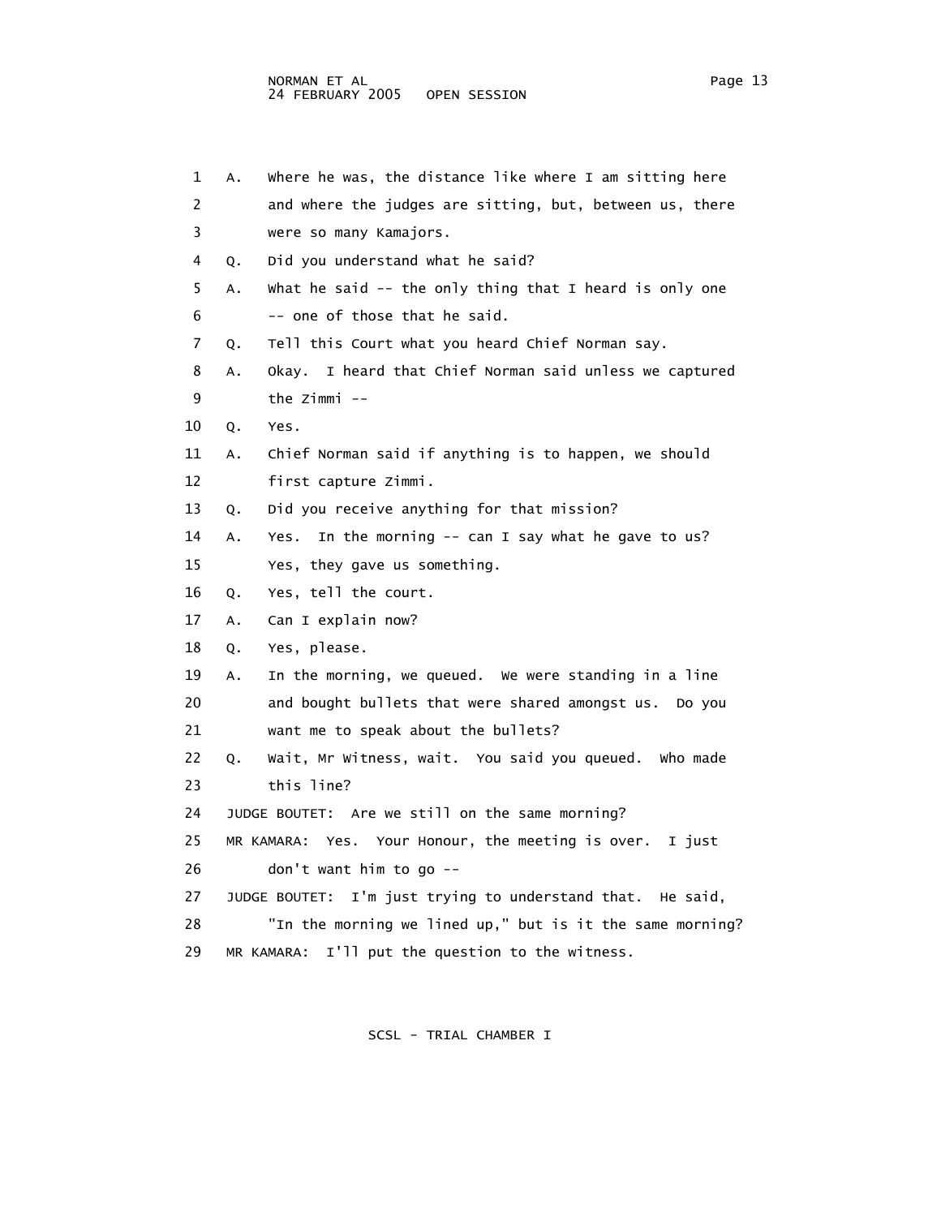1 A. Where he was, the distance like where I am sitting here
2 and where the judges are sitting, but, between us, there
3 were so many Kamajors.
4 Q. Did you understand what he said?
5 A. What he said -- the only thing that I heard is only one
6 -- one of those that he said.
7 Q. Tell this Court what you heard Chief Norman say.
8 A. Okay. I heard that Chief Norman said unless we captured
9 the Zimmi --
10 Q. Yes.
11 A. Chief Norman said if anything is to happen, we should
12 first capture Zimmi.
13 Q. Did you receive anything for that mission?
14 A. Yes. In the morning -- can I say what he gave to us?
15 Yes, they gave us something.
16 Q. Yes, tell the court.
17 A. Can I explain now?
18 Q. Yes, please.
19 A. In the morning, we queued. We were standing in a line
20 and bought bullets that were shared amongst us. Do you
21 want me to speak about the bullets?
22 Q. Wait, Mr Witness, wait. You said you queued. Who made
23 this line?
24 JUDGE BOUTET: Are we still on the same morning?
25 MR KAMARA: Yes. Your Honour, the meeting is over. I just
26 don't want him to go --
27 JUDGE BOUTET: I'm just trying to understand that. He said,
28 "In the morning we lined up," but is it the same morning?
29 MR KAMARA: I'll put the question to the witness.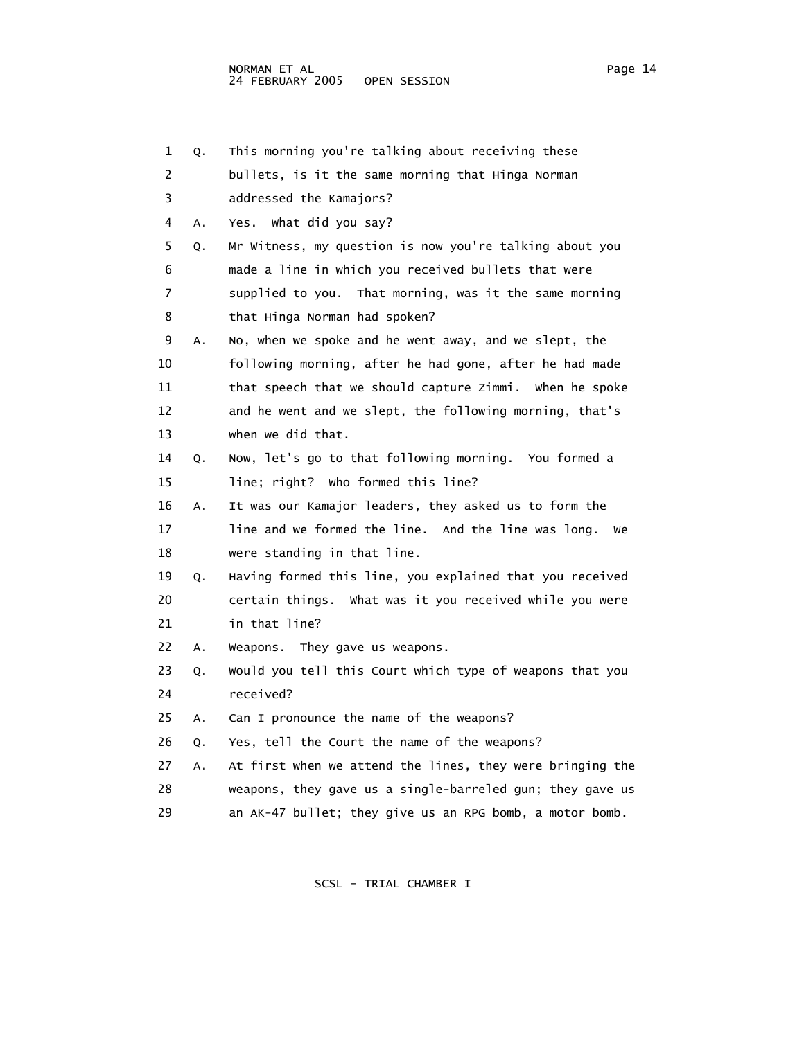1 Q. This morning you're talking about receiving these
2 bullets, is it the same morning that Hinga Norman
3 addressed the Kamajors?
4 A. Yes. What did you say?
5 Q. Mr Witness, my question is now you're talking about you
6 made a line in which you received bullets that were
7 supplied to you. That morning, was it the same morning
8 that Hinga Norman had spoken?
9 A. No, when we spoke and he went away, and we slept, the
10 following morning, after he had gone, after he had made
11 that speech that we should capture Zimmi. When he spoke
12 and he went and we slept, the following morning, that's
13 when we did that.
14 Q. Now, let's go to that following morning. You formed a
15 line; right? Who formed this line?
16 A. It was our Kamajor leaders, they asked us to form the
17 line and we formed the line. And the line was long. We
18 were standing in that line.
19 Q. Having formed this line, you explained that you received
20 certain things. What was it you received while you were
21 in that line?
22 A. Weapons. They gave us weapons.
23 Q. Would you tell this Court which type of weapons that you
24 received?
25 A. Can I pronounce the name of the weapons?
26 Q. Yes, tell the Court the name of the weapons?
27 A. At first when we attend the lines, they were bringing the
28 weapons, they gave us a single-barreled gun; they gave us
29 an AK-47 bullet; they give us an RPG bomb, a motor bomb.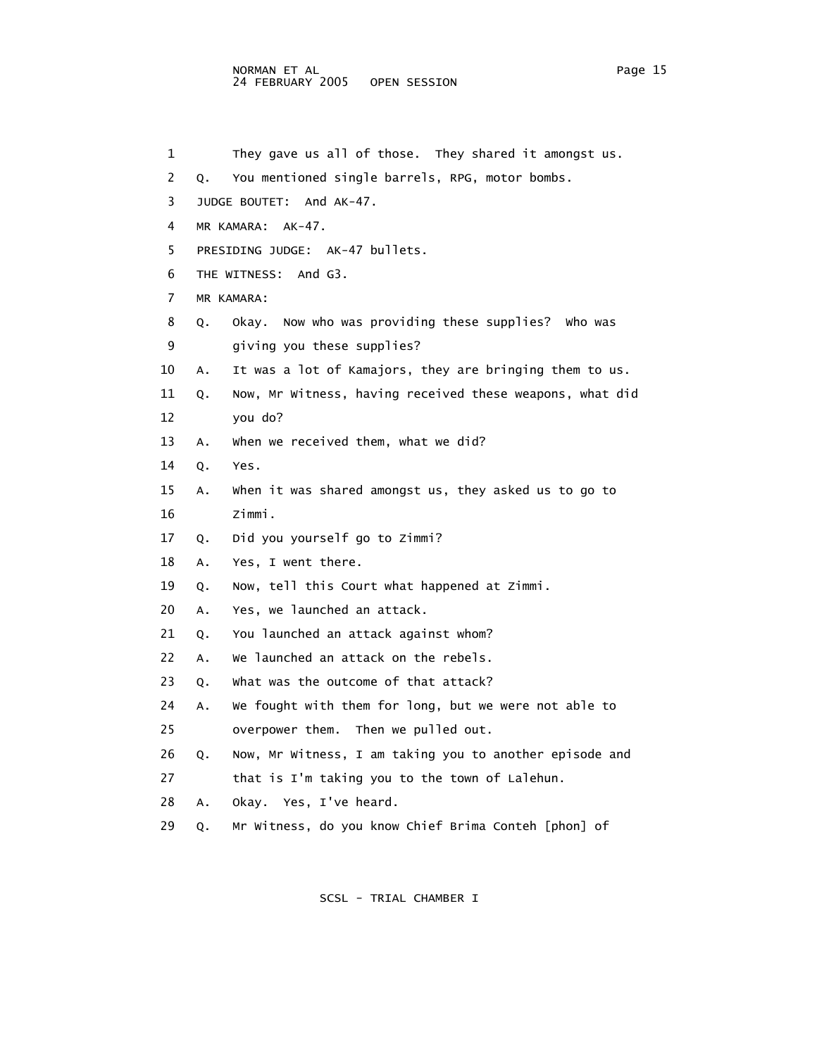1 They gave us all of those. They shared it amongst us.

2 Q. You mentioned single barrels, RPG, motor bombs.

3 JUDGE BOUTET: And AK-47.

4 MR KAMARA: AK-47.

5 PRESIDING JUDGE: AK-47 bullets.

6 THE WITNESS: And G3.

7 MR KAMARA:

8 Q. Okay. Now who was providing these supplies? Who was

9 giving you these supplies?

10 A. It was a lot of Kamajors, they are bringing them to us.

11 Q. Now, Mr Witness, having received these weapons, what did

12 you do?

13 A. When we received them, what we did?

14 Q. Yes.

15 A. When it was shared amongst us, they asked us to go to

16 Zimmi.

17 Q. Did you yourself go to Zimmi?

18 A. Yes, I went there.

19 Q. Now, tell this Court what happened at Zimmi.

20 A. Yes, we launched an attack.

21 Q. You launched an attack against whom?

22 A. We launched an attack on the rebels.

23 Q. What was the outcome of that attack?

24 A. We fought with them for long, but we were not able to

25 overpower them. Then we pulled out.

26 Q. Now, Mr Witness, I am taking you to another episode and

27 that is I'm taking you to the town of Lalehun.

28 A. Okay. Yes, I've heard.

29 Q. Mr Witness, do you know Chief Brima Conteh [phon] of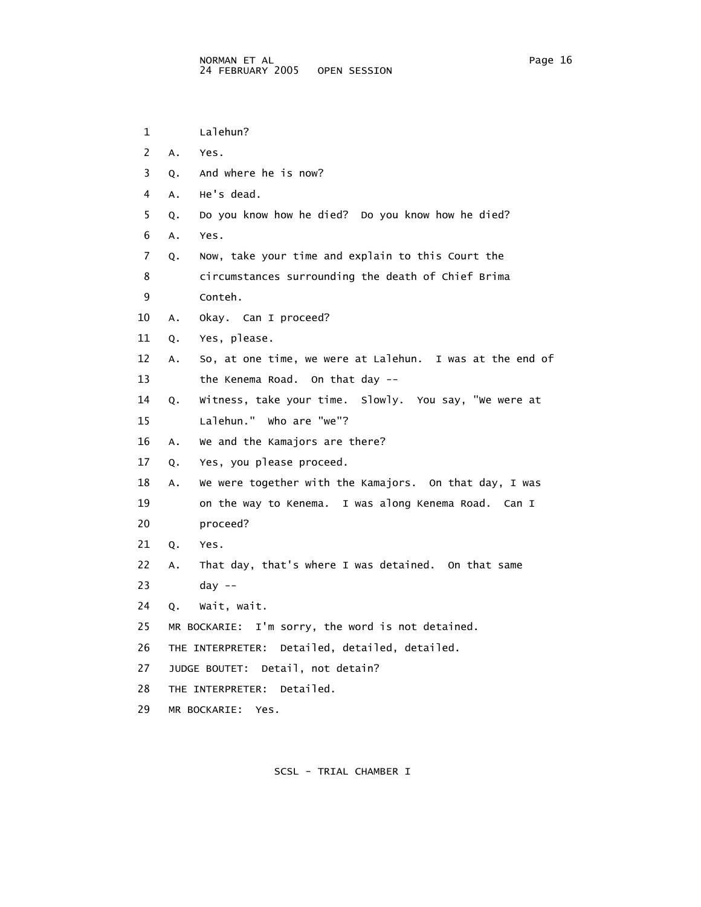1 Lalehun?

2 A. Yes.

3 Q. And where he is now?

4 A. He's dead.

5 Q. Do you know how he died? Do you know how he died?

6 A. Yes.

7 Q. Now, take your time and explain to this Court the
8 circumstances surrounding the death of Chief Brima
9 Conteh.

10 A. Okay. Can I proceed?

11 Q. Yes, please.

12 A. So, at one time, we were at Lalehun. I was at the end of
13 the Kenema Road. On that day --

14 Q. Witness, take your time. Slowly. You say, "We were at
15 Lalehun." Who are "we"?

16 A. We and the Kamajors are there?

17 Q. Yes, you please proceed.

18 A. We were together with the Kamajors. On that day, I was
19 on the way to Kenema. I was along Kenema Road. Can I
20 proceed?

21 Q. Yes.

22 A. That day, that's where I was detained. On that same
23 day --

24 Q. Wait, wait.

25 MR BOCKARIE: I'm sorry, the word is not detained.

26 THE INTERPRETER: Detailed, detailed, detailed.

27 JUDGE BOUTET: Detail, not detain?

28 THE INTERPRETER: Detailed.

29 MR BOCKARIE: Yes.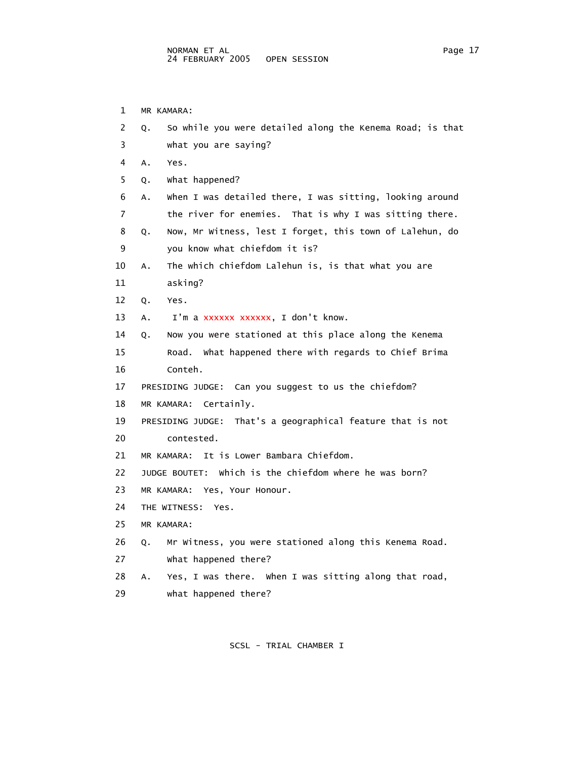MR KAMARA:

Q. So while you were detailed along the Kenema Road; is that what you are saying?

A. Yes.

Q. What happened?

A. When I was detailed there, I was sitting, looking around the river for enemies. That is why I was sitting there.

Q. Now, Mr Witness, lest I forget, this town of Lalehun, do you know what chiefdom it is?

A. The which chiefdom Lalehun is, is that what you are asking?

Q. Yes.

A. I'm a xxxxxx xxxxxx, I don't know.

Q. Now you were stationed at this place along the Kenema Road. What happened there with regards to Chief Brima Conteh.

PRESIDING JUDGE: Can you suggest to us the chiefdom?

MR KAMARA: Certainly.

PRESIDING JUDGE: That's a geographical feature that is not contested.

MR KAMARA: It is Lower Bambara Chiefdom.

JUDGE BOUTET: Which is the chiefdom where he was born?

MR KAMARA: Yes, Your Honour.

THE WITNESS: Yes.

MR KAMARA:

Q. Mr Witness, you were stationed along this Kenema Road. What happened there?

A. Yes, I was there. When I was sitting along that road, what happened there?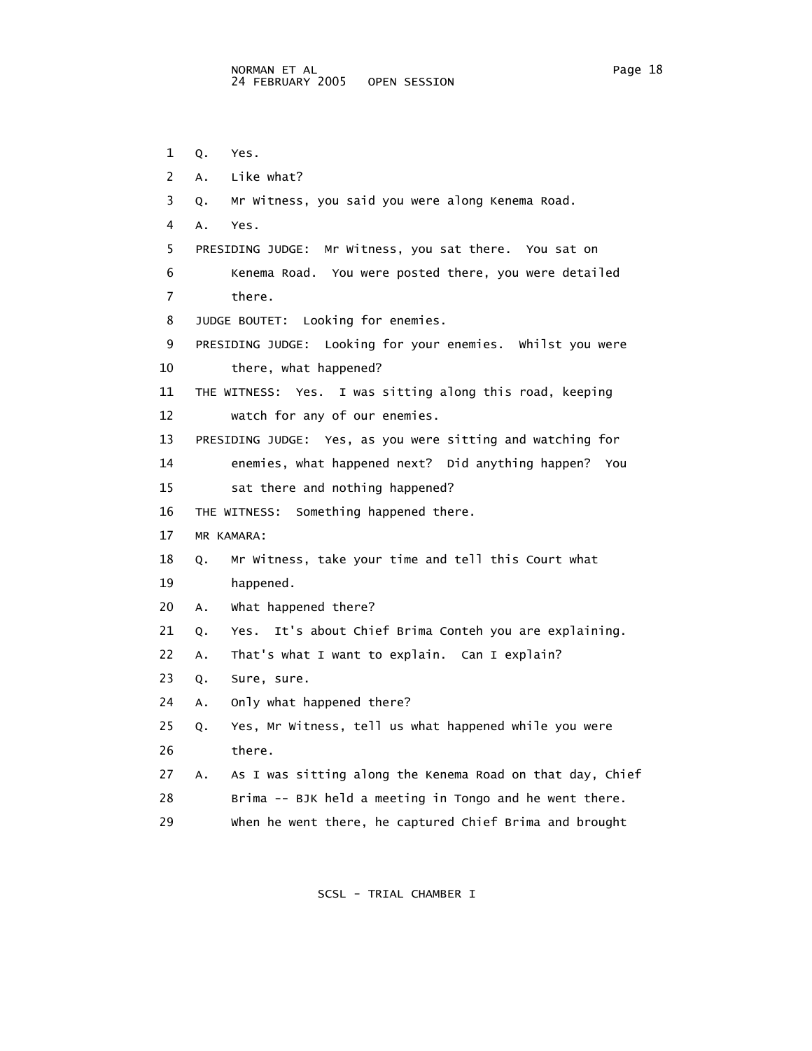1 Q. Yes.

2 A. Like what?

3 Q. Mr Witness, you said you were along Kenema Road.

4 A. Yes.

5 PRESIDING JUDGE: Mr Witness, you sat there. You sat on
6 Kenema Road. You were posted there, you were detailed
7 there.

8 JUDGE BOUTET: Looking for enemies.

9 PRESIDING JUDGE: Looking for your enemies. Whilst you were
10 there, what happened?

11 THE WITNESS: Yes. I was sitting along this road, keeping
12 watch for any of our enemies.

13 PRESIDING JUDGE: Yes, as you were sitting and watching for
14 enemies, what happened next? Did anything happen? You
15 sat there and nothing happened?

16 THE WITNESS: Something happened there.

17 MR KAMARA:

18 Q. Mr Witness, take your time and tell this Court what
19 happened.

20 A. What happened there?

21 Q. Yes. It's about Chief Brima Conteh you are explaining.

22 A. That's what I want to explain. Can I explain?

23 Q. Sure, sure.

24 A. Only what happened there?

25 Q. Yes, Mr Witness, tell us what happened while you were
26 there.

27 A. As I was sitting along the Kenema Road on that day, Chief
28 Brima -- BJK held a meeting in Tongo and he went there.
29 When he went there, he captured Chief Brima and brought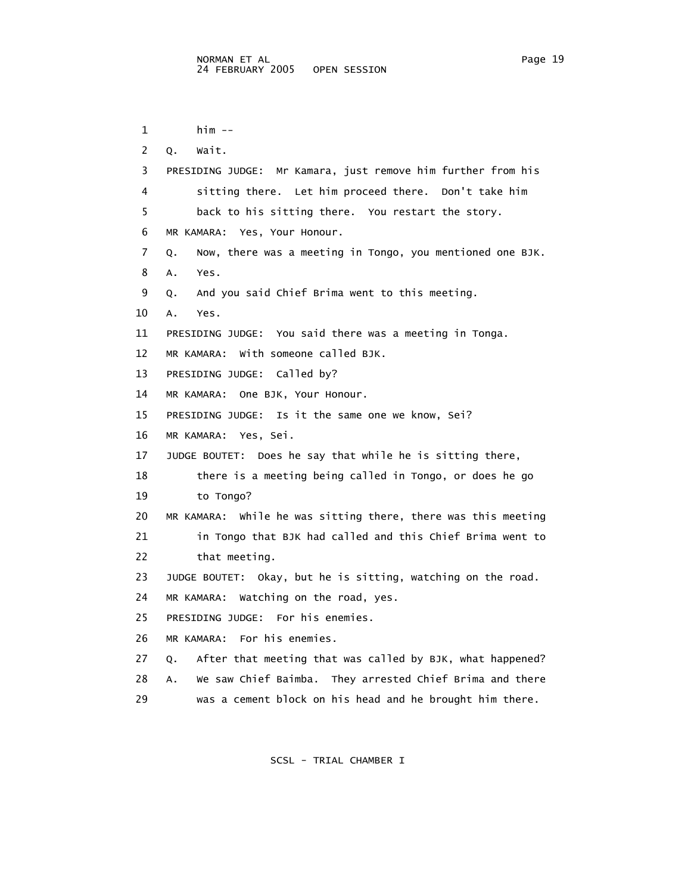him --

Q. Wait.

PRESIDING JUDGE: Mr Kamara, just remove him further from his sitting there. Let him proceed there. Don't take him back to his sitting there. You restart the story.

MR KAMARA: Yes, Your Honour.

Q. Now, there was a meeting in Tongo, you mentioned one BJK.

A. Yes.

Q. And you said Chief Brima went to this meeting.

A. Yes.

PRESIDING JUDGE: You said there was a meeting in Tonga.

MR KAMARA: With someone called BJK.

PRESIDING JUDGE: Called by?

MR KAMARA: One BJK, Your Honour.

PRESIDING JUDGE: Is it the same one we know, Sei?

MR KAMARA: Yes, Sei.

JUDGE BOUTET: Does he say that while he is sitting there, there is a meeting being called in Tongo, or does he go to Tongo?

MR KAMARA: While he was sitting there, there was this meeting in Tongo that BJK had called and this Chief Brima went to that meeting.

JUDGE BOUTET: Okay, but he is sitting, watching on the road.

MR KAMARA: Watching on the road, yes.

PRESIDING JUDGE: For his enemies.

MR KAMARA: For his enemies.

Q. After that meeting that was called by BJK, what happened?

A. We saw Chief Baimba. They arrested Chief Brima and there was a cement block on his head and he brought him there.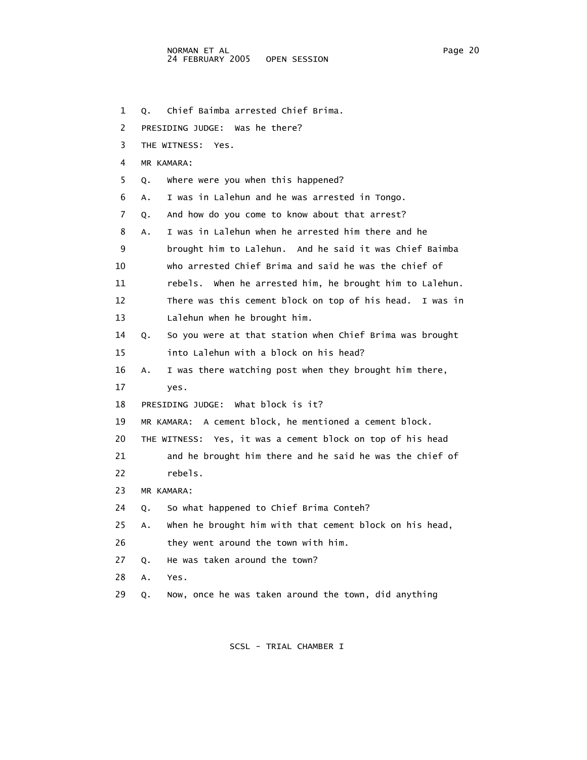1 Q. Chief Baimba arrested Chief Brima.

2 PRESIDING JUDGE: Was he there?

3 THE WITNESS: Yes.

4 MR KAMARA:

5 Q. Where were you when this happened?

6 A. I was in Lalehun and he was arrested in Tongo.

7 Q. And how do you come to know about that arrest?

8 A. I was in Lalehun when he arrested him there and he

9 brought him to Lalehun. And he said it was Chief Baimba

10 who arrested Chief Brima and said he was the chief of

11 rebels. When he arrested him, he brought him to Lalehun.

12 There was this cement block on top of his head. I was in

13 Lalehun when he brought him.

14 Q. So you were at that station when Chief Brima was brought

15 into Lalehun with a block on his head?

16 A. I was there watching post when they brought him there,

17 yes.

18 PRESIDING JUDGE: What block is it?

19 MR KAMARA: A cement block, he mentioned a cement block.

20 THE WITNESS: Yes, it was a cement block on top of his head

21 and he brought him there and he said he was the chief of

22 rebels.

23 MR KAMARA:

24 Q. So what happened to Chief Brima Conteh?

25 A. When he brought him with that cement block on his head,

26 they went around the town with him.

27 Q. He was taken around the town?

28 A. Yes.

29 Q. Now, once he was taken around the town, did anything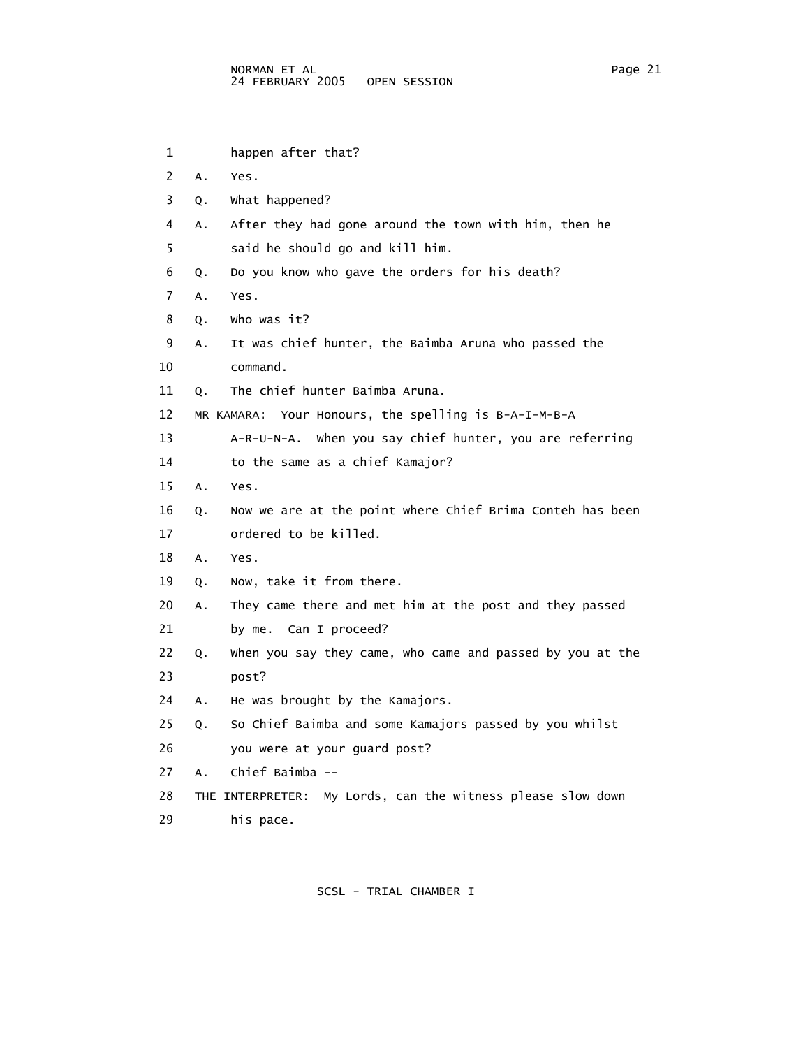1 happen after that?

2 A. Yes.

3 Q. What happened?

4 A. After they had gone around the town with him, then he

5 said he should go and kill him.

6 Q. Do you know who gave the orders for his death?

7 A. Yes.

8 Q. Who was it?

9 A. It was chief hunter, the Baimba Aruna who passed the

10 command.

11 Q. The chief hunter Baimba Aruna.

12 MR KAMARA: Your Honours, the spelling is B-A-I-M-B-A

13 A-R-U-N-A. When you say chief hunter, you are referring

14 to the same as a chief Kamajor?

15 A. Yes.

16 Q. Now we are at the point where Chief Brima Conteh has been

17 ordered to be killed.

18 A. Yes.

19 Q. Now, take it from there.

20 A. They came there and met him at the post and they passed

21 by me. Can I proceed?

22 Q. When you say they came, who came and passed by you at the

23 post?

24 A. He was brought by the Kamajors.

25 Q. So Chief Baimba and some Kamajors passed by you whilst

26 you were at your guard post?

27 A. Chief Baimba --

28 THE INTERPRETER: My Lords, can the witness please slow down

29 his pace.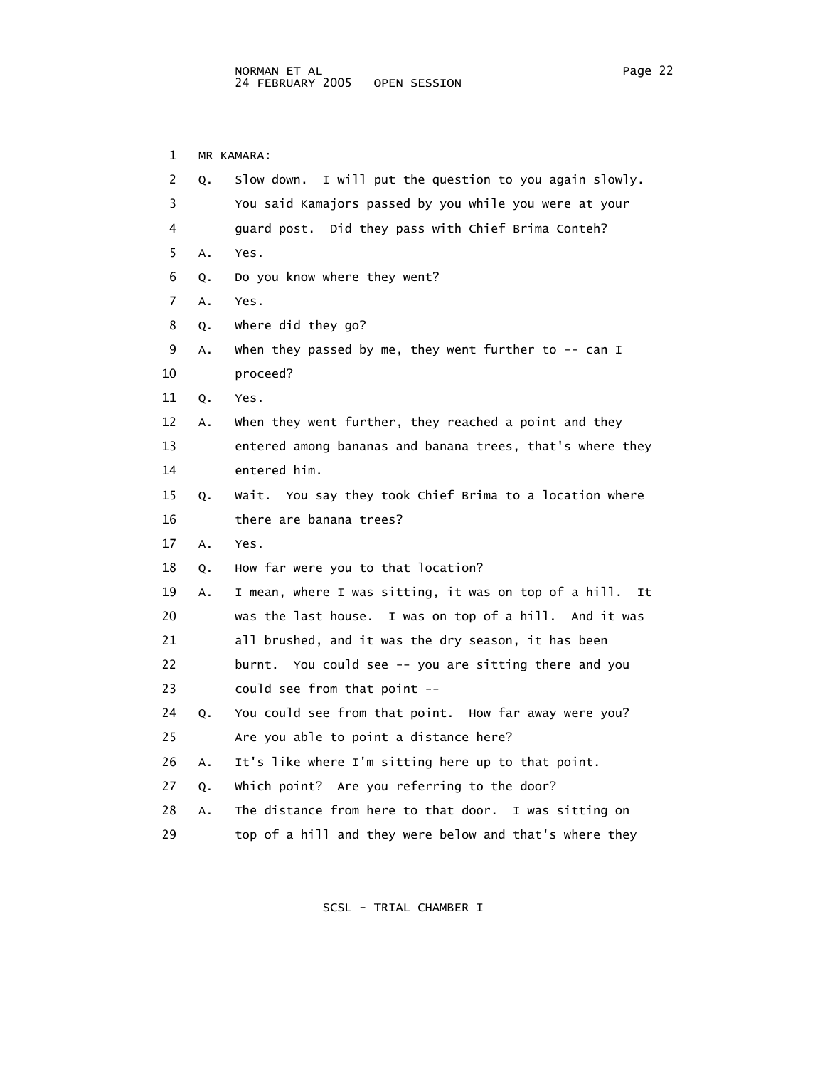MR KAMARA:

Q. Slow down. I will put the question to you again slowly. You said Kamajors passed by you while you were at your guard post. Did they pass with Chief Brima Conteh?

A. Yes.

Q. Do you know where they went?

A. Yes.

Q. Where did they go?

A. When they passed by me, they went further to -- can I proceed?

Q. Yes.

A. When they went further, they reached a point and they entered among bananas and banana trees, that's where they entered him.

Q. Wait. You say they took Chief Brima to a location where there are banana trees?

A. Yes.

Q. How far were you to that location?

A. I mean, where I was sitting, it was on top of a hill. It was the last house. I was on top of a hill. And it was all brushed, and it was the dry season, it has been burnt. You could see -- you are sitting there and you could see from that point --

Q. You could see from that point. How far away were you? Are you able to point a distance here?

A. It's like where I'm sitting here up to that point.

Q. Which point? Are you referring to the door?

A. The distance from here to that door. I was sitting on top of a hill and they were below and that's where they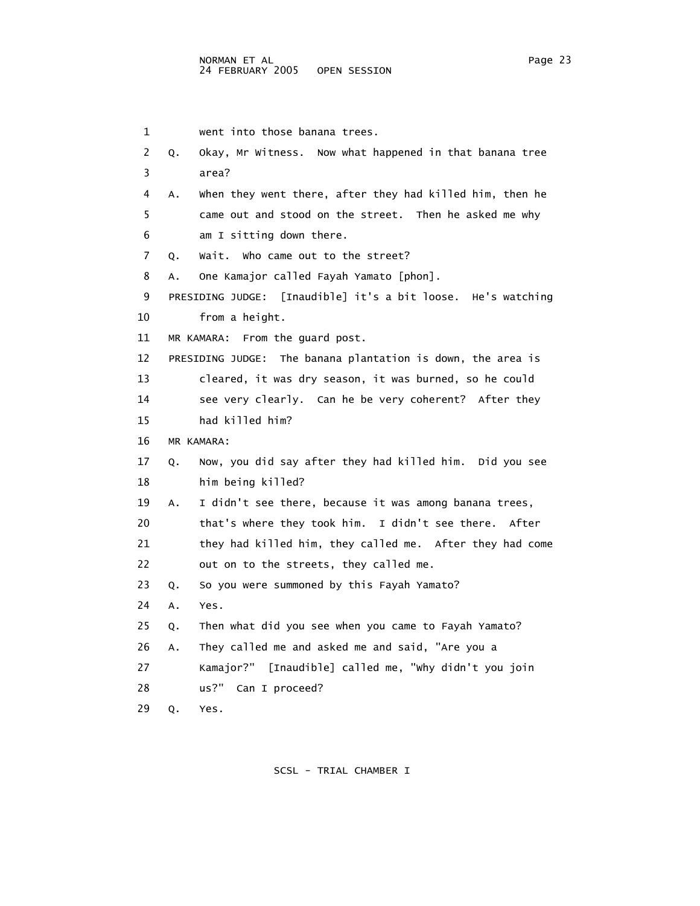1 went into those banana trees.

2 Q. Okay, Mr Witness. Now what happened in that banana tree
3 area?

4 A. When they went there, after they had killed him, then he
5 came out and stood on the street. Then he asked me why
6 am I sitting down there.

7 Q. Wait. Who came out to the street?

8 A. One Kamajor called Fayah Yamato [phon].

9 PRESIDING JUDGE: [Inaudible] it's a bit loose. He's watching
10 from a height.

11 MR KAMARA: From the guard post.

12 PRESIDING JUDGE: The banana plantation is down, the area is
13 cleared, it was dry season, it was burned, so he could
14 see very clearly. Can he be very coherent? After they
15 had killed him?

16 MR KAMARA:

17 Q. Now, you did say after they had killed him. Did you see
18 him being killed?

19 A. I didn't see there, because it was among banana trees,
20 that's where they took him. I didn't see there. After
21 they had killed him, they called me. After they had come
22 out on to the streets, they called me.

23 Q. So you were summoned by this Fayah Yamato?

24 A. Yes.

25 Q. Then what did you see when you came to Fayah Yamato?

26 A. They called me and asked me and said, "Are you a
27 Kamajor?" [Inaudible] called me, "Why didn't you join
28 us?" Can I proceed?

29 Q. Yes.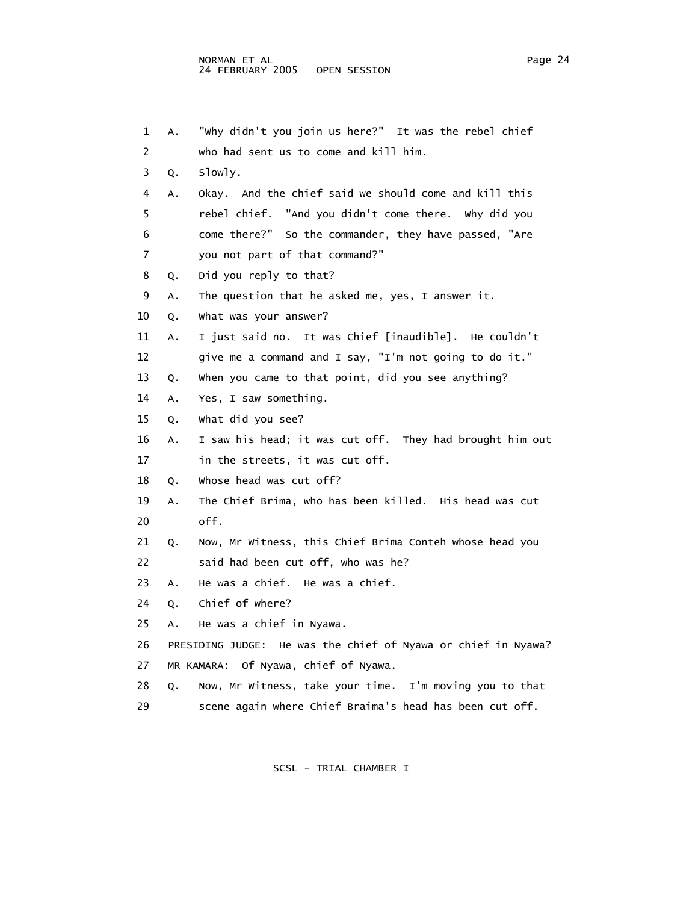1 A. "Why didn't you join us here?" It was the rebel chief
2 who had sent us to come and kill him.
3 Q. Slowly.
4 A. Okay. And the chief said we should come and kill this
5 rebel chief. "And you didn't come there. Why did you
6 come there?" So the commander, they have passed, "Are
7 you not part of that command?"
8 Q. Did you reply to that?
9 A. The question that he asked me, yes, I answer it.
10 Q. What was your answer?
11 A. I just said no. It was Chief [inaudible]. He couldn't
12 give me a command and I say, "I'm not going to do it."
13 Q. When you came to that point, did you see anything?
14 A. Yes, I saw something.
15 Q. What did you see?
16 A. I saw his head; it was cut off. They had brought him out
17 in the streets, it was cut off.
18 Q. Whose head was cut off?
19 A. The Chief Brima, who has been killed. His head was cut
20 off.
21 Q. Now, Mr Witness, this Chief Brima Conteh whose head you
22 said had been cut off, who was he?
23 A. He was a chief. He was a chief.
24 Q. Chief of where?
25 A. He was a chief in Nyawa.
26 PRESIDING JUDGE: He was the chief of Nyawa or chief in Nyawa?
27 MR KAMARA: Of Nyawa, chief of Nyawa.
28 Q. Now, Mr Witness, take your time. I'm moving you to that
29 scene again where Chief Braima's head has been cut off.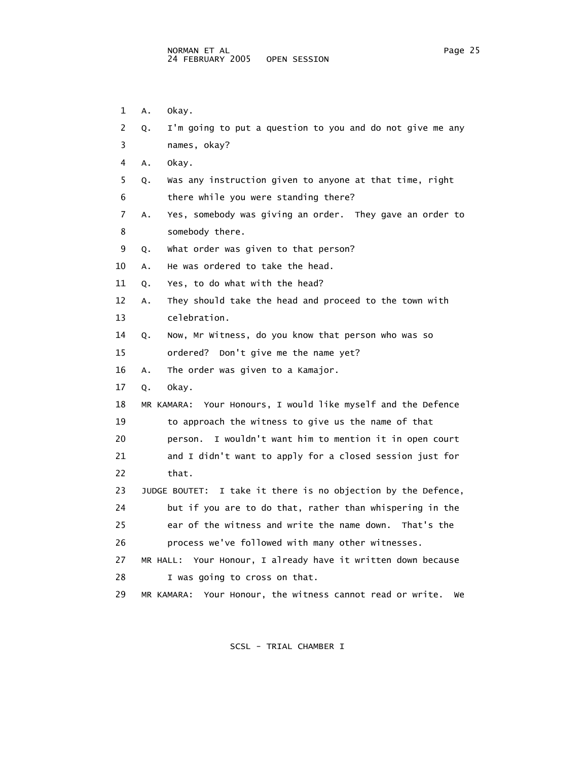1 A. Okay.

2 Q. I'm going to put a question to you and do not give me any

3 names, okay?

4 A. Okay.

5 Q. Was any instruction given to anyone at that time, right

6 there while you were standing there?

7 A. Yes, somebody was giving an order. They gave an order to

8 somebody there.

9 Q. What order was given to that person?

10 A. He was ordered to take the head.

11 Q. Yes, to do what with the head?

12 A. They should take the head and proceed to the town with

13 celebration.

14 Q. Now, Mr Witness, do you know that person who was so

15 ordered? Don't give me the name yet?

16 A. The order was given to a Kamajor.

17 Q. Okay.

18 MR KAMARA: Your Honours, I would like myself and the Defence

19 to approach the witness to give us the name of that

20 person. I wouldn't want him to mention it in open court

21 and I didn't want to apply for a closed session just for

22 that.

23 JUDGE BOUTET: I take it there is no objection by the Defence,

24 but if you are to do that, rather than whispering in the

25 ear of the witness and write the name down. That's the

26 process we've followed with many other witnesses.

27 MR HALL: Your Honour, I already have it written down because

28 I was going to cross on that.

29 MR KAMARA: Your Honour, the witness cannot read or write. We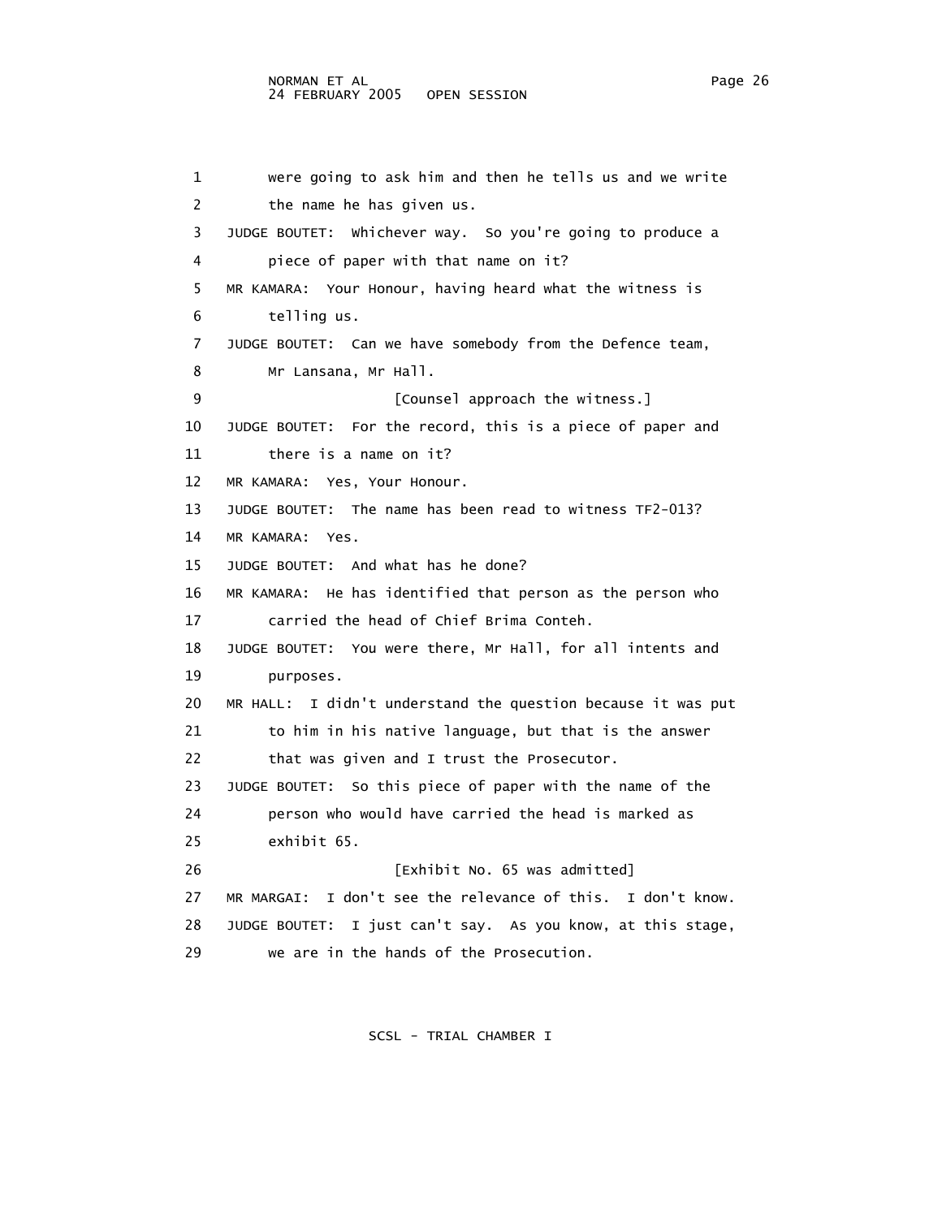1 were going to ask him and then he tells us and we write
2 the name he has given us.
3 JUDGE BOUTET: Whichever way. So you're going to produce a
4 piece of paper with that name on it?
5 MR KAMARA: Your Honour, having heard what the witness is
6 telling us.
7 JUDGE BOUTET: Can we have somebody from the Defence team,
8 Mr Lansana, Mr Hall.
9 [Counsel approach the witness.]
10 JUDGE BOUTET: For the record, this is a piece of paper and
11 there is a name on it?
12 MR KAMARA: Yes, Your Honour.
13 JUDGE BOUTET: The name has been read to witness TF2-013?
14 MR KAMARA: Yes.
15 JUDGE BOUTET: And what has he done?
16 MR KAMARA: He has identified that person as the person who
17 carried the head of Chief Brima Conteh.
18 JUDGE BOUTET: You were there, Mr Hall, for all intents and
19 purposes.
20 MR HALL: I didn't understand the question because it was put
21 to him in his native language, but that is the answer
22 that was given and I trust the Prosecutor.
23 JUDGE BOUTET: So this piece of paper with the name of the
24 person who would have carried the head is marked as
25 exhibit 65.
26 [Exhibit No. 65 was admitted]
27 MR MARGAI: I don't see the relevance of this. I don't know.
28 JUDGE BOUTET: I just can't say. As you know, at this stage,
29 we are in the hands of the Prosecution.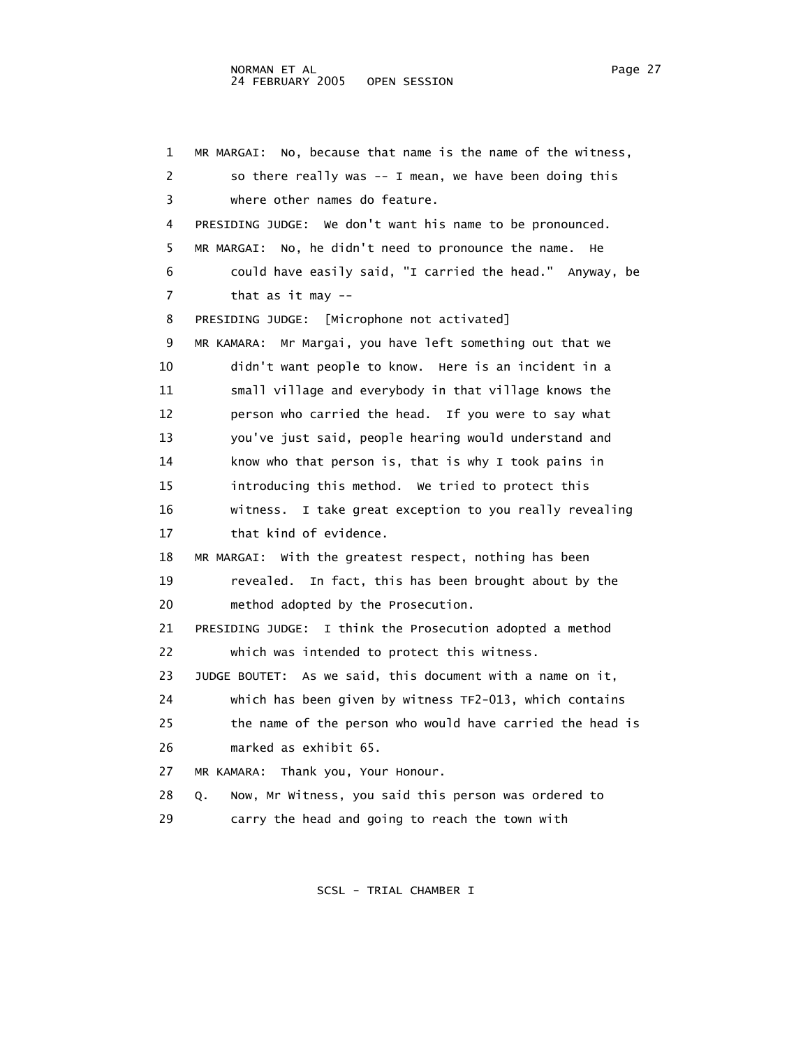1 MR MARGAI: No, because that name is the name of the witness,
2 so there really was -- I mean, we have been doing this
3 where other names do feature.
4 PRESIDING JUDGE: We don't want his name to be pronounced.
5 MR MARGAI: No, he didn't need to pronounce the name. He
6 could have easily said, "I carried the head." Anyway, be
7 that as it may --
8 PRESIDING JUDGE: [Microphone not activated]
9 MR KAMARA: Mr Margai, you have left something out that we
10 didn't want people to know. Here is an incident in a
11 small village and everybody in that village knows the
12 person who carried the head. If you were to say what
13 you've just said, people hearing would understand and
14 know who that person is, that is why I took pains in
15 introducing this method. We tried to protect this
16 witness. I take great exception to you really revealing
17 that kind of evidence.
18 MR MARGAI: With the greatest respect, nothing has been
19 revealed. In fact, this has been brought about by the
20 method adopted by the Prosecution.
21 PRESIDING JUDGE: I think the Prosecution adopted a method
22 which was intended to protect this witness.
23 JUDGE BOUTET: As we said, this document with a name on it,
24 which has been given by witness TF2-013, which contains
25 the name of the person who would have carried the head is
26 marked as exhibit 65.
27 MR KAMARA: Thank you, Your Honour.
28 Q. Now, Mr Witness, you said this person was ordered to
29 carry the head and going to reach the town with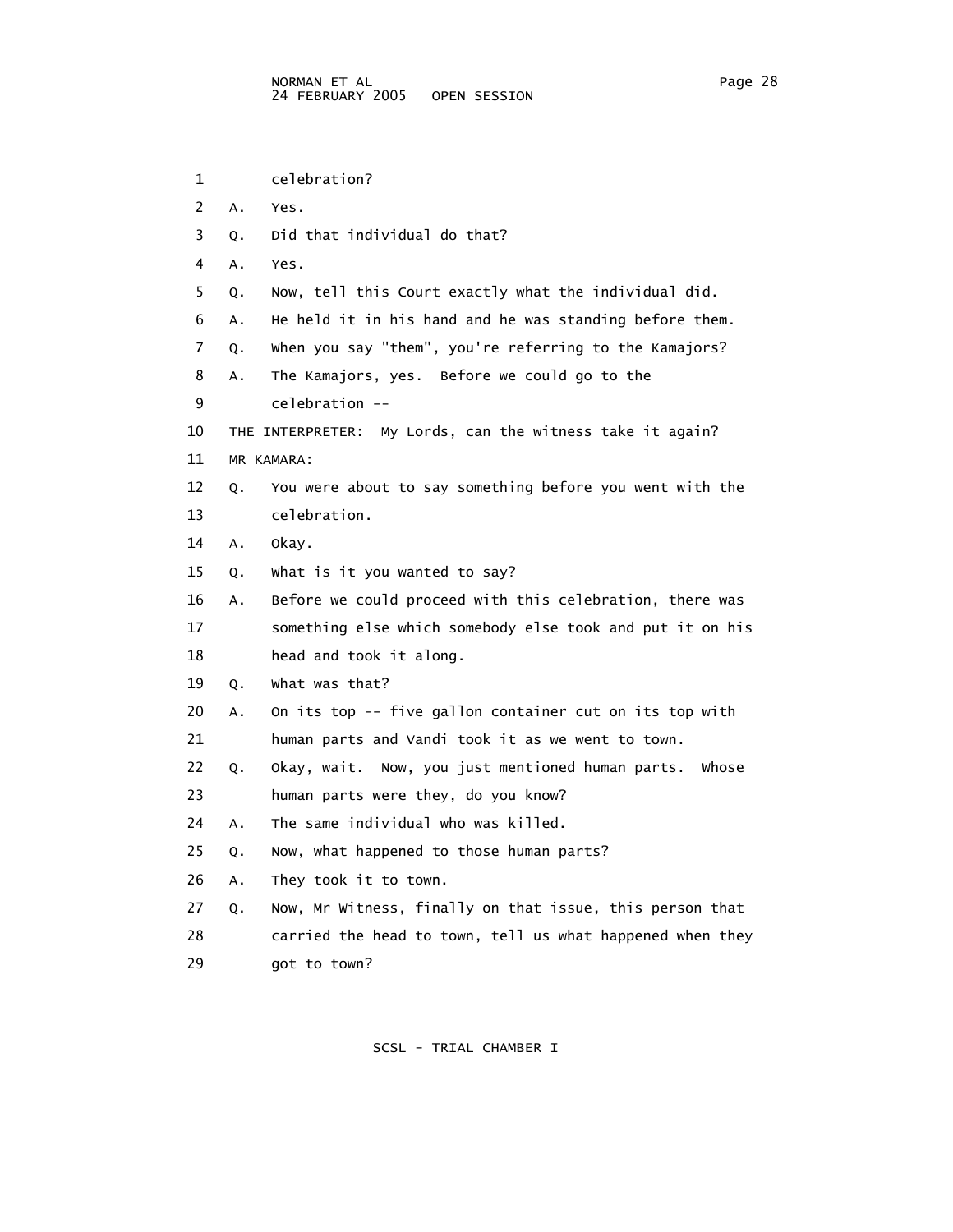1 celebration?

2 A. Yes.

3 Q. Did that individual do that?

4 A. Yes.

5 Q. Now, tell this Court exactly what the individual did.

6 A. He held it in his hand and he was standing before them.

7 Q. When you say "them", you're referring to the Kamajors?

8 A. The Kamajors, yes. Before we could go to the

9 celebration --

10 THE INTERPRETER: My Lords, can the witness take it again?

11 MR KAMARA:

12 Q. You were about to say something before you went with the

13 celebration.

14 A. Okay.

15 Q. What is it you wanted to say?

16 A. Before we could proceed with this celebration, there was

17 something else which somebody else took and put it on his

18 head and took it along.

19 Q. What was that?

20 A. On its top -- five gallon container cut on its top with

21 human parts and Vandi took it as we went to town.

22 Q. Okay, wait. Now, you just mentioned human parts. Whose

23 human parts were they, do you know?

24 A. The same individual who was killed.

25 Q. Now, what happened to those human parts?

26 A. They took it to town.

27 Q. Now, Mr Witness, finally on that issue, this person that

28 carried the head to town, tell us what happened when they

29 got to town?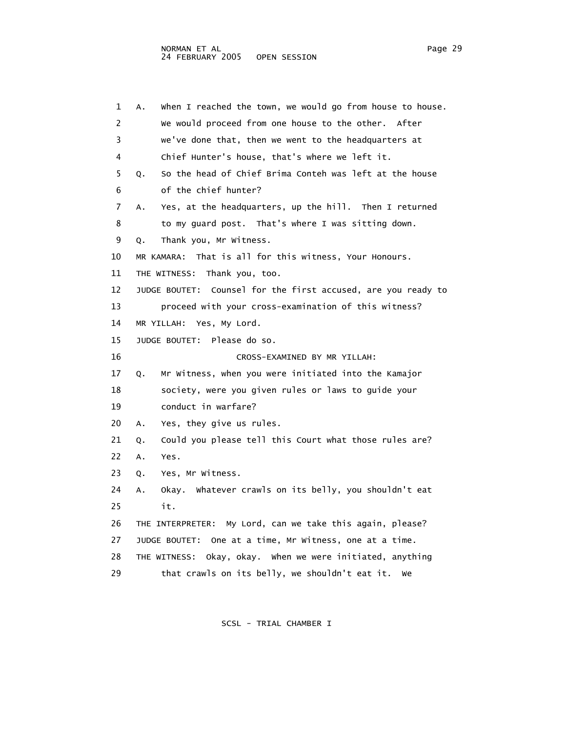A. When I reached the town, we would go from house to house. We would proceed from one house to the other. After we've done that, then we went to the headquarters at Chief Hunter's house, that's where we left it.

Q. So the head of Chief Brima Conteh was left at the house of the chief hunter?

A. Yes, at the headquarters, up the hill. Then I returned to my guard post. That's where I was sitting down.

Q. Thank you, Mr Witness.

MR KAMARA: That is all for this witness, Your Honours.

THE WITNESS: Thank you, too.

JUDGE BOUTET: Counsel for the first accused, are you ready to proceed with your cross-examination of this witness?

MR YILLAH: Yes, My Lord.

JUDGE BOUTET: Please do so.

CROSS-EXAMINED BY MR YILLAH:

Q. Mr Witness, when you were initiated into the Kamajor society, were you given rules or laws to guide your conduct in warfare?

A. Yes, they give us rules.

Q. Could you please tell this Court what those rules are?

A. Yes.

Q. Yes, Mr Witness.

A. Okay. Whatever crawls on its belly, you shouldn't eat it.

THE INTERPRETER: My Lord, can we take this again, please?

JUDGE BOUTET: One at a time, Mr Witness, one at a time.

THE WITNESS: Okay, okay. When we were initiated, anything that crawls on its belly, we shouldn't eat it. We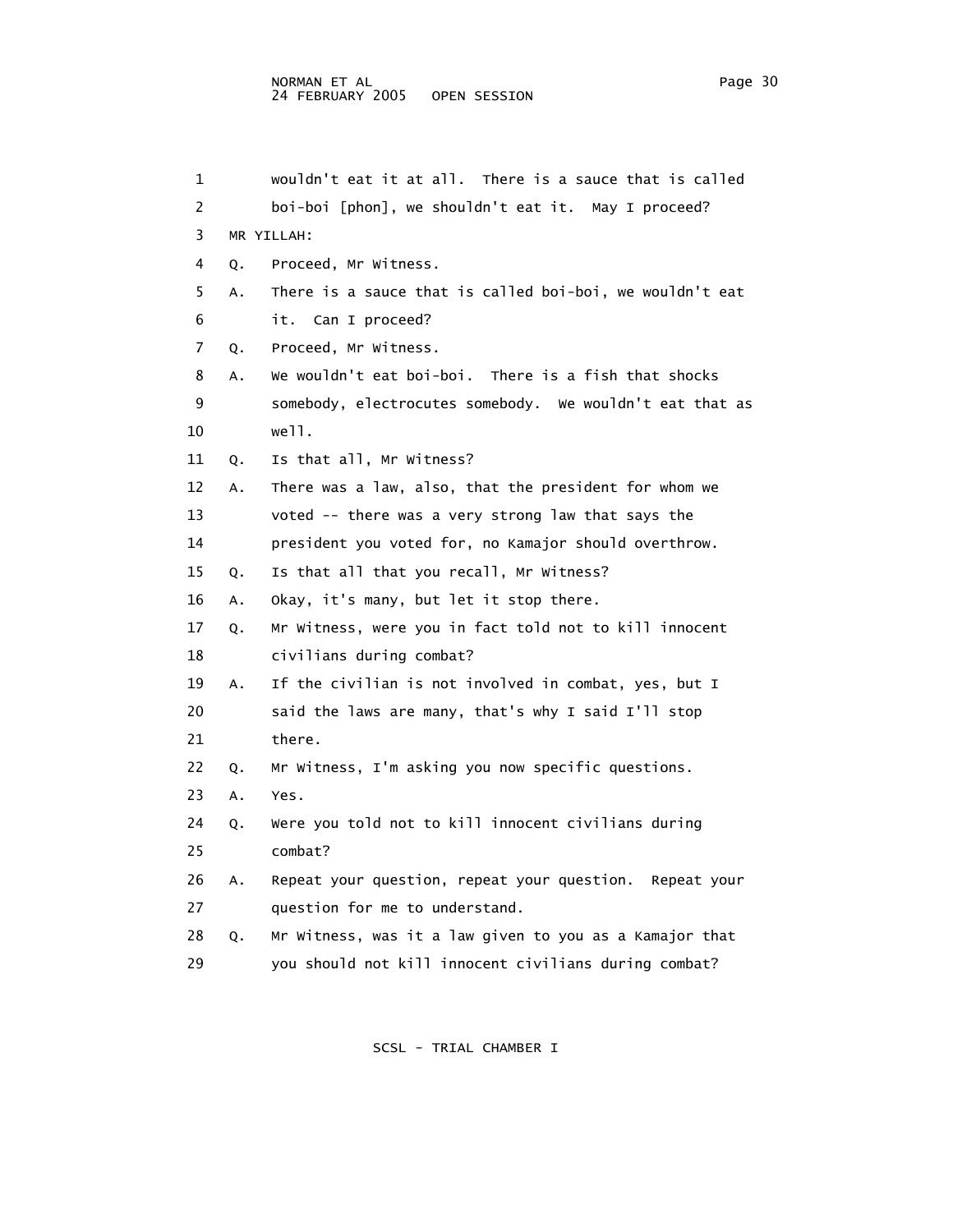wouldn't eat it at all. There is a sauce that is called boi-boi [phon], we shouldn't eat it. May I proceed?

MR YILLAH:

Q. Proceed, Mr Witness.

A. There is a sauce that is called boi-boi, we wouldn't eat it. Can I proceed?

Q. Proceed, Mr Witness.

A. We wouldn't eat boi-boi. There is a fish that shocks somebody, electrocutes somebody. We wouldn't eat that as well.

Q. Is that all, Mr Witness?

A. There was a law, also, that the president for whom we voted -- there was a very strong law that says the president you voted for, no Kamajor should overthrow.

Q. Is that all that you recall, Mr Witness?

A. Okay, it's many, but let it stop there.

Q. Mr Witness, were you in fact told not to kill innocent civilians during combat?

A. If the civilian is not involved in combat, yes, but I said the laws are many, that's why I said I'll stop there.

Q. Mr Witness, I'm asking you now specific questions.

A. Yes.

Q. Were you told not to kill innocent civilians during combat?

A. Repeat your question, repeat your question. Repeat your question for me to understand.

Q. Mr Witness, was it a law given to you as a Kamajor that you should not kill innocent civilians during combat?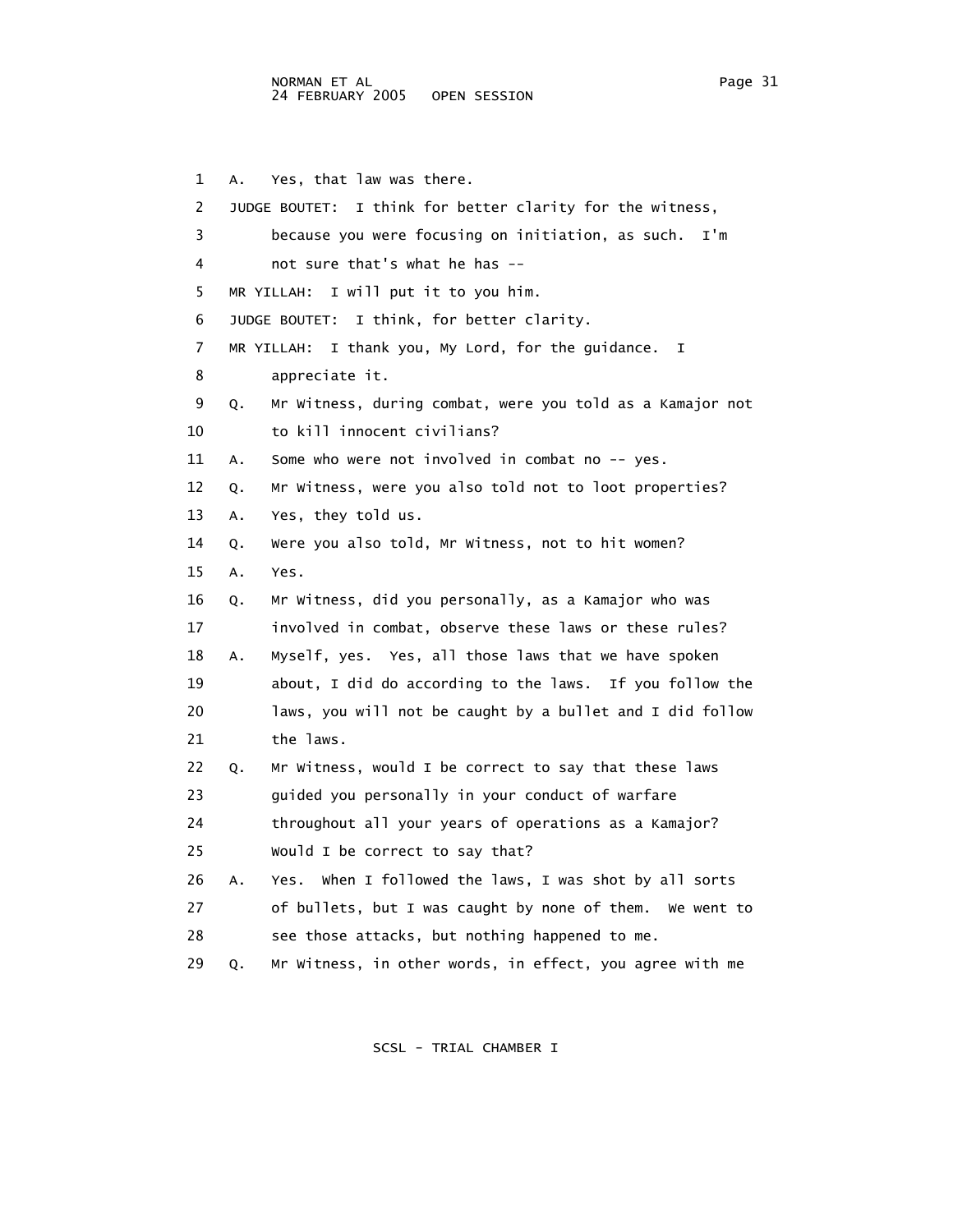1 A. Yes, that law was there.

2 JUDGE BOUTET: I think for better clarity for the witness,

3 because you were focusing on initiation, as such. I'm

4 not sure that's what he has --

5 MR YILLAH: I will put it to you him.

6 JUDGE BOUTET: I think, for better clarity.

7 MR YILLAH: I thank you, My Lord, for the guidance. I

8 appreciate it.

9 Q. Mr Witness, during combat, were you told as a Kamajor not

10 to kill innocent civilians?

11 A. Some who were not involved in combat no -- yes.

12 Q. Mr Witness, were you also told not to loot properties?

13 A. Yes, they told us.

14 Q. Were you also told, Mr Witness, not to hit women?

15 A. Yes.

16 Q. Mr Witness, did you personally, as a Kamajor who was

17 involved in combat, observe these laws or these rules?

18 A. Myself, yes. Yes, all those laws that we have spoken

19 about, I did do according to the laws. If you follow the

20 laws, you will not be caught by a bullet and I did follow

21 the laws.

22 Q. Mr Witness, would I be correct to say that these laws

23 guided you personally in your conduct of warfare

24 throughout all your years of operations as a Kamajor?

25 Would I be correct to say that?

26 A. Yes. When I followed the laws, I was shot by all sorts

27 of bullets, but I was caught by none of them. We went to

28 see those attacks, but nothing happened to me.

29 Q. Mr Witness, in other words, in effect, you agree with me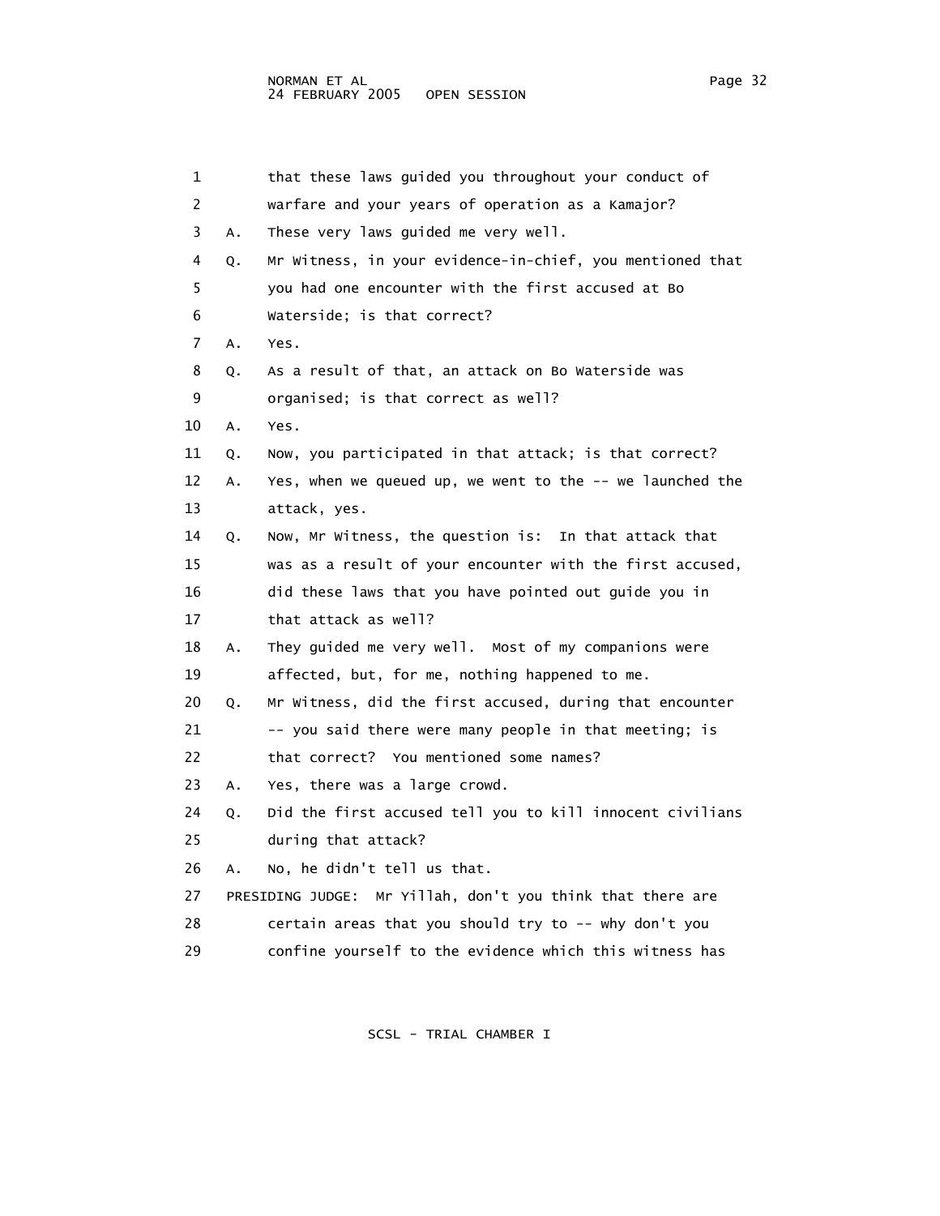1 that these laws guided you throughout your conduct of
2 warfare and your years of operation as a Kamajor?
3 A. These very laws guided me very well.
4 Q. Mr Witness, in your evidence-in-chief, you mentioned that
5 you had one encounter with the first accused at Bo
6 Waterside; is that correct?
7 A. Yes.
8 Q. As a result of that, an attack on Bo Waterside was
9 organised; is that correct as well?
10 A. Yes.
11 Q. Now, you participated in that attack; is that correct?
12 A. Yes, when we queued up, we went to the -- we launched the
13 attack, yes.
14 Q. Now, Mr Witness, the question is: In that attack that
15 was as a result of your encounter with the first accused,
16 did these laws that you have pointed out guide you in
17 that attack as well?
18 A. They guided me very well. Most of my companions were
19 affected, but, for me, nothing happened to me.
20 Q. Mr Witness, did the first accused, during that encounter
21 -- you said there were many people in that meeting; is
22 that correct? You mentioned some names?
23 A. Yes, there was a large crowd.
24 Q. Did the first accused tell you to kill innocent civilians
25 during that attack?
26 A. No, he didn't tell us that.
27 PRESIDING JUDGE: Mr Yillah, don't you think that there are
28 certain areas that you should try to -- why don't you
29 confine yourself to the evidence which this witness has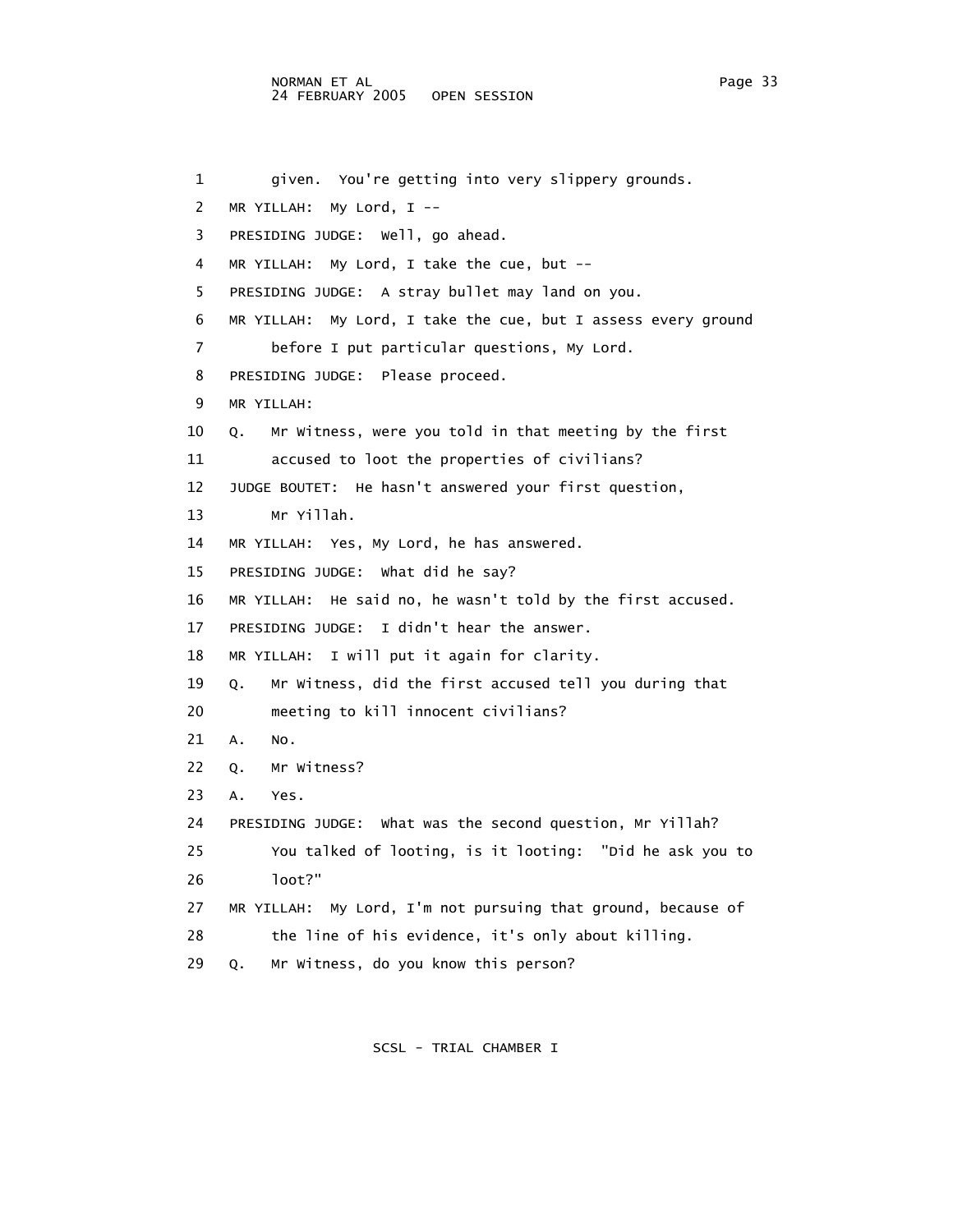1 given. You're getting into very slippery grounds.
2 MR YILLAH: My Lord, I --
3 PRESIDING JUDGE: Well, go ahead.
4 MR YILLAH: My Lord, I take the cue, but --
5 PRESIDING JUDGE: A stray bullet may land on you.
6 MR YILLAH: My Lord, I take the cue, but I assess every ground
7 before I put particular questions, My Lord.
8 PRESIDING JUDGE: Please proceed.
9 MR YILLAH:
10 Q. Mr Witness, were you told in that meeting by the first
11 accused to loot the properties of civilians?
12 JUDGE BOUTET: He hasn't answered your first question,
13 Mr Yillah.
14 MR YILLAH: Yes, My Lord, he has answered.
15 PRESIDING JUDGE: What did he say?
16 MR YILLAH: He said no, he wasn't told by the first accused.
17 PRESIDING JUDGE: I didn't hear the answer.
18 MR YILLAH: I will put it again for clarity.
19 Q. Mr Witness, did the first accused tell you during that
20 meeting to kill innocent civilians?
21 A. No.
22 Q. Mr Witness?
23 A. Yes.
24 PRESIDING JUDGE: What was the second question, Mr Yillah?
25 You talked of looting, is it looting: "Did he ask you to
26 loot?"
27 MR YILLAH: My Lord, I'm not pursuing that ground, because of
28 the line of his evidence, it's only about killing.
29 Q. Mr Witness, do you know this person?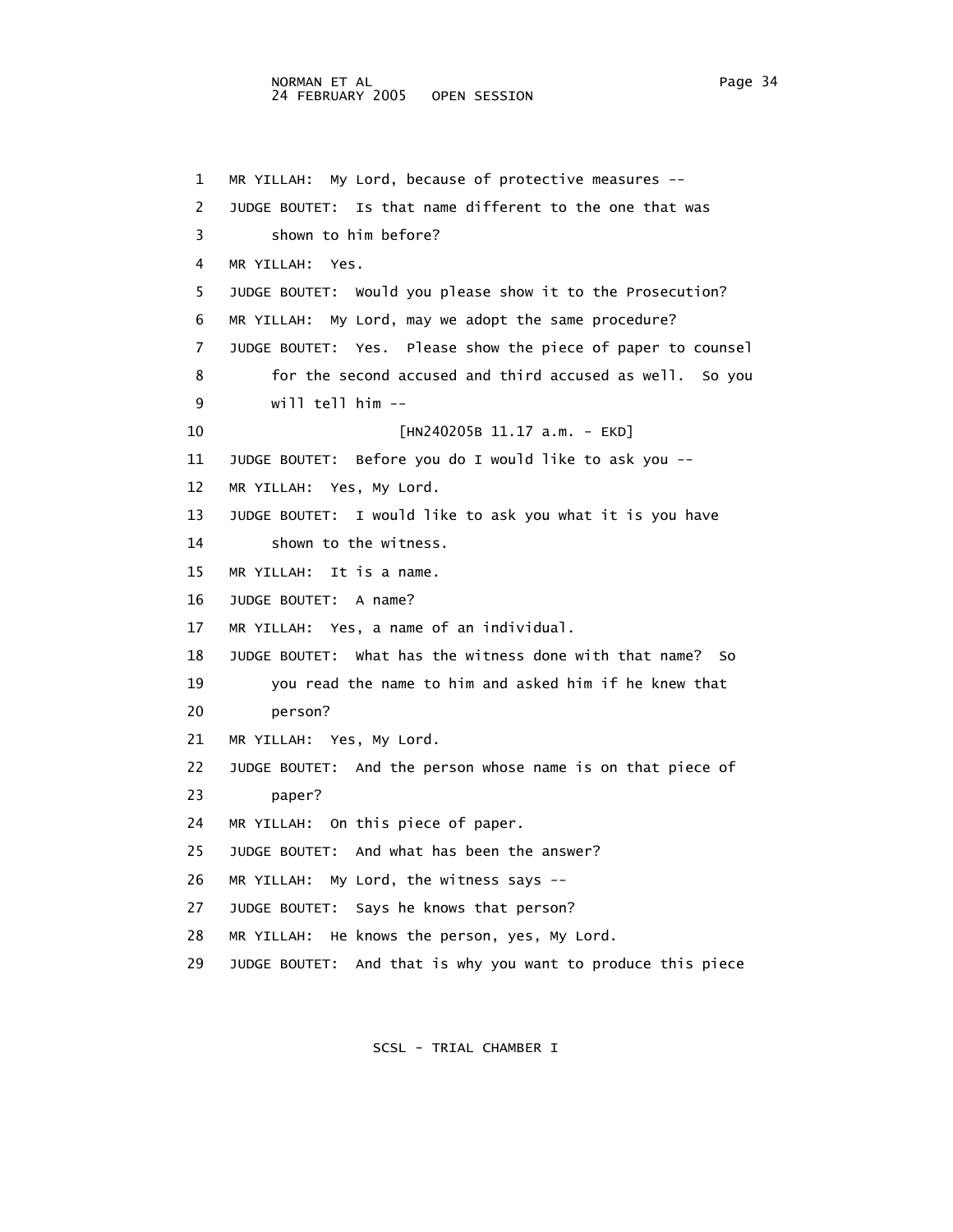1 MR YILLAH: My Lord, because of protective measures --

2 JUDGE BOUTET: Is that name different to the one that was

3 shown to him before?

4 MR YILLAH: Yes.

5 JUDGE BOUTET: Would you please show it to the Prosecution?

6 MR YILLAH: My Lord, may we adopt the same procedure?

7 JUDGE BOUTET: Yes. Please show the piece of paper to counsel

8 for the second accused and third accused as well. So you

9 will tell him --

10 [HN240205B 11.17 a.m. - EKD]

11 JUDGE BOUTET: Before you do I would like to ask you --

12 MR YILLAH: Yes, My Lord.

13 JUDGE BOUTET: I would like to ask you what it is you have

14 shown to the witness.

15 MR YILLAH: It is a name.

16 JUDGE BOUTET: A name?

17 MR YILLAH: Yes, a name of an individual.

18 JUDGE BOUTET: What has the witness done with that name? So

19 you read the name to him and asked him if he knew that

20 person?

21 MR YILLAH: Yes, My Lord.

22 JUDGE BOUTET: And the person whose name is on that piece of

23 paper?

24 MR YILLAH: On this piece of paper.

25 JUDGE BOUTET: And what has been the answer?

26 MR YILLAH: My Lord, the witness says --

27 JUDGE BOUTET: Says he knows that person?

28 MR YILLAH: He knows the person, yes, My Lord.

29 JUDGE BOUTET: And that is why you want to produce this piece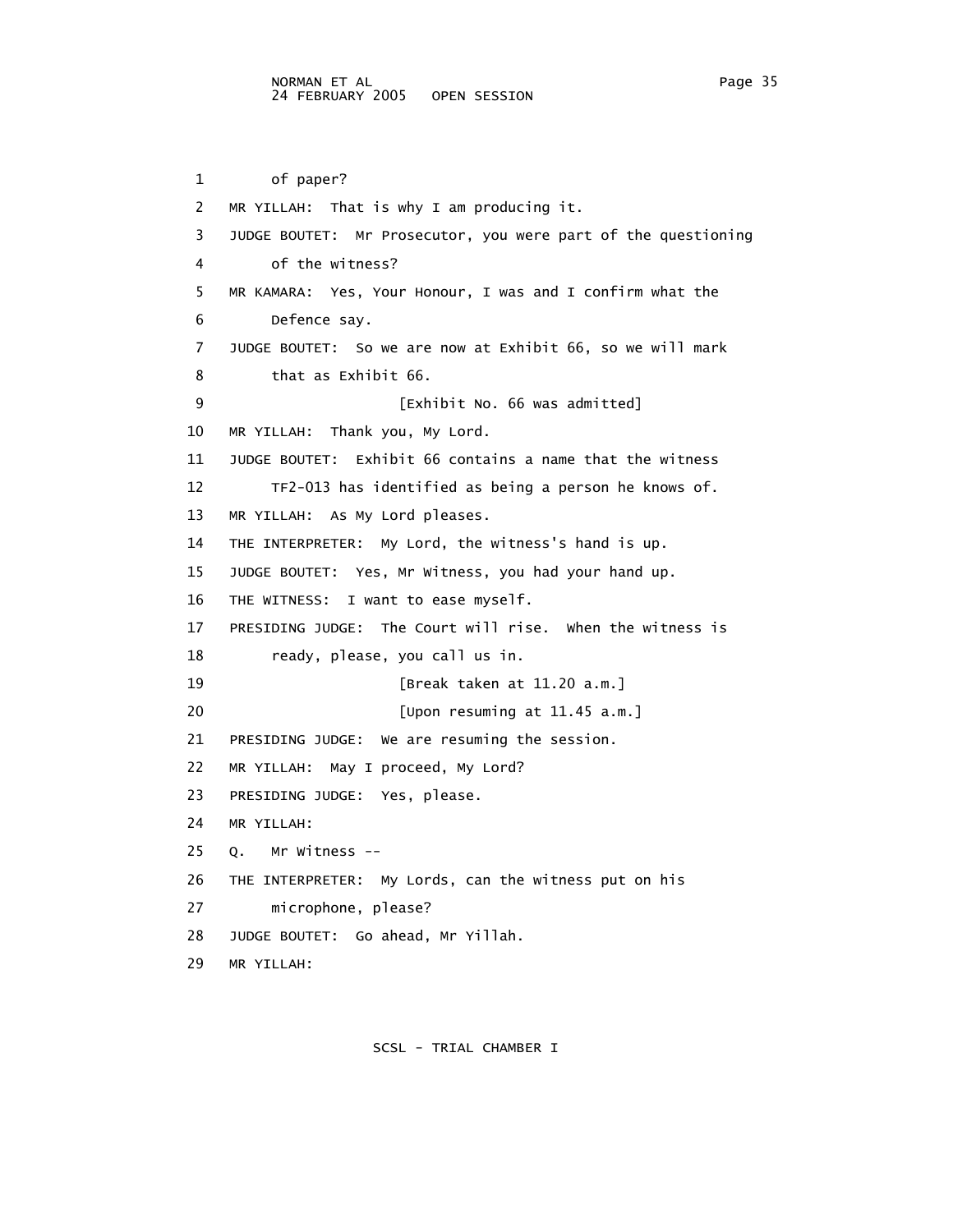of paper?

MR YILLAH: That is why I am producing it.

JUDGE BOUTET: Mr Prosecutor, you were part of the questioning of the witness?

MR KAMARA: Yes, Your Honour, I was and I confirm what the Defence say.

JUDGE BOUTET: So we are now at Exhibit 66, so we will mark that as Exhibit 66.

[Exhibit No. 66 was admitted]

MR YILLAH: Thank you, My Lord.

JUDGE BOUTET: Exhibit 66 contains a name that the witness TF2-013 has identified as being a person he knows of.

MR YILLAH: As My Lord pleases.

THE INTERPRETER: My Lord, the witness's hand is up.

JUDGE BOUTET: Yes, Mr Witness, you had your hand up.

THE WITNESS: I want to ease myself.

PRESIDING JUDGE: The Court will rise. When the witness is ready, please, you call us in.

[Break taken at 11.20 a.m.]

[Upon resuming at 11.45 a.m.]

PRESIDING JUDGE: We are resuming the session.

MR YILLAH: May I proceed, My Lord?

PRESIDING JUDGE: Yes, please.

MR YILLAH:

Q. Mr Witness --

THE INTERPRETER: My Lords, can the witness put on his microphone, please?

JUDGE BOUTET: Go ahead, Mr Yillah.

MR YILLAH: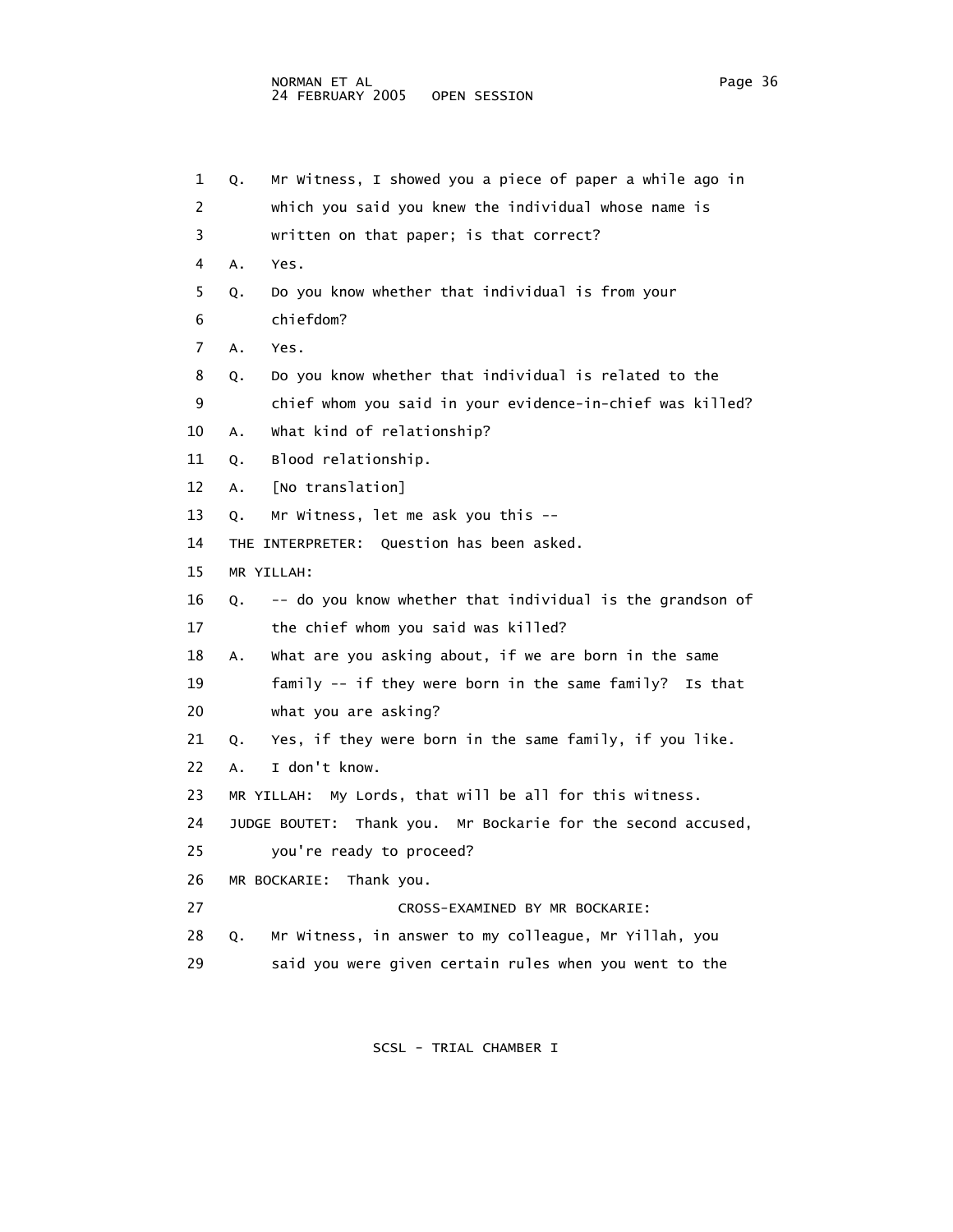1 Q. Mr Witness, I showed you a piece of paper a while ago in
2 which you said you knew the individual whose name is
3 written on that paper; is that correct?
4 A. Yes.
5 Q. Do you know whether that individual is from your
6 chiefdom?
7 A. Yes.
8 Q. Do you know whether that individual is related to the
9 chief whom you said in your evidence-in-chief was killed?
10 A. What kind of relationship?
11 Q. Blood relationship.
12 A. [No translation]
13 Q. Mr Witness, let me ask you this --
14 THE INTERPRETER: Question has been asked.
15 MR YILLAH:
16 Q. -- do you know whether that individual is the grandson of
17 the chief whom you said was killed?
18 A. What are you asking about, if we are born in the same
19 family -- if they were born in the same family? Is that
20 what you are asking?
21 Q. Yes, if they were born in the same family, if you like.
22 A. I don't know.
23 MR YILLAH: My Lords, that will be all for this witness.
24 JUDGE BOUTET: Thank you. Mr Bockarie for the second accused,
25 you're ready to proceed?
26 MR BOCKARIE: Thank you.
27 CROSS-EXAMINED BY MR BOCKARIE:
28 Q. Mr Witness, in answer to my colleague, Mr Yillah, you
29 said you were given certain rules when you went to the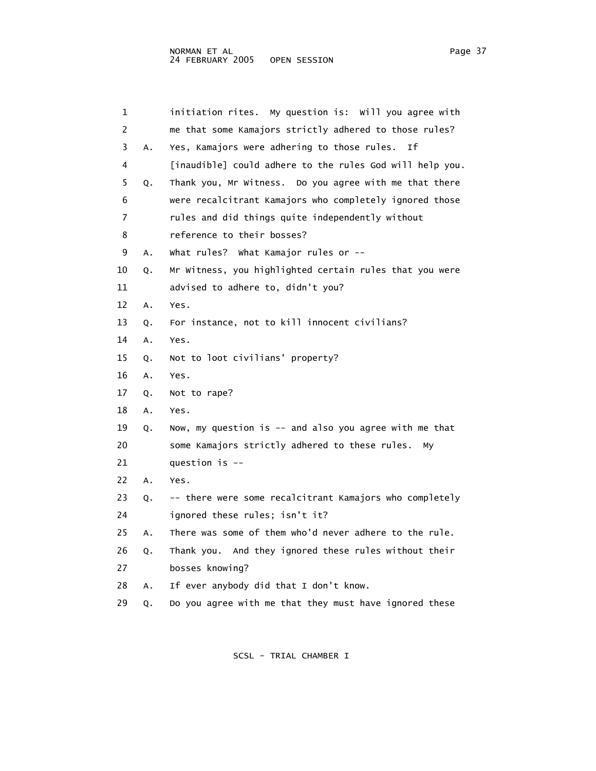1 initiation rites. My question is: Will you agree with
2 me that some Kamajors strictly adhered to those rules?
3 A. Yes, Kamajors were adhering to those rules. If
4 [inaudible] could adhere to the rules God will help you.
5 Q. Thank you, Mr Witness. Do you agree with me that there
6 were recalcitrant Kamajors who completely ignored those
7 rules and did things quite independently without
8 reference to their bosses?
9 A. What rules? What Kamajor rules or --
10 Q. Mr Witness, you highlighted certain rules that you were
11 advised to adhere to, didn't you?
12 A. Yes.
13 Q. For instance, not to kill innocent civilians?
14 A. Yes.
15 Q. Not to loot civilians' property?
16 A. Yes.
17 Q. Not to rape?
18 A. Yes.
19 Q. Now, my question is -- and also you agree with me that
20 some Kamajors strictly adhered to these rules. My
21 question is --
22 A. Yes.
23 Q. -- there were some recalcitrant Kamajors who completely
24 ignored these rules; isn't it?
25 A. There was some of them who'd never adhere to the rule.
26 Q. Thank you. And they ignored these rules without their
27 bosses knowing?
28 A. If ever anybody did that I don't know.
29 Q. Do you agree with me that they must have ignored these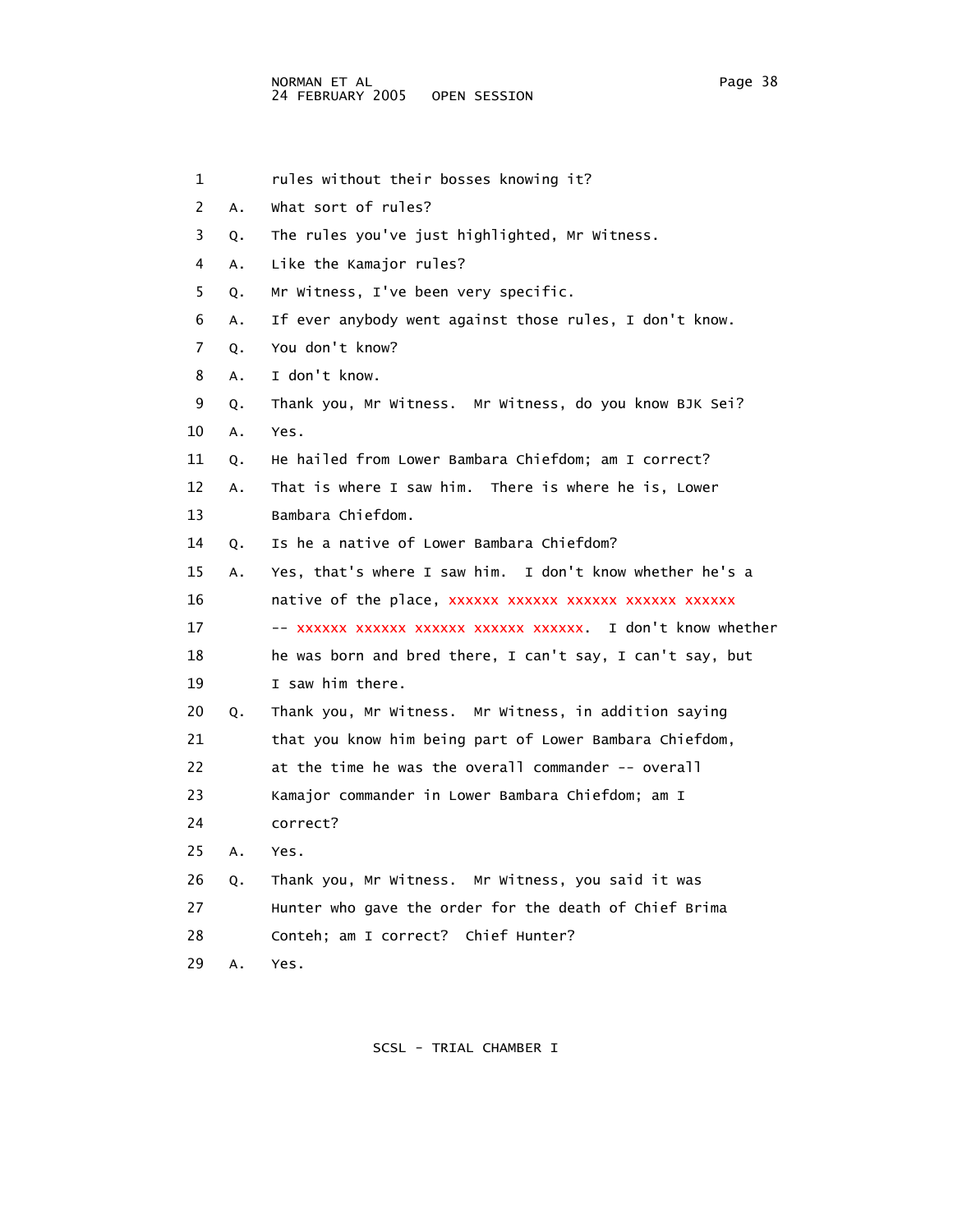1 rules without their bosses knowing it?

2 A. What sort of rules?

3 Q. The rules you've just highlighted, Mr Witness.

4 A. Like the Kamajor rules?

5 Q. Mr Witness, I've been very specific.

6 A. If ever anybody went against those rules, I don't know.

7 Q. You don't know?

8 A. I don't know.

9 Q. Thank you, Mr Witness. Mr Witness, do you know BJK Sei?

10 A. Yes.

11 Q. He hailed from Lower Bambara Chiefdom; am I correct?

12 A. That is where I saw him. There is where he is, Lower

13 Bambara Chiefdom.

14 Q. Is he a native of Lower Bambara Chiefdom?

15 A. Yes, that's where I saw him. I don't know whether he's a

16 native of the place, xxxxxx xxxxxx xxxxxx xxxxxx xxxxxx

17 -- xxxxxx xxxxxx xxxxxx xxxxxx xxxxxx. I don't know whether

18 he was born and bred there, I can't say, I can't say, but

19 I saw him there.

20 Q. Thank you, Mr Witness. Mr Witness, in addition saying

21 that you know him being part of Lower Bambara Chiefdom,

22 at the time he was the overall commander -- overall

23 Kamajor commander in Lower Bambara Chiefdom; am I

24 correct?

25 A. Yes.

26 Q. Thank you, Mr Witness. Mr Witness, you said it was

27 Hunter who gave the order for the death of Chief Brima

28 Conteh; am I correct? Chief Hunter?

29 A. Yes.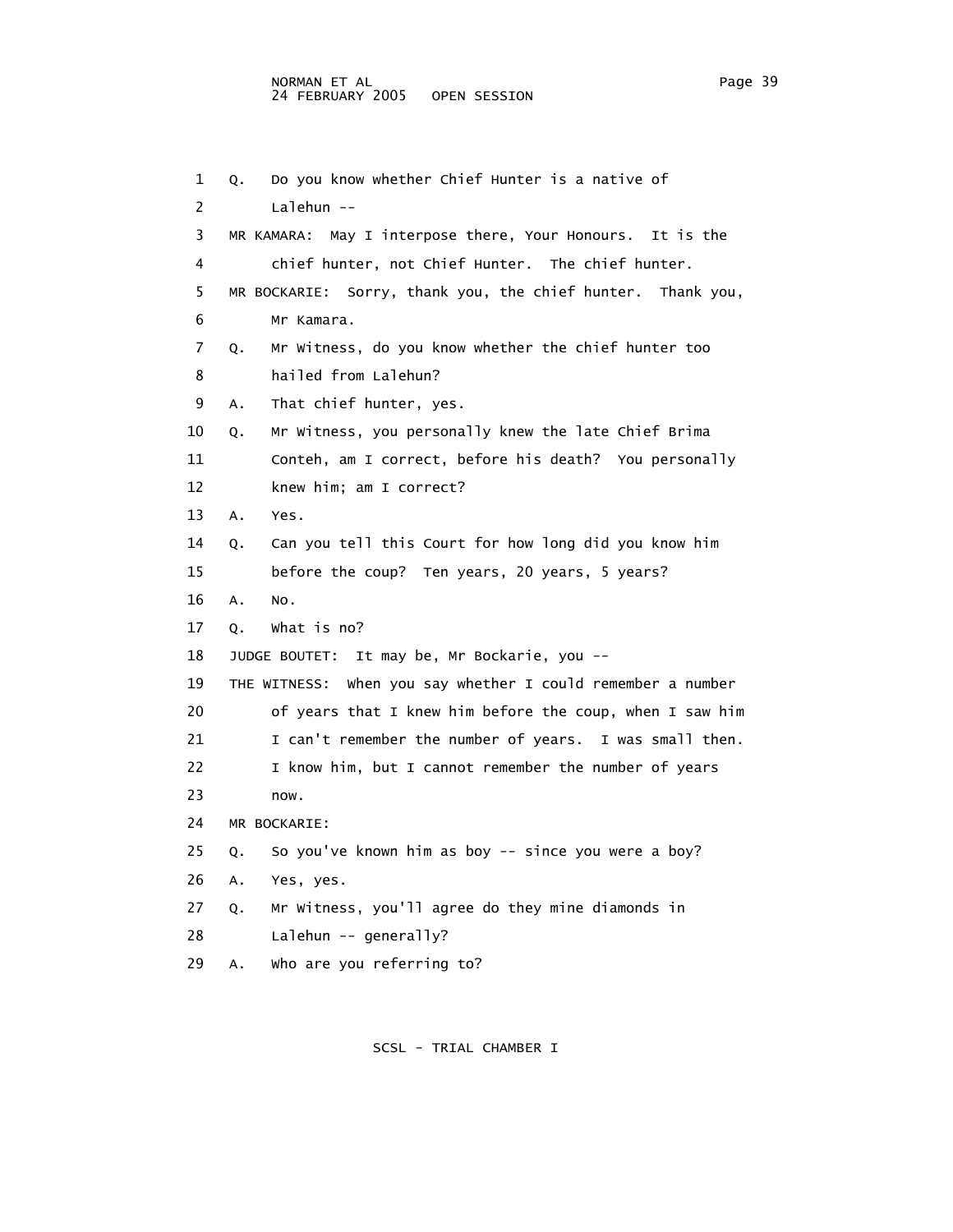Q. Do you know whether Chief Hunter is a native of Lalehun --

MR KAMARA: May I interpose there, Your Honours. It is the chief hunter, not Chief Hunter. The chief hunter.

MR BOCKARIE: Sorry, thank you, the chief hunter. Thank you, Mr Kamara.

Q. Mr Witness, do you know whether the chief hunter too hailed from Lalehun?

A. That chief hunter, yes.

Q. Mr Witness, you personally knew the late Chief Brima Conteh, am I correct, before his death? You personally knew him; am I correct?

A. Yes.

Q. Can you tell this Court for how long did you know him before the coup? Ten years, 20 years, 5 years?

A. No.

Q. What is no?

JUDGE BOUTET: It may be, Mr Bockarie, you --

THE WITNESS: When you say whether I could remember a number of years that I knew him before the coup, when I saw him I can't remember the number of years. I was small then. I know him, but I cannot remember the number of years now.

MR BOCKARIE:

Q. So you've known him as boy -- since you were a boy?

A. Yes, yes.

Q. Mr Witness, you'll agree do they mine diamonds in Lalehun -- generally?

A. Who are you referring to?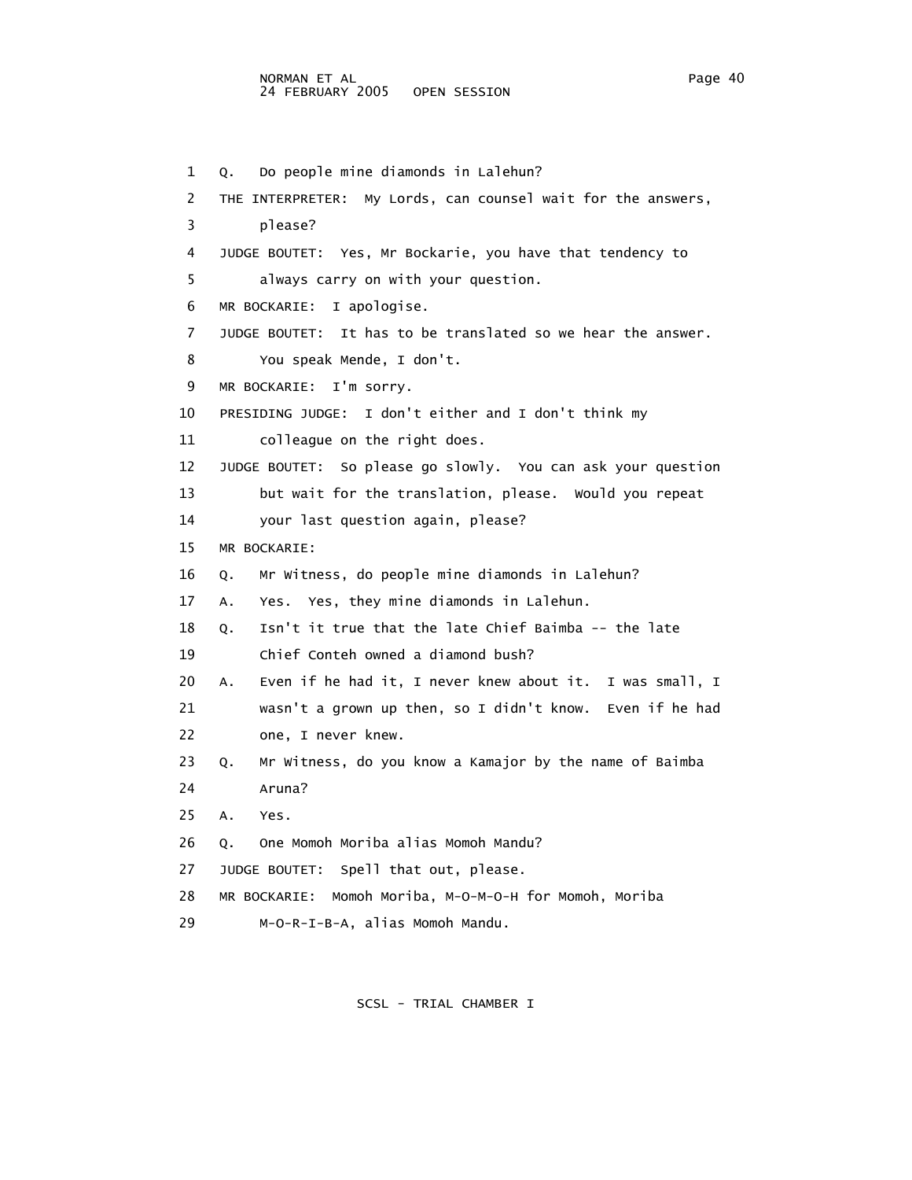1 Q. Do people mine diamonds in Lalehun?

2 THE INTERPRETER: My Lords, can counsel wait for the answers,

3 please?

4 JUDGE BOUTET: Yes, Mr Bockarie, you have that tendency to

5 always carry on with your question.

6 MR BOCKARIE: I apologise.

7 JUDGE BOUTET: It has to be translated so we hear the answer.

8 You speak Mende, I don't.

9 MR BOCKARIE: I'm sorry.

10 PRESIDING JUDGE: I don't either and I don't think my

11 colleague on the right does.

12 JUDGE BOUTET: So please go slowly. You can ask your question

13 but wait for the translation, please. Would you repeat

14 your last question again, please?

15 MR BOCKARIE:

16 Q. Mr Witness, do people mine diamonds in Lalehun?

17 A. Yes. Yes, they mine diamonds in Lalehun.

18 Q. Isn't it true that the late Chief Baimba -- the late

19 Chief Conteh owned a diamond bush?

20 A. Even if he had it, I never knew about it. I was small, I

21 wasn't a grown up then, so I didn't know. Even if he had

22 one, I never knew.

23 Q. Mr Witness, do you know a Kamajor by the name of Baimba

24 Aruna?

25 A. Yes.

26 Q. One Momoh Moriba alias Momoh Mandu?

27 JUDGE BOUTET: Spell that out, please.

28 MR BOCKARIE: Momoh Moriba, M-O-M-O-H for Momoh, Moriba

29 M-O-R-I-B-A, alias Momoh Mandu.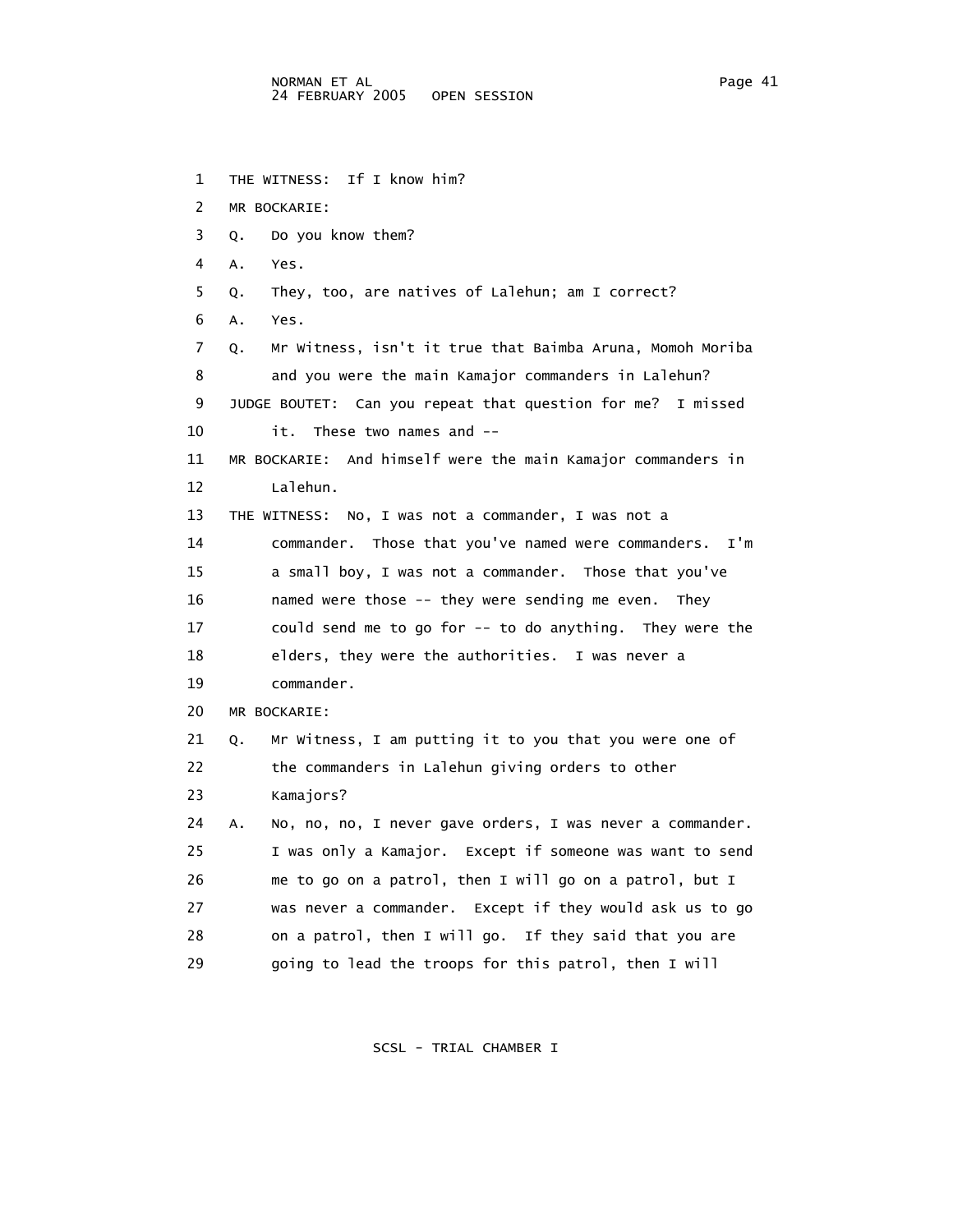1 THE WITNESS: If I know him?

2 MR BOCKARIE:

3 Q. Do you know them?

4 A. Yes.

5 Q. They, too, are natives of Lalehun; am I correct?

6 A. Yes.

7 Q. Mr Witness, isn't it true that Baimba Aruna, Momoh Moriba

8 and you were the main Kamajor commanders in Lalehun?

9 JUDGE BOUTET: Can you repeat that question for me? I missed

10 it. These two names and --

11 MR BOCKARIE: And himself were the main Kamajor commanders in

12 Lalehun.

13 THE WITNESS: No, I was not a commander, I was not a

14 commander. Those that you've named were commanders. I'm

15 a small boy, I was not a commander. Those that you've

16 named were those -- they were sending me even. They

17 could send me to go for -- to do anything. They were the

18 elders, they were the authorities. I was never a

19 commander.

20 MR BOCKARIE:

21 Q. Mr Witness, I am putting it to you that you were one of

22 the commanders in Lalehun giving orders to other

23 Kamajors?

24 A. No, no, no, I never gave orders, I was never a commander.

25 I was only a Kamajor. Except if someone was want to send

26 me to go on a patrol, then I will go on a patrol, but I

27 was never a commander. Except if they would ask us to go

28 on a patrol, then I will go. If they said that you are

29 going to lead the troops for this patrol, then I will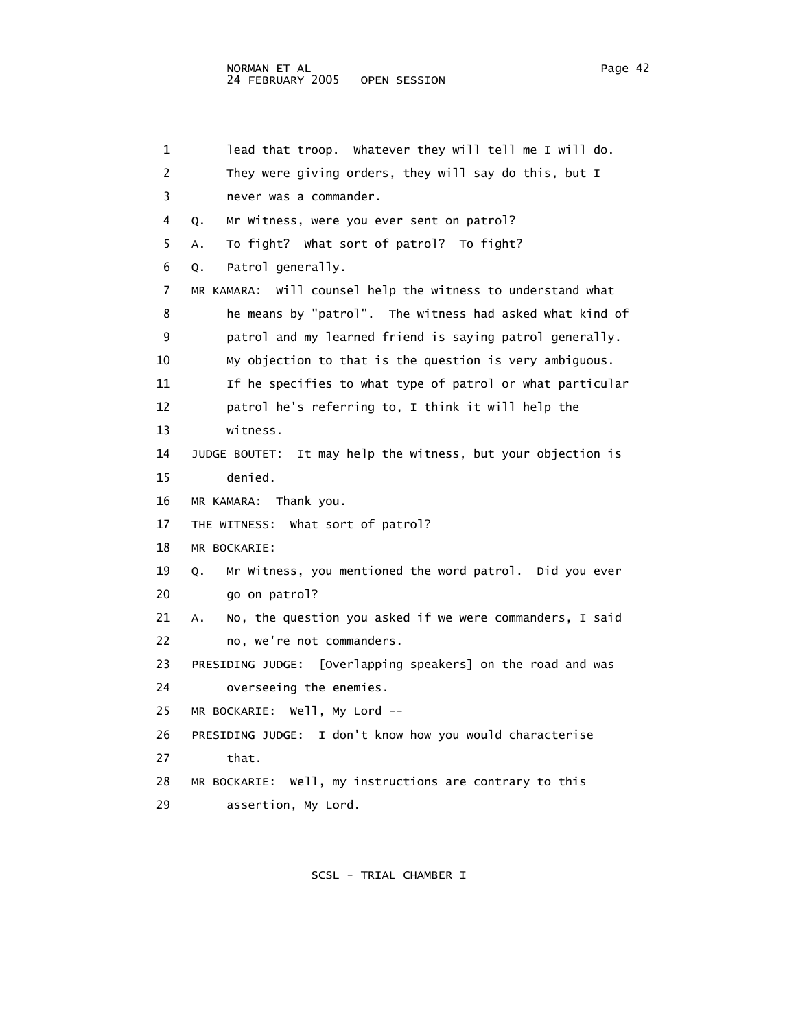lead that troop. Whatever they will tell me I will do. They were giving orders, they will say do this, but I never was a commander.

Q. Mr Witness, were you ever sent on patrol?

A. To fight? What sort of patrol? To fight?

Q. Patrol generally.

MR KAMARA: Will counsel help the witness to understand what he means by "patrol". The witness had asked what kind of patrol and my learned friend is saying patrol generally. My objection to that is the question is very ambiguous. If he specifies to what type of patrol or what particular patrol he's referring to, I think it will help the witness.

JUDGE BOUTET: It may help the witness, but your objection is denied.

MR KAMARA: Thank you.

THE WITNESS: What sort of patrol?

MR BOCKARIE:

Q. Mr Witness, you mentioned the word patrol. Did you ever go on patrol?

A. No, the question you asked if we were commanders, I said no, we're not commanders.

PRESIDING JUDGE: [Overlapping speakers] on the road and was overseeing the enemies.

MR BOCKARIE: Well, My Lord --

PRESIDING JUDGE: I don't know how you would characterise that.

MR BOCKARIE: Well, my instructions are contrary to this assertion, My Lord.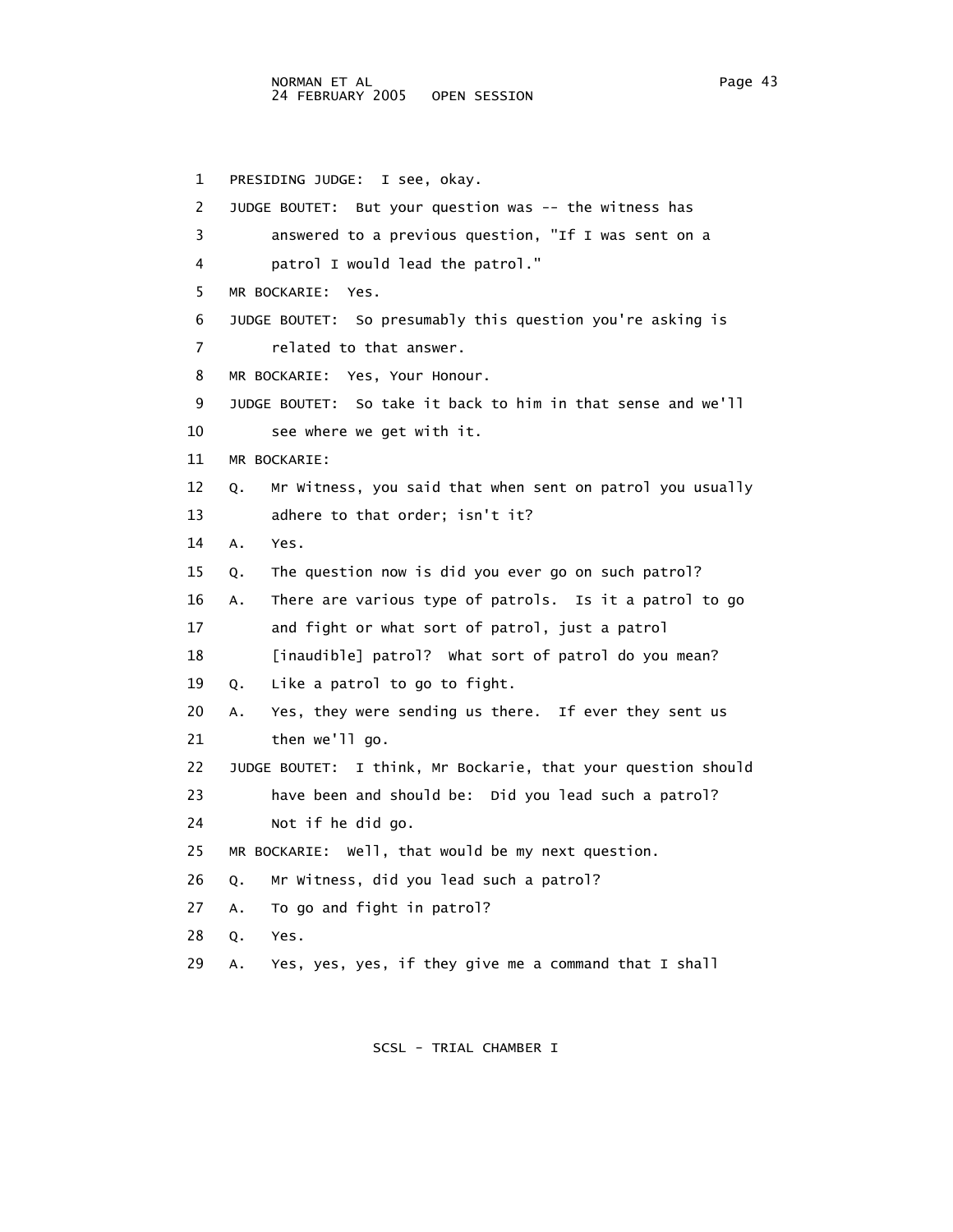1 PRESIDING JUDGE: I see, okay.

2 JUDGE BOUTET: But your question was -- the witness has

3 answered to a previous question, "If I was sent on a

4 patrol I would lead the patrol."

5 MR BOCKARIE: Yes.

6 JUDGE BOUTET: So presumably this question you're asking is

7 related to that answer.

8 MR BOCKARIE: Yes, Your Honour.

9 JUDGE BOUTET: So take it back to him in that sense and we'll

10 see where we get with it.

11 MR BOCKARIE:

12 Q. Mr Witness, you said that when sent on patrol you usually

13 adhere to that order; isn't it?

14 A. Yes.

15 Q. The question now is did you ever go on such patrol?

16 A. There are various type of patrols. Is it a patrol to go

17 and fight or what sort of patrol, just a patrol

18 [inaudible] patrol? What sort of patrol do you mean?

19 Q. Like a patrol to go to fight.

20 A. Yes, they were sending us there. If ever they sent us

21 then we'll go.

22 JUDGE BOUTET: I think, Mr Bockarie, that your question should

23 have been and should be: Did you lead such a patrol?

24 Not if he did go.

25 MR BOCKARIE: Well, that would be my next question.

26 Q. Mr Witness, did you lead such a patrol?

27 A. To go and fight in patrol?

28 Q. Yes.

29 A. Yes, yes, yes, if they give me a command that I shall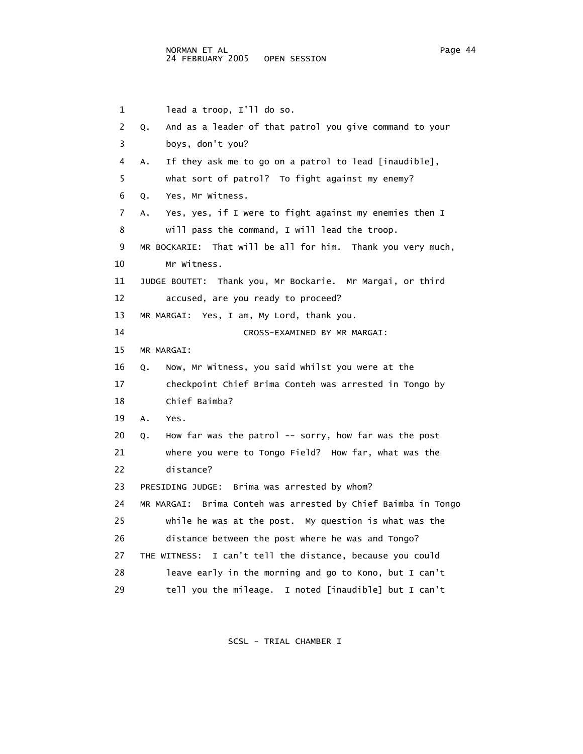1 lead a troop, I'll do so.

2 Q. And as a leader of that patrol you give command to your

3 boys, don't you?

4 A. If they ask me to go on a patrol to lead [inaudible],

5 what sort of patrol? To fight against my enemy?

6 Q. Yes, Mr Witness.

7 A. Yes, yes, if I were to fight against my enemies then I

8 will pass the command, I will lead the troop.

9 MR BOCKARIE: That will be all for him. Thank you very much,

10 Mr Witness.

11 JUDGE BOUTET: Thank you, Mr Bockarie. Mr Margai, or third

12 accused, are you ready to proceed?

13 MR MARGAI: Yes, I am, My Lord, thank you.

14 CROSS-EXAMINED BY MR MARGAI:

15 MR MARGAI:

16 Q. Now, Mr Witness, you said whilst you were at the

17 checkpoint Chief Brima Conteh was arrested in Tongo by

18 Chief Baimba?

19 A. Yes.

20 Q. How far was the patrol -- sorry, how far was the post

21 where you were to Tongo Field? How far, what was the

22 distance?

23 PRESIDING JUDGE: Brima was arrested by whom?

24 MR MARGAI: Brima Conteh was arrested by Chief Baimba in Tongo

25 while he was at the post. My question is what was the

26 distance between the post where he was and Tongo?

27 THE WITNESS: I can't tell the distance, because you could

28 leave early in the morning and go to Kono, but I can't

29 tell you the mileage. I noted [inaudible] but I can't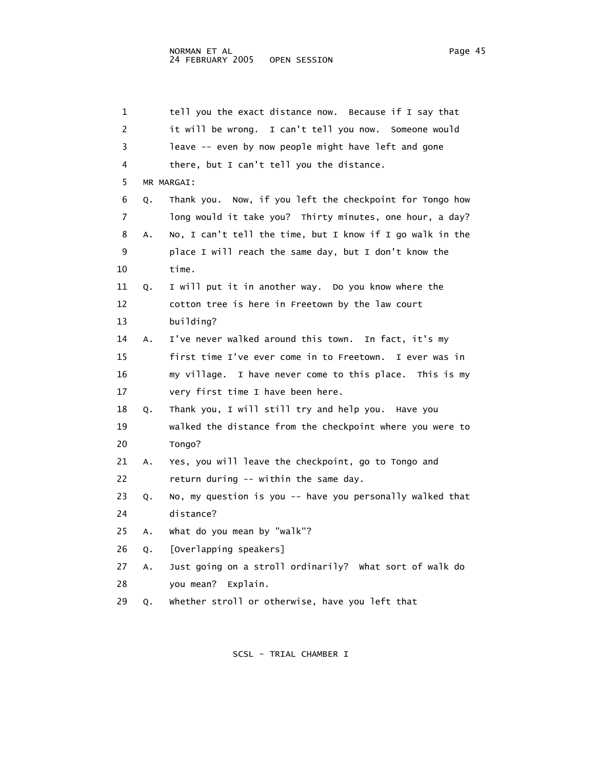1 tell you the exact distance now. Because if I say that
2 it will be wrong. I can't tell you now. Someone would
3 leave -- even by now people might have left and gone
4 there, but I can't tell you the distance.

5 MR MARGAI:

6 Q. Thank you. Now, if you left the checkpoint for Tongo how
7 long would it take you? Thirty minutes, one hour, a day?

8 A. No, I can't tell the time, but I know if I go walk in the
9 place I will reach the same day, but I don't know the
10 time.

11 Q. I will put it in another way. Do you know where the
12 cotton tree is here in Freetown by the law court
13 building?

14 A. I've never walked around this town. In fact, it's my
15 first time I've ever come in to Freetown. I ever was in
16 my village. I have never come to this place. This is my
17 very first time I have been here.

18 Q. Thank you, I will still try and help you. Have you
19 walked the distance from the checkpoint where you were to
20 Tongo?

21 A. Yes, you will leave the checkpoint, go to Tongo and
22 return during -- within the same day.

23 Q. No, my question is you -- have you personally walked that
24 distance?

25 A. What do you mean by "walk"?

26 Q. [Overlapping speakers]

27 A. Just going on a stroll ordinarily? What sort of walk do
28 you mean? Explain.

29 Q. Whether stroll or otherwise, have you left that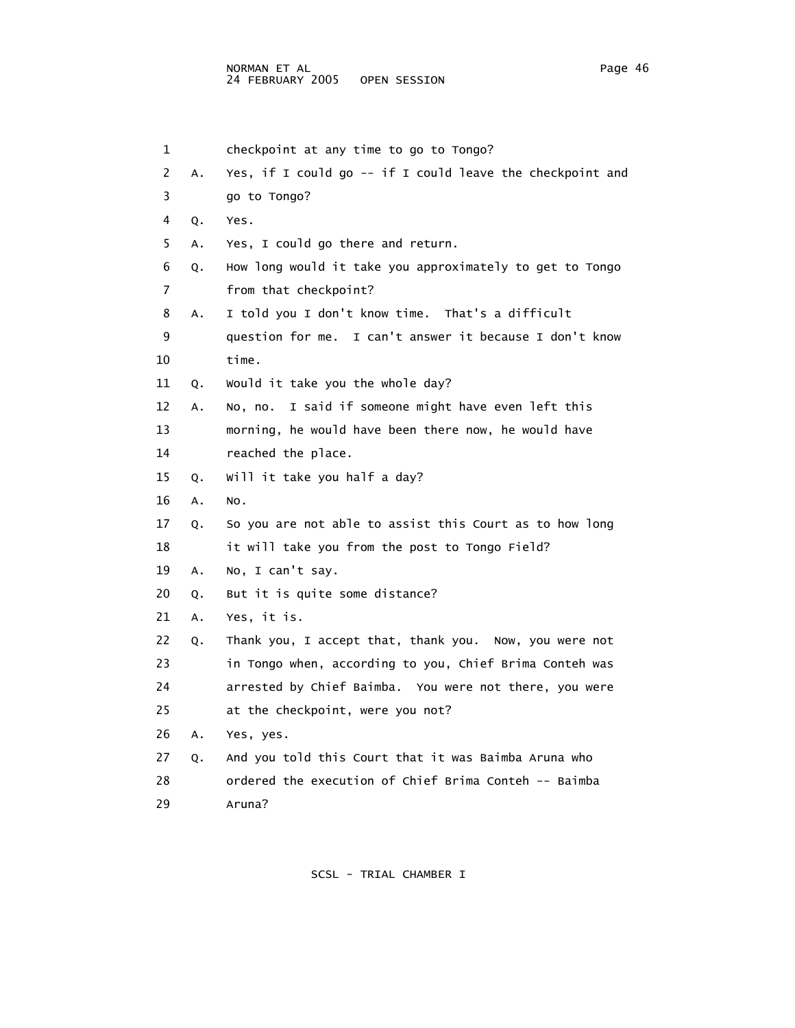1 checkpoint at any time to go to Tongo?

2 A. Yes, if I could go -- if I could leave the checkpoint and

3 go to Tongo?

4 Q. Yes.

5 A. Yes, I could go there and return.

6 Q. How long would it take you approximately to get to Tongo

7 from that checkpoint?

8 A. I told you I don't know time. That's a difficult

9 question for me. I can't answer it because I don't know

10 time.

11 Q. Would it take you the whole day?

12 A. No, no. I said if someone might have even left this

13 morning, he would have been there now, he would have

14 reached the place.

15 Q. Will it take you half a day?

16 A. No.

17 Q. So you are not able to assist this Court as to how long

18 it will take you from the post to Tongo Field?

19 A. No, I can't say.

20 Q. But it is quite some distance?

21 A. Yes, it is.

22 Q. Thank you, I accept that, thank you. Now, you were not

23 in Tongo when, according to you, Chief Brima Conteh was

24 arrested by Chief Baimba. You were not there, you were

25 at the checkpoint, were you not?

26 A. Yes, yes.

27 Q. And you told this Court that it was Baimba Aruna who

28 ordered the execution of Chief Brima Conteh -- Baimba

29 Aruna?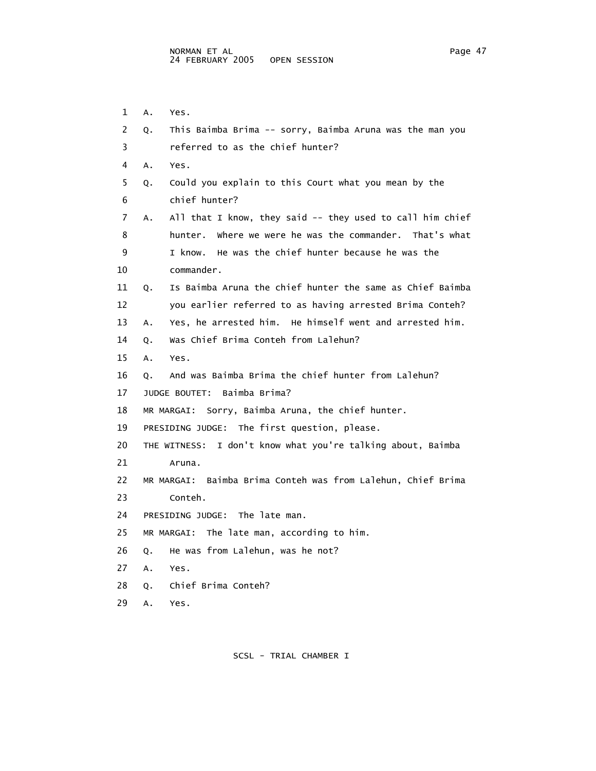1 A. Yes.

2 Q. This Baimba Brima -- sorry, Baimba Aruna was the man you

3 referred to as the chief hunter?

4 A. Yes.

5 Q. Could you explain to this Court what you mean by the

6 chief hunter?

7 A. All that I know, they said -- they used to call him chief

8 hunter. Where we were he was the commander. That's what

9 I know. He was the chief hunter because he was the

10 commander.

11 Q. Is Baimba Aruna the chief hunter the same as Chief Baimba

12 you earlier referred to as having arrested Brima Conteh?

13 A. Yes, he arrested him. He himself went and arrested him.

14 Q. Was Chief Brima Conteh from Lalehun?

15 A. Yes.

16 Q. And was Baimba Brima the chief hunter from Lalehun?

17 JUDGE BOUTET: Baimba Brima?

18 MR MARGAI: Sorry, Baimba Aruna, the chief hunter.

19 PRESIDING JUDGE: The first question, please.

20 THE WITNESS: I don't know what you're talking about, Baimba

21 Aruna.

22 MR MARGAI: Baimba Brima Conteh was from Lalehun, Chief Brima

23 Conteh.

24 PRESIDING JUDGE: The late man.

25 MR MARGAI: The late man, according to him.

26 Q. He was from Lalehun, was he not?

27 A. Yes.

28 Q. Chief Brima Conteh?

29 A. Yes.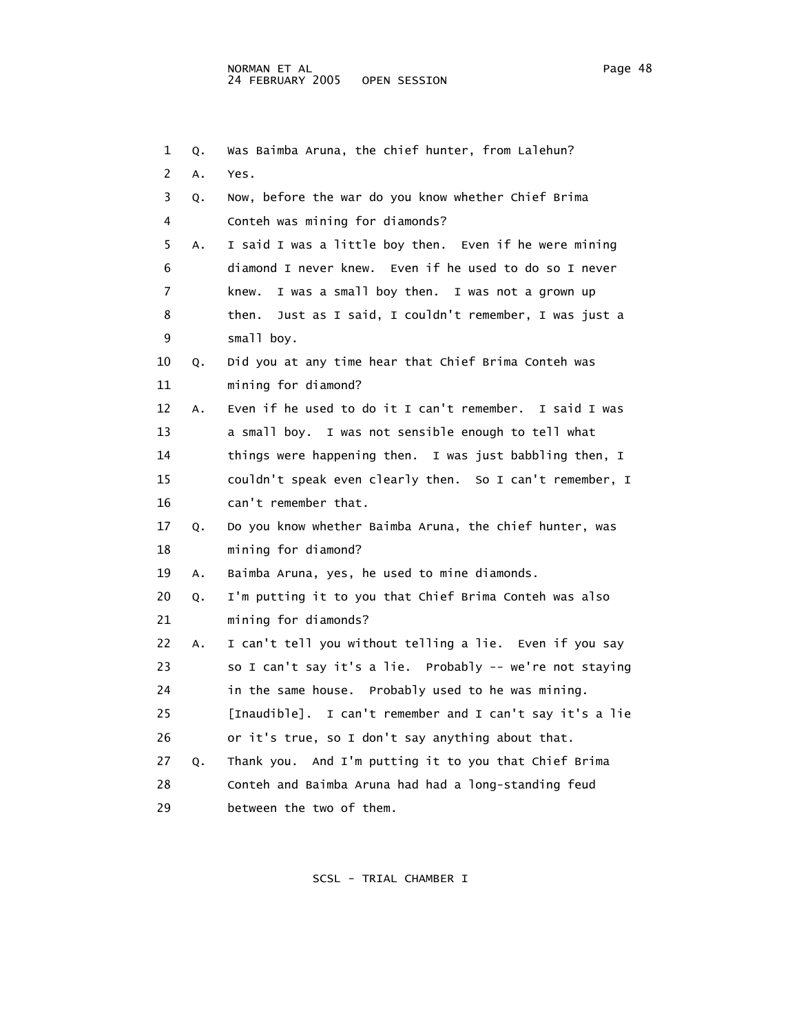Q. Was Baimba Aruna, the chief hunter, from Lalehun?

A. Yes.

Q. Now, before the war do you know whether Chief Brima Conteh was mining for diamonds?

A. I said I was a little boy then. Even if he were mining diamond I never knew. Even if he used to do so I never knew. I was a small boy then. I was not a grown up then. Just as I said, I couldn't remember, I was just a small boy.

Q. Did you at any time hear that Chief Brima Conteh was mining for diamond?

A. Even if he used to do it I can't remember. I said I was a small boy. I was not sensible enough to tell what things were happening then. I was just babbling then, I couldn't speak even clearly then. So I can't remember, I can't remember that.

Q. Do you know whether Baimba Aruna, the chief hunter, was mining for diamond?

A. Baimba Aruna, yes, he used to mine diamonds.

Q. I'm putting it to you that Chief Brima Conteh was also mining for diamonds?

A. I can't tell you without telling a lie. Even if you say so I can't say it's a lie. Probably -- we're not staying in the same house. Probably used to he was mining. [Inaudible]. I can't remember and I can't say it's a lie or it's true, so I don't say anything about that.

Q. Thank you. And I'm putting it to you that Chief Brima Conteh and Baimba Aruna had had a long-standing feud between the two of them.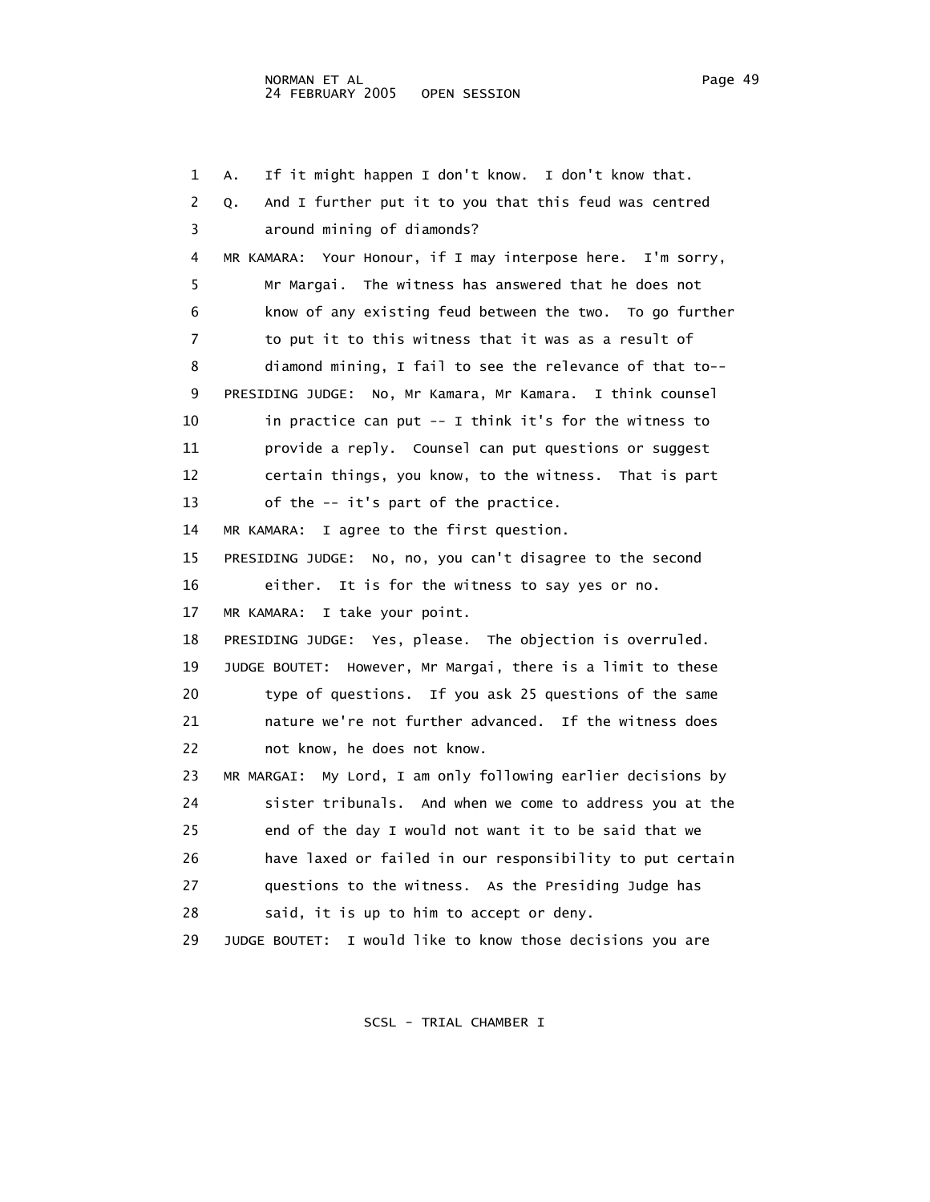1 A. If it might happen I don't know. I don't know that.

2 Q. And I further put it to you that this feud was centred

3 around mining of diamonds?

4 MR KAMARA: Your Honour, if I may interpose here. I'm sorry,

5 Mr Margai. The witness has answered that he does not

6 know of any existing feud between the two. To go further

7 to put it to this witness that it was as a result of

8 diamond mining, I fail to see the relevance of that to--

9 PRESIDING JUDGE: No, Mr Kamara, Mr Kamara. I think counsel

10 in practice can put -- I think it's for the witness to

11 provide a reply. Counsel can put questions or suggest

12 certain things, you know, to the witness. That is part

13 of the -- it's part of the practice.

14 MR KAMARA: I agree to the first question.

15 PRESIDING JUDGE: No, no, you can't disagree to the second

16 either. It is for the witness to say yes or no.

17 MR KAMARA: I take your point.

18 PRESIDING JUDGE: Yes, please. The objection is overruled.

19 JUDGE BOUTET: However, Mr Margai, there is a limit to these

20 type of questions. If you ask 25 questions of the same

21 nature we're not further advanced. If the witness does

22 not know, he does not know.

23 MR MARGAI: My Lord, I am only following earlier decisions by

24 sister tribunals. And when we come to address you at the

25 end of the day I would not want it to be said that we

26 have laxed or failed in our responsibility to put certain

27 questions to the witness. As the Presiding Judge has

28 said, it is up to him to accept or deny.

29 JUDGE BOUTET: I would like to know those decisions you are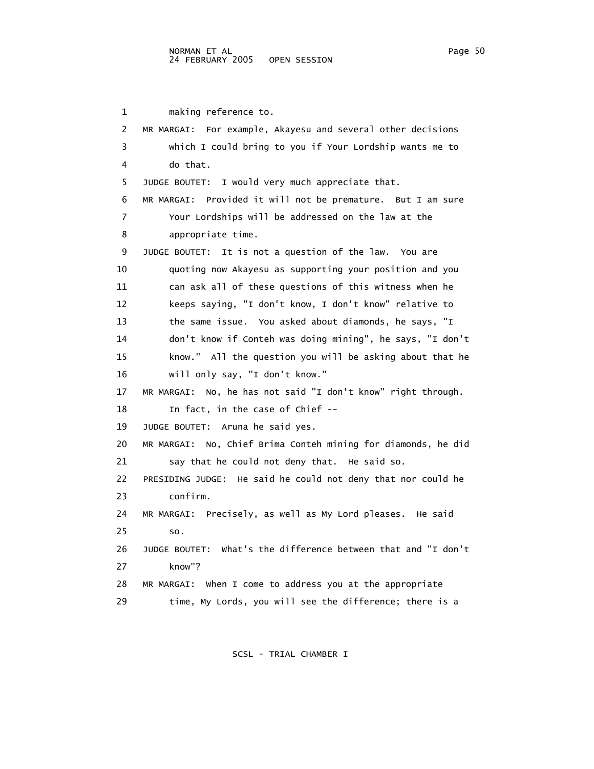making reference to.

MR MARGAI: For example, Akayesu and several other decisions which I could bring to you if Your Lordship wants me to do that.

JUDGE BOUTET: I would very much appreciate that.

MR MARGAI: Provided it will not be premature. But I am sure Your Lordships will be addressed on the law at the appropriate time.

JUDGE BOUTET: It is not a question of the law. You are quoting now Akayesu as supporting your position and you can ask all of these questions of this witness when he keeps saying, "I don't know, I don't know" relative to the same issue. You asked about diamonds, he says, "I don't know if Conteh was doing mining", he says, "I don't know." All the question you will be asking about that he will only say, "I don't know."

MR MARGAI: No, he has not said "I don't know" right through. In fact, in the case of Chief --

JUDGE BOUTET: Aruna he said yes.

MR MARGAI: No, Chief Brima Conteh mining for diamonds, he did say that he could not deny that. He said so.

PRESIDING JUDGE: He said he could not deny that nor could he confirm.

MR MARGAI: Precisely, as well as My Lord pleases. He said so.

JUDGE BOUTET: What's the difference between that and "I don't know"?

MR MARGAI: When I come to address you at the appropriate time, My Lords, you will see the difference; there is a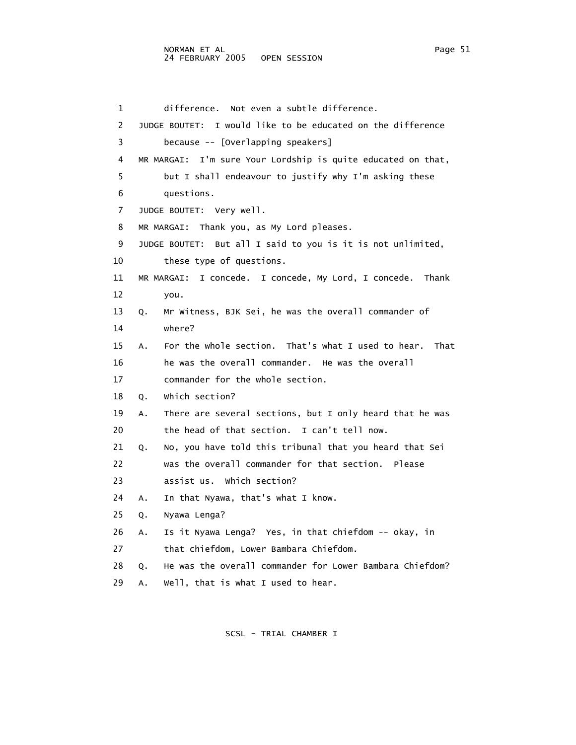1 difference. Not even a subtle difference.

2 JUDGE BOUTET: I would like to be educated on the difference

3 because -- [Overlapping speakers]

4 MR MARGAI: I'm sure Your Lordship is quite educated on that,

5 but I shall endeavour to justify why I'm asking these

6 questions.

7 JUDGE BOUTET: Very well.

8 MR MARGAI: Thank you, as My Lord pleases.

9 JUDGE BOUTET: But all I said to you is it is not unlimited,

10 these type of questions.

11 MR MARGAI: I concede. I concede, My Lord, I concede. Thank

12 you.

13 Q. Mr Witness, BJK Sei, he was the overall commander of

14 where?

15 A. For the whole section. That's what I used to hear. That

16 he was the overall commander. He was the overall

17 commander for the whole section.

18 Q. Which section?

19 A. There are several sections, but I only heard that he was

20 the head of that section. I can't tell now.

21 Q. No, you have told this tribunal that you heard that Sei

22 was the overall commander for that section. Please

23 assist us. Which section?

24 A. In that Nyawa, that's what I know.

25 Q. Nyawa Lenga?

26 A. Is it Nyawa Lenga? Yes, in that chiefdom -- okay, in

27 that chiefdom, Lower Bambara Chiefdom.

28 Q. He was the overall commander for Lower Bambara Chiefdom?

29 A. Well, that is what I used to hear.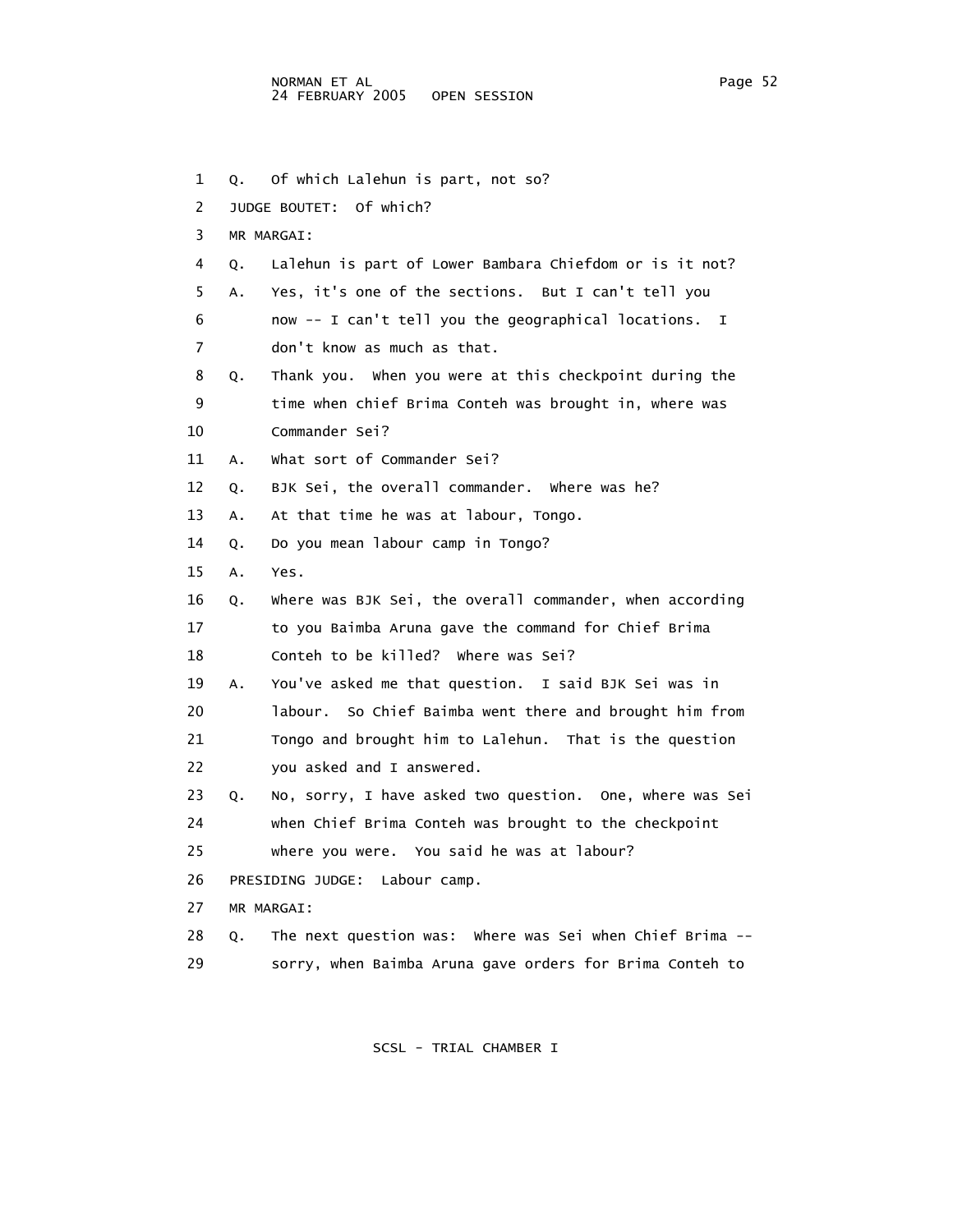1 Q. Of which Lalehun is part, not so?

2 JUDGE BOUTET: Of which?

3 MR MARGAI:

4 Q. Lalehun is part of Lower Bambara Chiefdom or is it not?

5 A. Yes, it's one of the sections. But I can't tell you

6 now -- I can't tell you the geographical locations. I

7 don't know as much as that.

8 Q. Thank you. When you were at this checkpoint during the

9 time when chief Brima Conteh was brought in, where was

10 Commander Sei?

11 A. What sort of Commander Sei?

12 Q. BJK Sei, the overall commander. Where was he?

13 A. At that time he was at labour, Tongo.

14 Q. Do you mean labour camp in Tongo?

15 A. Yes.

16 Q. Where was BJK Sei, the overall commander, when according

17 to you Baimba Aruna gave the command for Chief Brima

18 Conteh to be killed? Where was Sei?

19 A. You've asked me that question. I said BJK Sei was in

20 labour. So Chief Baimba went there and brought him from

21 Tongo and brought him to Lalehun. That is the question

22 you asked and I answered.

23 Q. No, sorry, I have asked two question. One, where was Sei

24 when Chief Brima Conteh was brought to the checkpoint

25 where you were. You said he was at labour?

26 PRESIDING JUDGE: Labour camp.

27 MR MARGAI:

28 Q. The next question was: Where was Sei when Chief Brima --

29 sorry, when Baimba Aruna gave orders for Brima Conteh to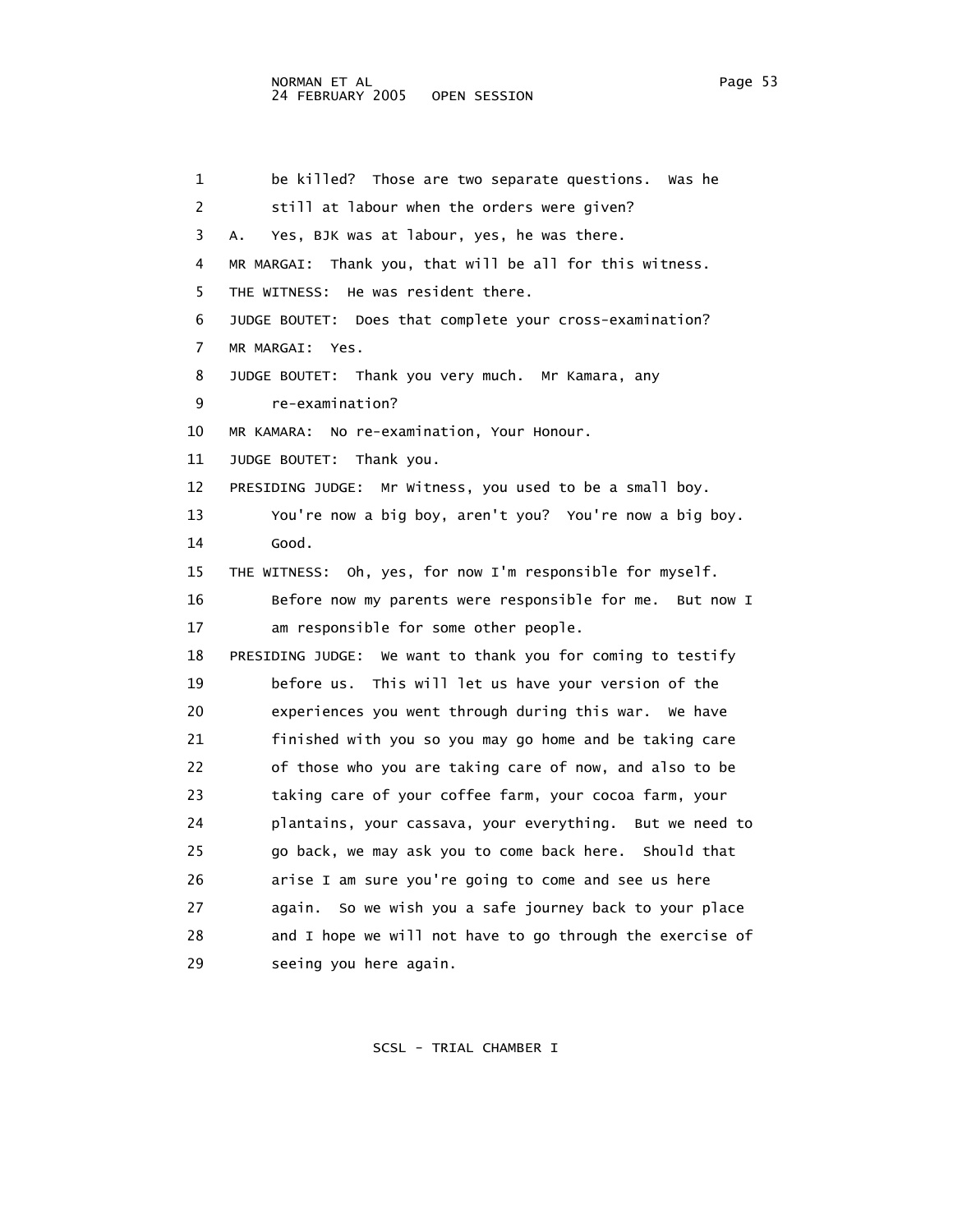be killed? Those are two separate questions. Was he still at labour when the orders were given?

A. Yes, BJK was at labour, yes, he was there.

MR MARGAI: Thank you, that will be all for this witness.

THE WITNESS: He was resident there.

JUDGE BOUTET: Does that complete your cross-examination?

MR MARGAI: Yes.

JUDGE BOUTET: Thank you very much. Mr Kamara, any re-examination?

MR KAMARA: No re-examination, Your Honour.

JUDGE BOUTET: Thank you.

PRESIDING JUDGE: Mr Witness, you used to be a small boy. You're now a big boy, aren't you? You're now a big boy. Good.

THE WITNESS: Oh, yes, for now I'm responsible for myself. Before now my parents were responsible for me. But now I am responsible for some other people.

PRESIDING JUDGE: We want to thank you for coming to testify before us. This will let us have your version of the experiences you went through during this war. We have finished with you so you may go home and be taking care of those who you are taking care of now, and also to be taking care of your coffee farm, your cocoa farm, your plantains, your cassava, your everything. But we need to go back, we may ask you to come back here. Should that arise I am sure you're going to come and see us here again. So we wish you a safe journey back to your place and I hope we will not have to go through the exercise of seeing you here again.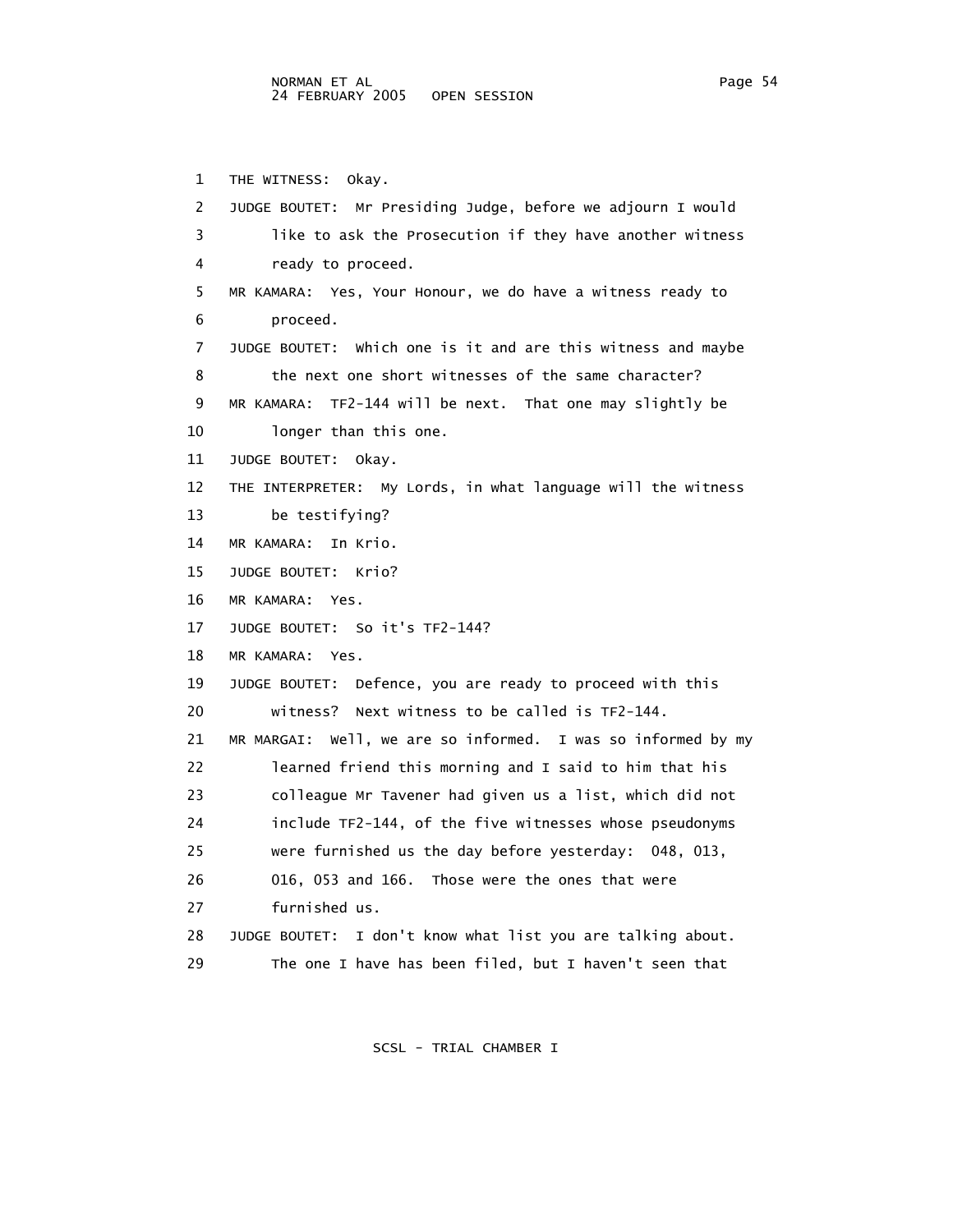1 THE WITNESS: Okay.

2 JUDGE BOUTET: Mr Presiding Judge, before we adjourn I would
3 like to ask the Prosecution if they have another witness
4 ready to proceed.

5 MR KAMARA: Yes, Your Honour, we do have a witness ready to
6 proceed.

7 JUDGE BOUTET: Which one is it and are this witness and maybe
8 the next one short witnesses of the same character?

9 MR KAMARA: TF2-144 will be next. That one may slightly be
10 longer than this one.

11 JUDGE BOUTET: Okay.

12 THE INTERPRETER: My Lords, in what language will the witness
13 be testifying?

14 MR KAMARA: In Krio.

15 JUDGE BOUTET: Krio?

16 MR KAMARA: Yes.

17 JUDGE BOUTET: So it's TF2-144?

18 MR KAMARA: Yes.

19 JUDGE BOUTET: Defence, you are ready to proceed with this
20 witness? Next witness to be called is TF2-144.

21 MR MARGAI: Well, we are so informed. I was so informed by my
22 learned friend this morning and I said to him that his
23 colleague Mr Tavener had given us a list, which did not
24 include TF2-144, of the five witnesses whose pseudonyms
25 were furnished us the day before yesterday: 048, 013,
26 016, 053 and 166. Those were the ones that were
27 furnished us.

28 JUDGE BOUTET: I don't know what list you are talking about.
29 The one I have has been filed, but I haven't seen that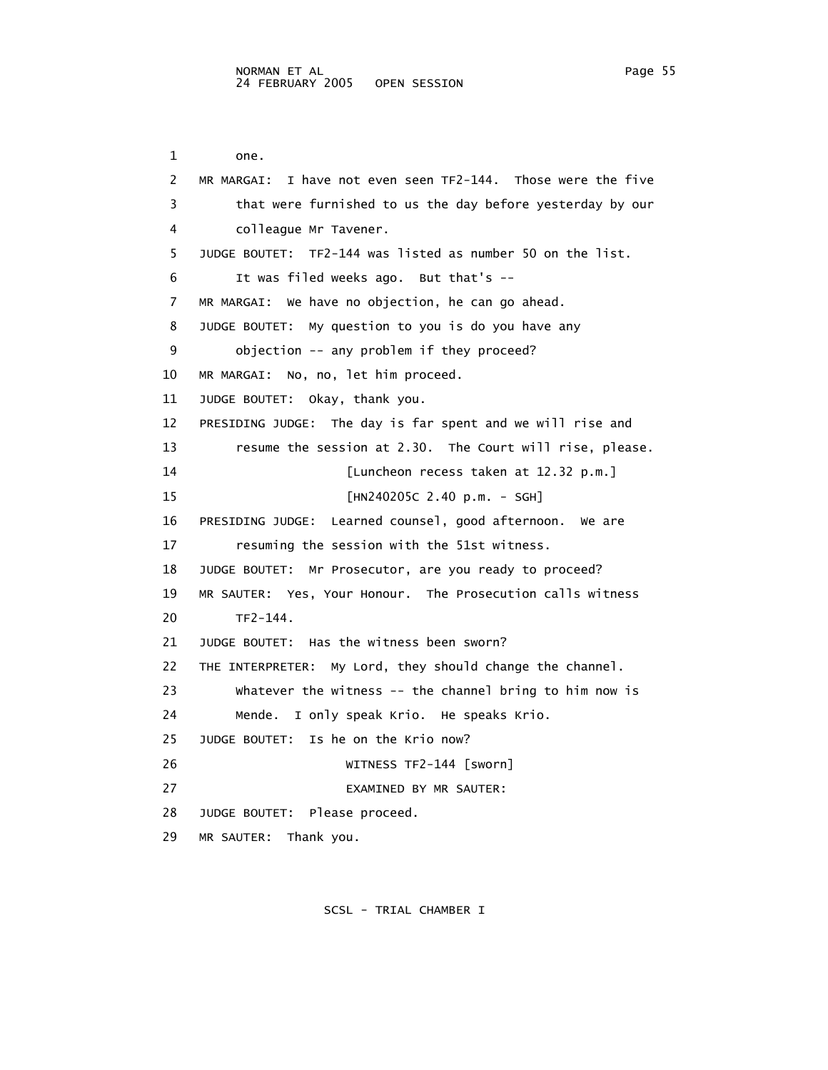1 one.

2 MR MARGAI: I have not even seen TF2-144. Those were the five

3 that were furnished to us the day before yesterday by our

4 colleague Mr Tavener.

5 JUDGE BOUTET: TF2-144 was listed as number 50 on the list.

6 It was filed weeks ago. But that's --

7 MR MARGAI: We have no objection, he can go ahead.

8 JUDGE BOUTET: My question to you is do you have any

9 objection -- any problem if they proceed?

10 MR MARGAI: No, no, let him proceed.

11 JUDGE BOUTET: Okay, thank you.

12 PRESIDING JUDGE: The day is far spent and we will rise and

13 resume the session at 2.30. The Court will rise, please.

14 [Luncheon recess taken at 12.32 p.m.]

15 [HN240205C 2.40 p.m. - SGH]

16 PRESIDING JUDGE: Learned counsel, good afternoon. We are

17 resuming the session with the 51st witness.

18 JUDGE BOUTET: Mr Prosecutor, are you ready to proceed?

19 MR SAUTER: Yes, Your Honour. The Prosecution calls witness

20 TF2-144.

21 JUDGE BOUTET: Has the witness been sworn?

22 THE INTERPRETER: My Lord, they should change the channel.

23 Whatever the witness -- the channel bring to him now is

24 Mende. I only speak Krio. He speaks Krio.

25 JUDGE BOUTET: Is he on the Krio now?

26 WITNESS TF2-144 [sworn]

27 EXAMINED BY MR SAUTER:

28 JUDGE BOUTET: Please proceed.

29 MR SAUTER: Thank you.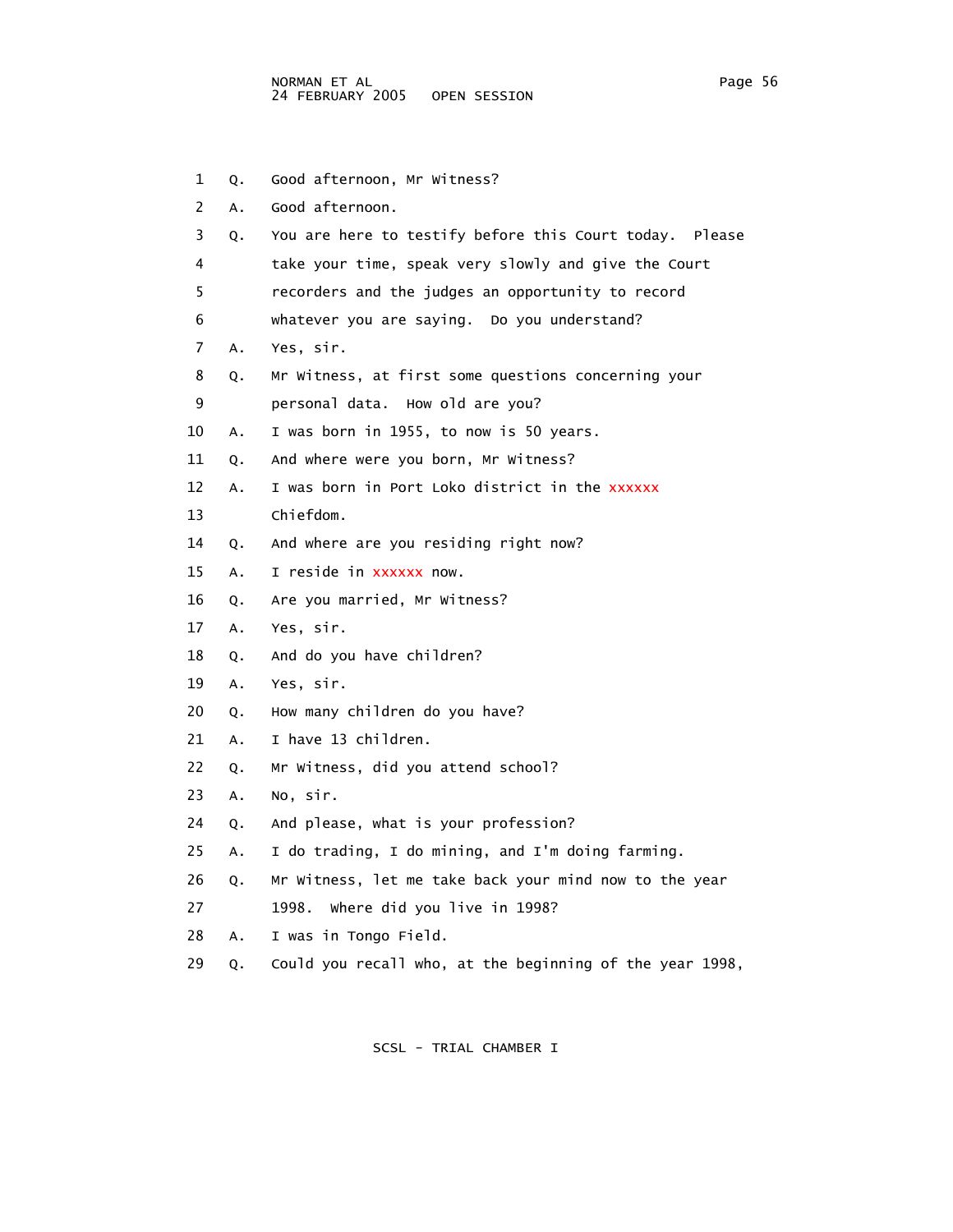1 Q. Good afternoon, Mr Witness?

2 A. Good afternoon.

3 Q. You are here to testify before this Court today. Please
4 take your time, speak very slowly and give the Court
5 recorders and the judges an opportunity to record
6 whatever you are saying. Do you understand?

7 A. Yes, sir.

8 Q. Mr Witness, at first some questions concerning your
9 personal data. How old are you?

10 A. I was born in 1955, to now is 50 years.

11 Q. And where were you born, Mr Witness?

12 A. I was born in Port Loko district in the xxxxxx
13 Chiefdom.

14 Q. And where are you residing right now?

15 A. I reside in xxxxxx now.

16 Q. Are you married, Mr Witness?

17 A. Yes, sir.

18 Q. And do you have children?

19 A. Yes, sir.

20 Q. How many children do you have?

21 A. I have 13 children.

22 Q. Mr Witness, did you attend school?

23 A. No, sir.

24 Q. And please, what is your profession?

25 A. I do trading, I do mining, and I'm doing farming.

26 Q. Mr Witness, let me take back your mind now to the year
27 1998. Where did you live in 1998?

28 A. I was in Tongo Field.

29 Q. Could you recall who, at the beginning of the year 1998,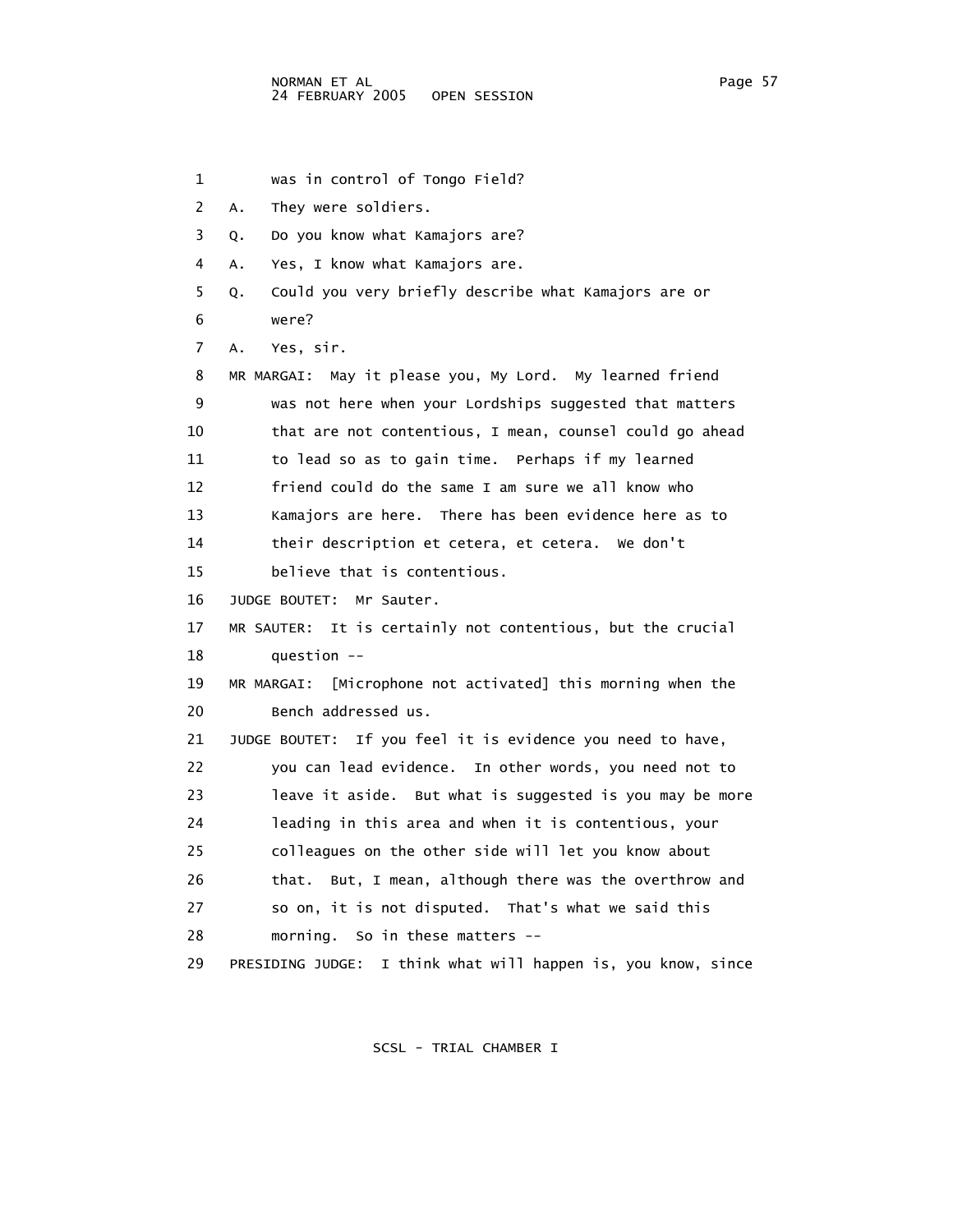1 was in control of Tongo Field?

2 A. They were soldiers.

3 Q. Do you know what Kamajors are?

4 A. Yes, I know what Kamajors are.

5 Q. Could you very briefly describe what Kamajors are or

6 were?

7 A. Yes, sir.

8 MR MARGAI: May it please you, My Lord. My learned friend

9 was not here when your Lordships suggested that matters

10 that are not contentious, I mean, counsel could go ahead

11 to lead so as to gain time. Perhaps if my learned

12 friend could do the same I am sure we all know who

13 Kamajors are here. There has been evidence here as to

14 their description et cetera, et cetera. We don't

15 believe that is contentious.

16 JUDGE BOUTET: Mr Sauter.

17 MR SAUTER: It is certainly not contentious, but the crucial

18 question --

19 MR MARGAI: [Microphone not activated] this morning when the

20 Bench addressed us.

21 JUDGE BOUTET: If you feel it is evidence you need to have,

22 you can lead evidence. In other words, you need not to

23 leave it aside. But what is suggested is you may be more

24 leading in this area and when it is contentious, your

25 colleagues on the other side will let you know about

26 that. But, I mean, although there was the overthrow and

27 so on, it is not disputed. That's what we said this

28 morning. So in these matters --

29 PRESIDING JUDGE: I think what will happen is, you know, since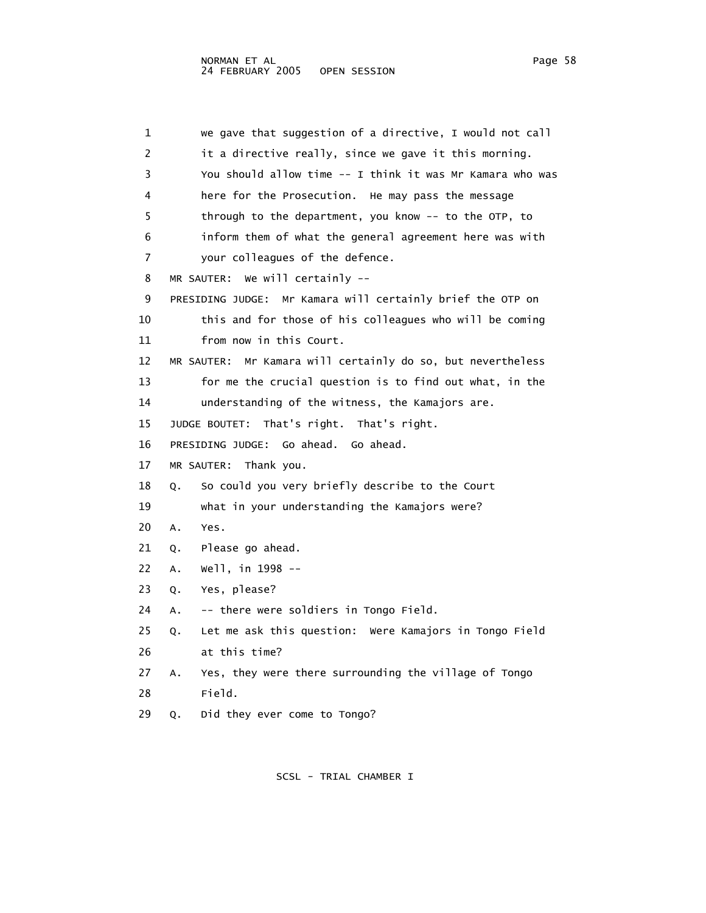1 we gave that suggestion of a directive, I would not call
2 it a directive really, since we gave it this morning.
3 You should allow time -- I think it was Mr Kamara who was
4 here for the Prosecution. He may pass the message
5 through to the department, you know -- to the OTP, to
6 inform them of what the general agreement here was with
7 your colleagues of the defence.
8 MR SAUTER: We will certainly --
9 PRESIDING JUDGE: Mr Kamara will certainly brief the OTP on
10 this and for those of his colleagues who will be coming
11 from now in this Court.
12 MR SAUTER: Mr Kamara will certainly do so, but nevertheless
13 for me the crucial question is to find out what, in the
14 understanding of the witness, the Kamajors are.
15 JUDGE BOUTET: That's right. That's right.
16 PRESIDING JUDGE: Go ahead. Go ahead.
17 MR SAUTER: Thank you.
18 Q. So could you very briefly describe to the Court
19 what in your understanding the Kamajors were?
20 A. Yes.
21 Q. Please go ahead.
22 A. Well, in 1998 --
23 Q. Yes, please?
24 A. -- there were soldiers in Tongo Field.
25 Q. Let me ask this question: Were Kamajors in Tongo Field
26 at this time?
27 A. Yes, they were there surrounding the village of Tongo
28 Field.
29 Q. Did they ever come to Tongo?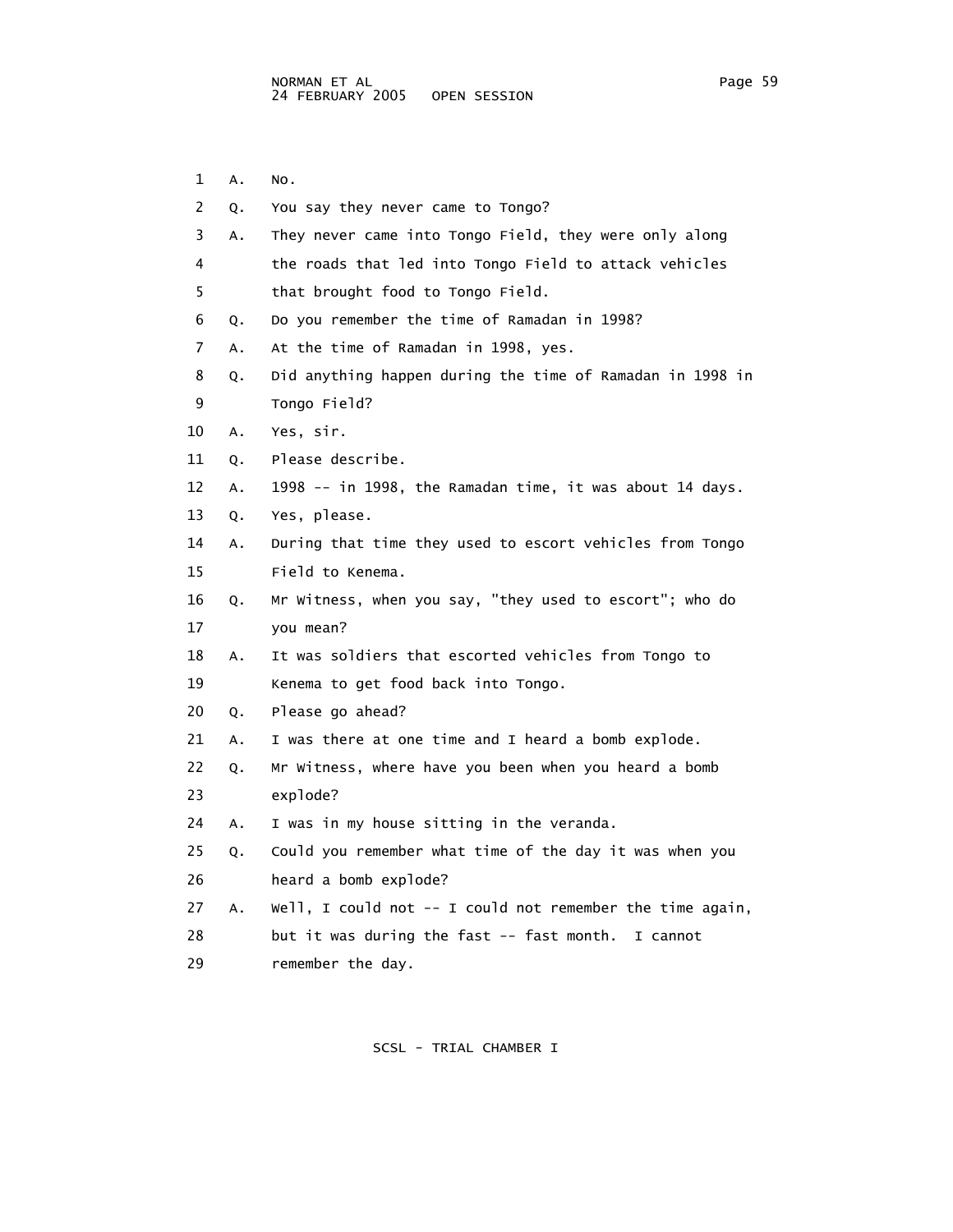1 A. No.

2 Q. You say they never came to Tongo?

3 A. They never came into Tongo Field, they were only along

4 the roads that led into Tongo Field to attack vehicles

5 that brought food to Tongo Field.

6 Q. Do you remember the time of Ramadan in 1998?

7 A. At the time of Ramadan in 1998, yes.

8 Q. Did anything happen during the time of Ramadan in 1998 in

9 Tongo Field?

10 A. Yes, sir.

11 Q. Please describe.

12 A. 1998 -- in 1998, the Ramadan time, it was about 14 days.

13 Q. Yes, please.

14 A. During that time they used to escort vehicles from Tongo

15 Field to Kenema.

16 Q. Mr Witness, when you say, "they used to escort"; who do

17 you mean?

18 A. It was soldiers that escorted vehicles from Tongo to

19 Kenema to get food back into Tongo.

20 Q. Please go ahead?

21 A. I was there at one time and I heard a bomb explode.

22 Q. Mr Witness, where have you been when you heard a bomb

23 explode?

24 A. I was in my house sitting in the veranda.

25 Q. Could you remember what time of the day it was when you

26 heard a bomb explode?

27 A. Well, I could not -- I could not remember the time again,

28 but it was during the fast -- fast month. I cannot

29 remember the day.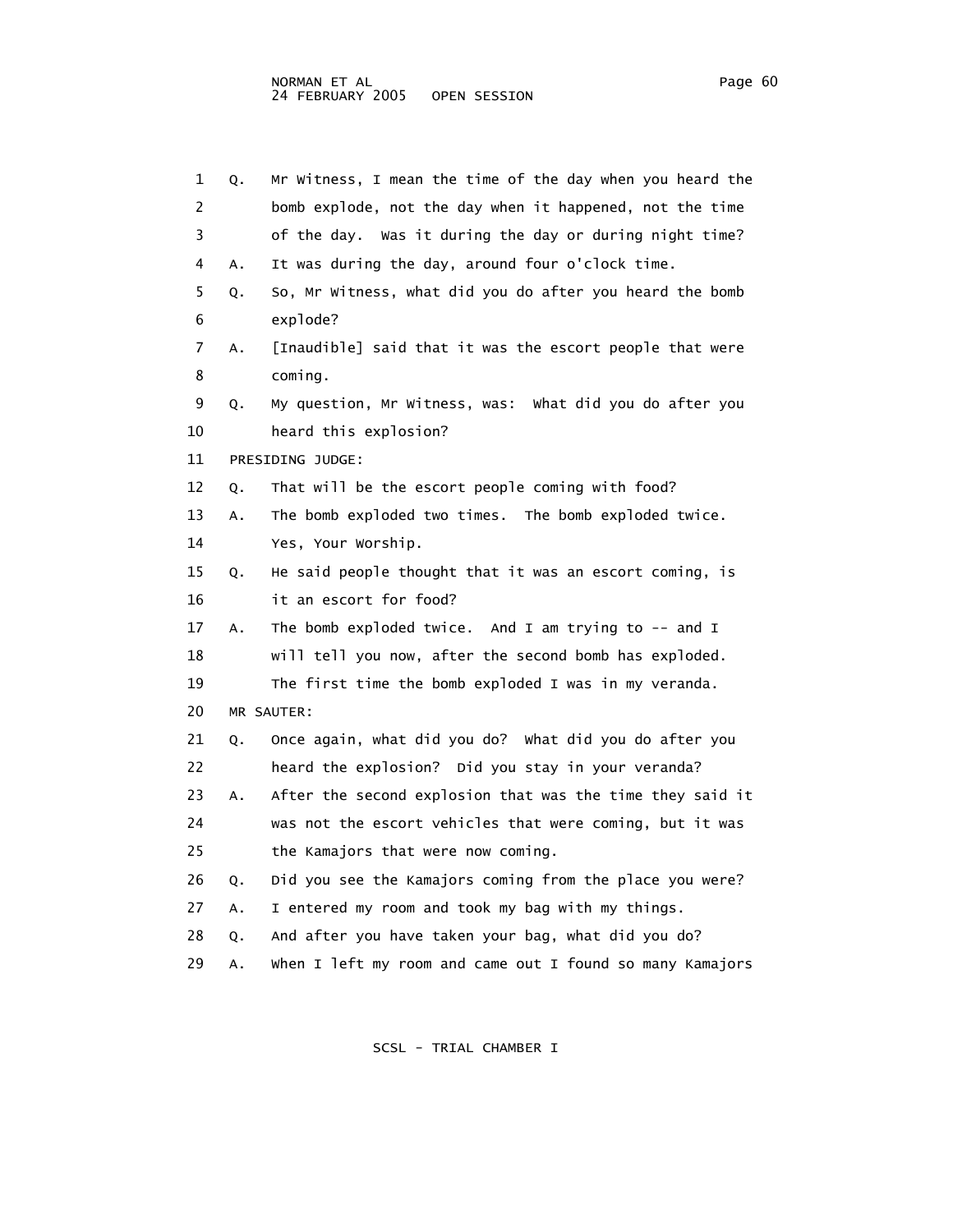1 Q. Mr Witness, I mean the time of the day when you heard the
2 bomb explode, not the day when it happened, not the time
3 of the day. Was it during the day or during night time?
4 A. It was during the day, around four o'clock time.
5 Q. So, Mr Witness, what did you do after you heard the bomb
6 explode?
7 A. [Inaudible] said that it was the escort people that were
8 coming.
9 Q. My question, Mr Witness, was: What did you do after you
10 heard this explosion?
11 PRESIDING JUDGE:
12 Q. That will be the escort people coming with food?
13 A. The bomb exploded two times. The bomb exploded twice.
14 Yes, Your Worship.
15 Q. He said people thought that it was an escort coming, is
16 it an escort for food?
17 A. The bomb exploded twice. And I am trying to -- and I
18 will tell you now, after the second bomb has exploded.
19 The first time the bomb exploded I was in my veranda.
20 MR SAUTER:
21 Q. Once again, what did you do? What did you do after you
22 heard the explosion? Did you stay in your veranda?
23 A. After the second explosion that was the time they said it
24 was not the escort vehicles that were coming, but it was
25 the Kamajors that were now coming.
26 Q. Did you see the Kamajors coming from the place you were?
27 A. I entered my room and took my bag with my things.
28 Q. And after you have taken your bag, what did you do?
29 A. When I left my room and came out I found so many Kamajors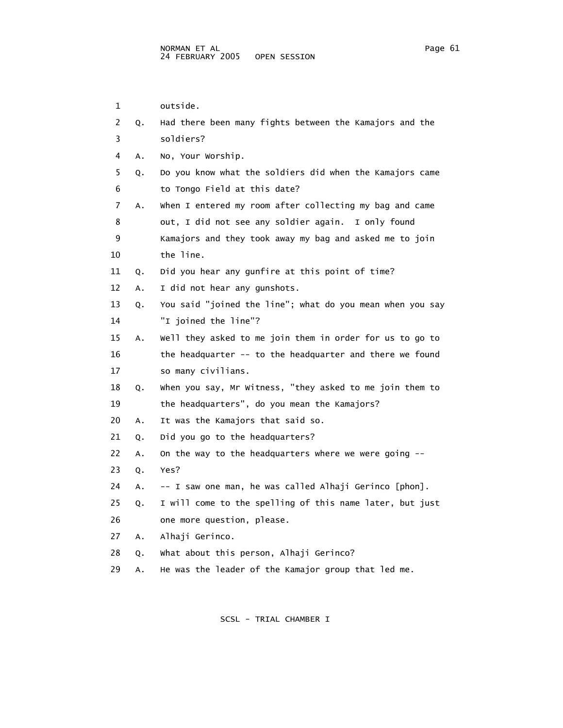1 outside.

2 Q. Had there been many fights between the Kamajors and the

3 soldiers?

4 A. No, Your Worship.

5 Q. Do you know what the soldiers did when the Kamajors came

6 to Tongo Field at this date?

7 A. When I entered my room after collecting my bag and came

8 out, I did not see any soldier again. I only found

9 Kamajors and they took away my bag and asked me to join

10 the line.

11 Q. Did you hear any gunfire at this point of time?

12 A. I did not hear any gunshots.

13 Q. You said "joined the line"; what do you mean when you say

14 "I joined the line"?

15 A. Well they asked to me join them in order for us to go to

16 the headquarter -- to the headquarter and there we found

17 so many civilians.

18 Q. When you say, Mr Witness, "they asked to me join them to

19 the headquarters", do you mean the Kamajors?

20 A. It was the Kamajors that said so.

21 Q. Did you go to the headquarters?

22 A. On the way to the headquarters where we were going --

23 Q. Yes?

24 A. -- I saw one man, he was called Alhaji Gerinco [phon].

25 Q. I will come to the spelling of this name later, but just

26 one more question, please.

27 A. Alhaji Gerinco.

28 Q. What about this person, Alhaji Gerinco?

29 A. He was the leader of the Kamajor group that led me.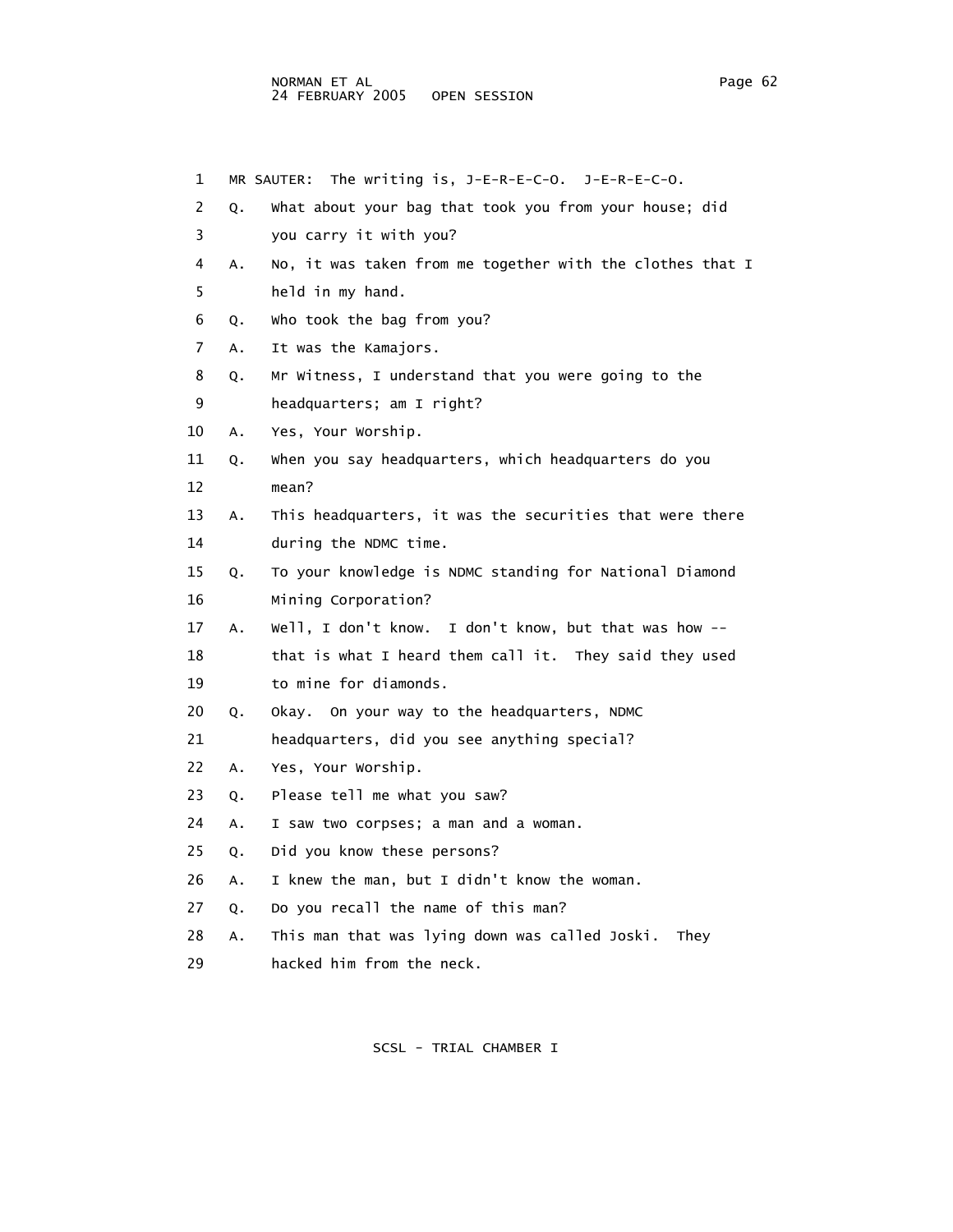MR SAUTER: The writing is, J-E-R-E-C-O. J-E-R-E-C-O.

Q. What about your bag that took you from your house; did you carry it with you?

A. No, it was taken from me together with the clothes that I held in my hand.

Q. Who took the bag from you?

A. It was the Kamajors.

Q. Mr Witness, I understand that you were going to the headquarters; am I right?

A. Yes, Your Worship.

Q. When you say headquarters, which headquarters do you mean?

A. This headquarters, it was the securities that were there during the NDMC time.

Q. To your knowledge is NDMC standing for National Diamond Mining Corporation?

A. Well, I don't know. I don't know, but that was how -- that is what I heard them call it. They said they used to mine for diamonds.

Q. Okay. On your way to the headquarters, NDMC headquarters, did you see anything special?

A. Yes, Your Worship.

Q. Please tell me what you saw?

A. I saw two corpses; a man and a woman.

Q. Did you know these persons?

A. I knew the man, but I didn't know the woman.

Q. Do you recall the name of this man?

A. This man that was lying down was called Joski. They hacked him from the neck.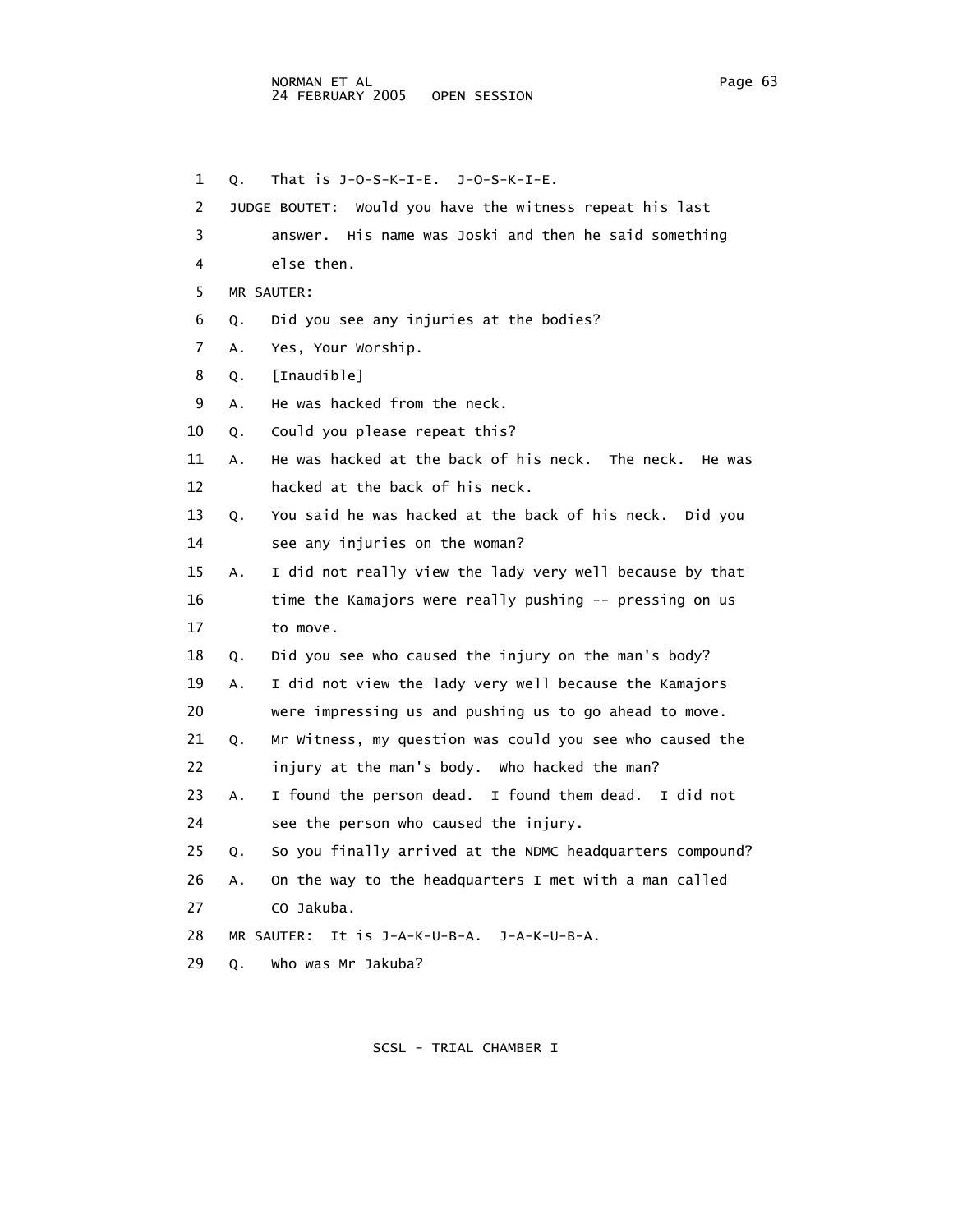1 Q. That is J-O-S-K-I-E. J-O-S-K-I-E.

2 JUDGE BOUTET: Would you have the witness repeat his last

3 answer. His name was Joski and then he said something

4 else then.

5 MR SAUTER:

6 Q. Did you see any injuries at the bodies?

7 A. Yes, Your Worship.

8 Q. [Inaudible]

9 A. He was hacked from the neck.

10 Q. Could you please repeat this?

11 A. He was hacked at the back of his neck. The neck. He was

12 hacked at the back of his neck.

13 Q. You said he was hacked at the back of his neck. Did you

14 see any injuries on the woman?

15 A. I did not really view the lady very well because by that

16 time the Kamajors were really pushing -- pressing on us

17 to move.

18 Q. Did you see who caused the injury on the man's body?

19 A. I did not view the lady very well because the Kamajors

20 were impressing us and pushing us to go ahead to move.

21 Q. Mr Witness, my question was could you see who caused the

22 injury at the man's body. Who hacked the man?

23 A. I found the person dead. I found them dead. I did not

24 see the person who caused the injury.

25 Q. So you finally arrived at the NDMC headquarters compound?

26 A. On the way to the headquarters I met with a man called

27 CO Jakuba.

28 MR SAUTER: It is J-A-K-U-B-A. J-A-K-U-B-A.

29 Q. Who was Mr Jakuba?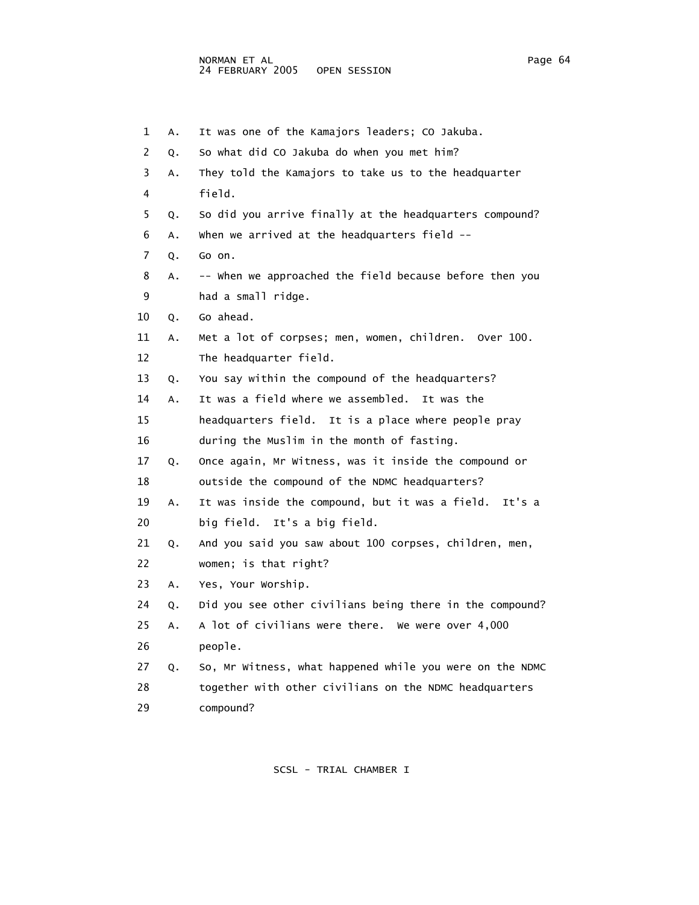1 A. It was one of the Kamajors leaders; CO Jakuba.

2 Q. So what did CO Jakuba do when you met him?

3 A. They told the Kamajors to take us to the headquarter

4 field.

5 Q. So did you arrive finally at the headquarters compound?

6 A. When we arrived at the headquarters field --

7 Q. Go on.

8 A. -- When we approached the field because before then you

9 had a small ridge.

10 Q. Go ahead.

11 A. Met a lot of corpses; men, women, children. Over 100.

12 The headquarter field.

13 Q. You say within the compound of the headquarters?

14 A. It was a field where we assembled. It was the

15 headquarters field. It is a place where people pray

16 during the Muslim in the month of fasting.

17 Q. Once again, Mr Witness, was it inside the compound or

18 outside the compound of the NDMC headquarters?

19 A. It was inside the compound, but it was a field. It's a

20 big field. It's a big field.

21 Q. And you said you saw about 100 corpses, children, men,

22 women; is that right?

23 A. Yes, Your Worship.

24 Q. Did you see other civilians being there in the compound?

25 A. A lot of civilians were there. We were over 4,000

26 people.

27 Q. So, Mr Witness, what happened while you were on the NDMC

28 together with other civilians on the NDMC headquarters

29 compound?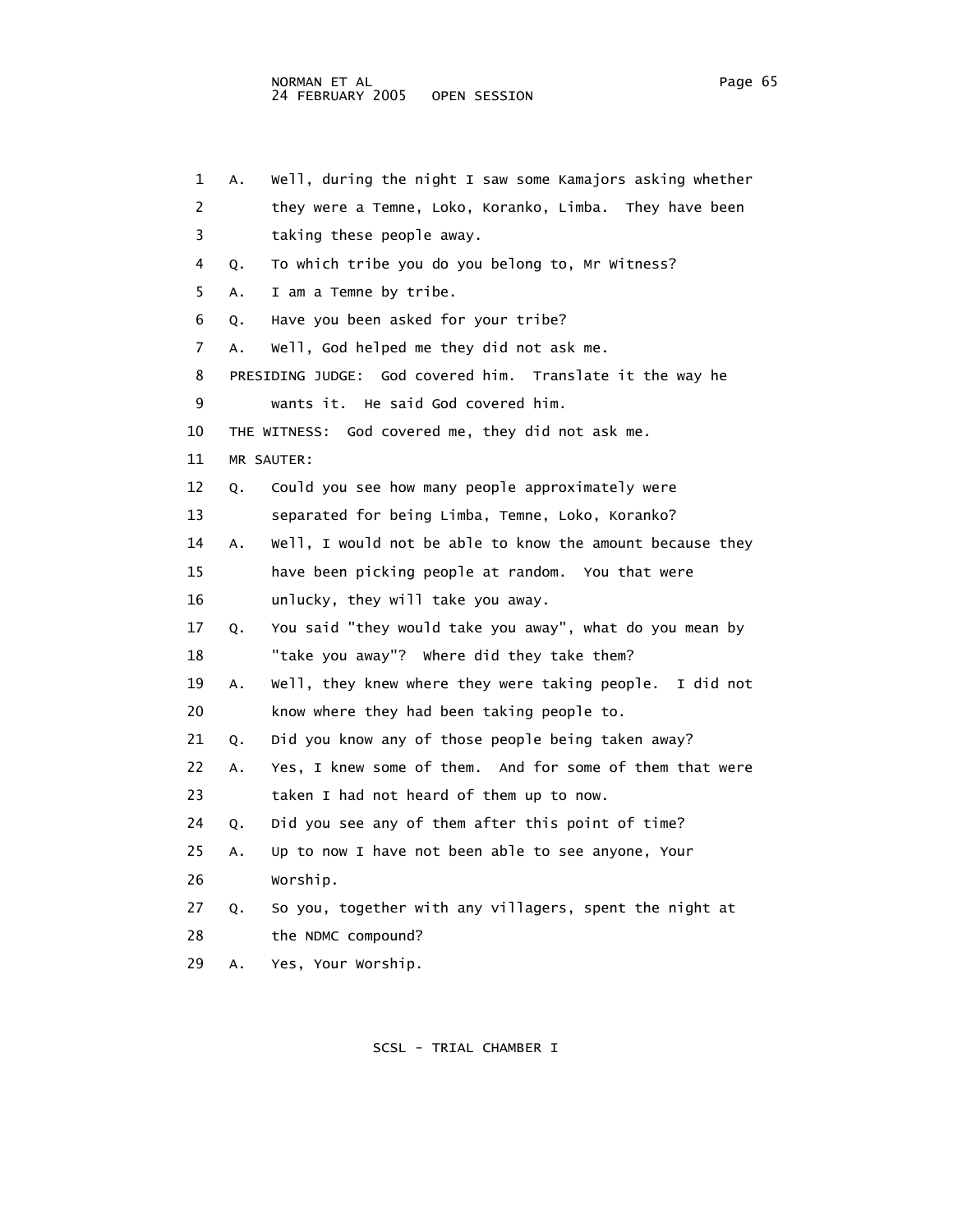1 A. Well, during the night I saw some Kamajors asking whether
2 they were a Temne, Loko, Koranko, Limba. They have been
3 taking these people away.
4 Q. To which tribe you do you belong to, Mr Witness?
5 A. I am a Temne by tribe.
6 Q. Have you been asked for your tribe?
7 A. Well, God helped me they did not ask me.
8 PRESIDING JUDGE: God covered him. Translate it the way he
9 wants it. He said God covered him.
10 THE WITNESS: God covered me, they did not ask me.
11 MR SAUTER:
12 Q. Could you see how many people approximately were
13 separated for being Limba, Temne, Loko, Koranko?
14 A. Well, I would not be able to know the amount because they
15 have been picking people at random. You that were
16 unlucky, they will take you away.
17 Q. You said "they would take you away", what do you mean by
18 "take you away"? Where did they take them?
19 A. Well, they knew where they were taking people. I did not
20 know where they had been taking people to.
21 Q. Did you know any of those people being taken away?
22 A. Yes, I knew some of them. And for some of them that were
23 taken I had not heard of them up to now.
24 Q. Did you see any of them after this point of time?
25 A. Up to now I have not been able to see anyone, Your
26 Worship.
27 Q. So you, together with any villagers, spent the night at
28 the NDMC compound?
29 A. Yes, Your Worship.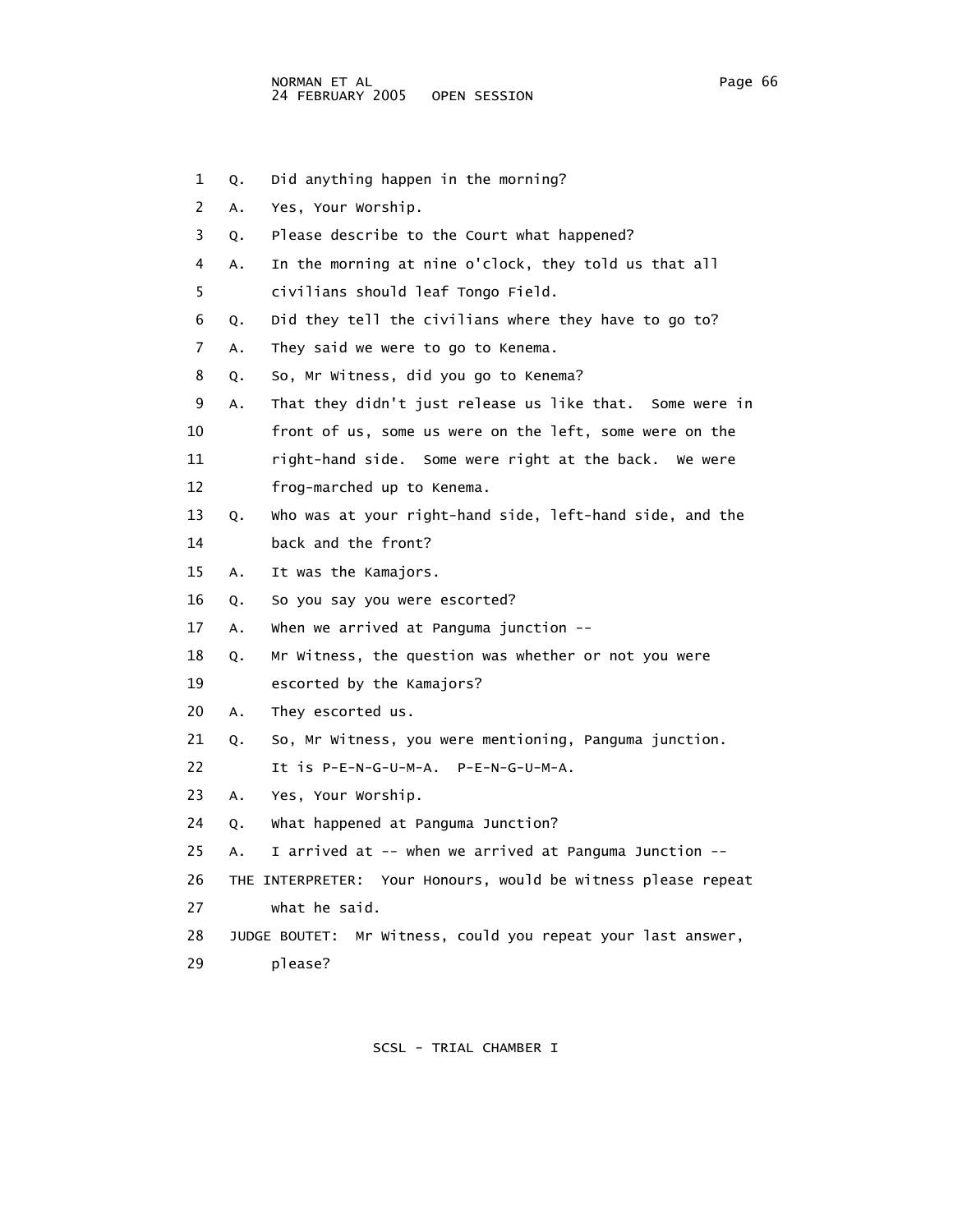1 Q. Did anything happen in the morning?

2 A. Yes, Your Worship.

3 Q. Please describe to the Court what happened?

4 A. In the morning at nine o'clock, they told us that all

5 civilians should leaf Tongo Field.

6 Q. Did they tell the civilians where they have to go to?

7 A. They said we were to go to Kenema.

8 Q. So, Mr Witness, did you go to Kenema?

9 A. That they didn't just release us like that. Some were in

10 front of us, some us were on the left, some were on the

11 right-hand side. Some were right at the back. We were

12 frog-marched up to Kenema.

13 Q. Who was at your right-hand side, left-hand side, and the

14 back and the front?

15 A. It was the Kamajors.

16 Q. So you say you were escorted?

17 A. When we arrived at Panguma junction --

18 Q. Mr Witness, the question was whether or not you were

19 escorted by the Kamajors?

20 A. They escorted us.

21 Q. So, Mr Witness, you were mentioning, Panguma junction.

22 It is P-E-N-G-U-M-A. P-E-N-G-U-M-A.

23 A. Yes, Your Worship.

24 Q. What happened at Panguma Junction?

25 A. I arrived at -- when we arrived at Panguma Junction --

26 THE INTERPRETER: Your Honours, would be witness please repeat

27 what he said.

28 JUDGE BOUTET: Mr Witness, could you repeat your last answer,

29 please?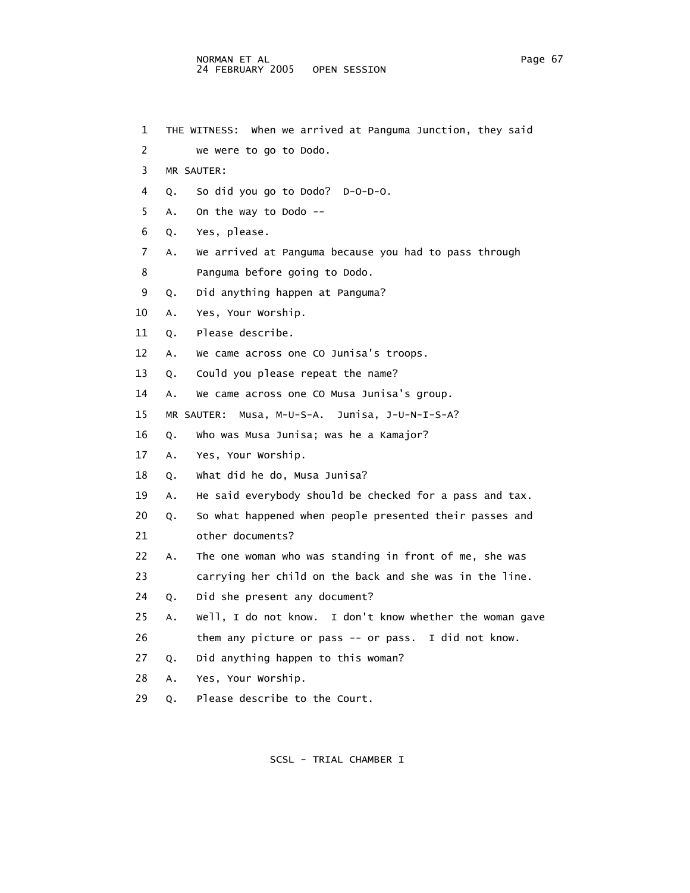THE WITNESS: When we arrived at Panguma Junction, they said we were to go to Dodo.

MR SAUTER:

Q. So did you go to Dodo? D-O-D-O.

A. On the way to Dodo --

Q. Yes, please.

A. We arrived at Panguma because you had to pass through Panguma before going to Dodo.

Q. Did anything happen at Panguma?

A. Yes, Your Worship.

Q. Please describe.

A. We came across one CO Junisa's troops.

Q. Could you please repeat the name?

A. We came across one CO Musa Junisa's group.

MR SAUTER: Musa, M-U-S-A. Junisa, J-U-N-I-S-A?

Q. Who was Musa Junisa; was he a Kamajor?

A. Yes, Your Worship.

Q. What did he do, Musa Junisa?

A. He said everybody should be checked for a pass and tax.

Q. So what happened when people presented their passes and other documents?

A. The one woman who was standing in front of me, she was carrying her child on the back and she was in the line.

Q. Did she present any document?

A. Well, I do not know. I don't know whether the woman gave them any picture or pass -- or pass. I did not know.

Q. Did anything happen to this woman?

A. Yes, Your Worship.

Q. Please describe to the Court.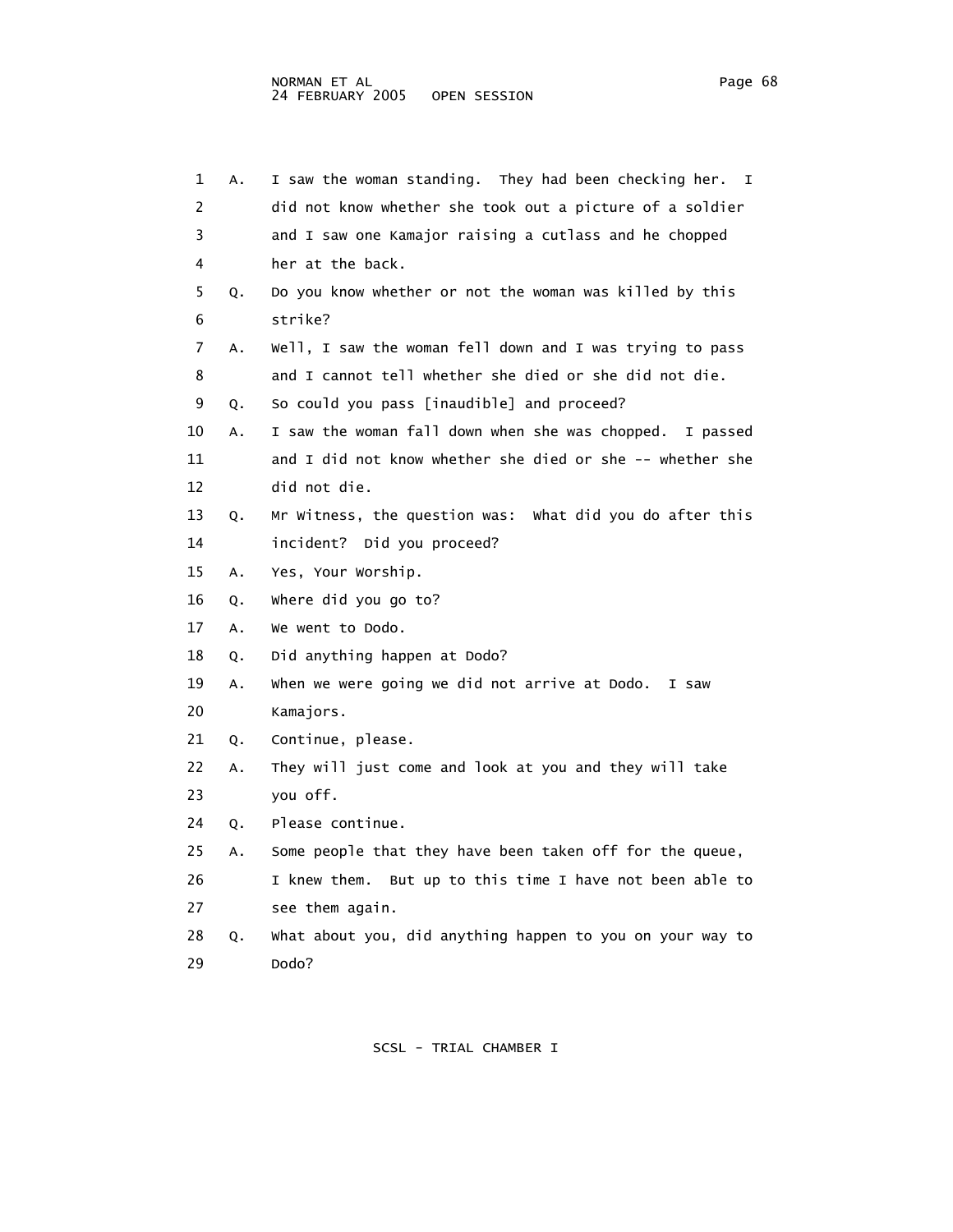1 A. I saw the woman standing. They had been checking her. I
2 did not know whether she took out a picture of a soldier
3 and I saw one Kamajor raising a cutlass and he chopped
4 her at the back.
5 Q. Do you know whether or not the woman was killed by this
6 strike?
7 A. Well, I saw the woman fell down and I was trying to pass
8 and I cannot tell whether she died or she did not die.
9 Q. So could you pass [inaudible] and proceed?
10 A. I saw the woman fall down when she was chopped. I passed
11 and I did not know whether she died or she -- whether she
12 did not die.
13 Q. Mr Witness, the question was: What did you do after this
14 incident? Did you proceed?
15 A. Yes, Your Worship.
16 Q. Where did you go to?
17 A. We went to Dodo.
18 Q. Did anything happen at Dodo?
19 A. When we were going we did not arrive at Dodo. I saw
20 Kamajors.
21 Q. Continue, please.
22 A. They will just come and look at you and they will take
23 you off.
24 Q. Please continue.
25 A. Some people that they have been taken off for the queue,
26 I knew them. But up to this time I have not been able to
27 see them again.
28 Q. What about you, did anything happen to you on your way to
29 Dodo?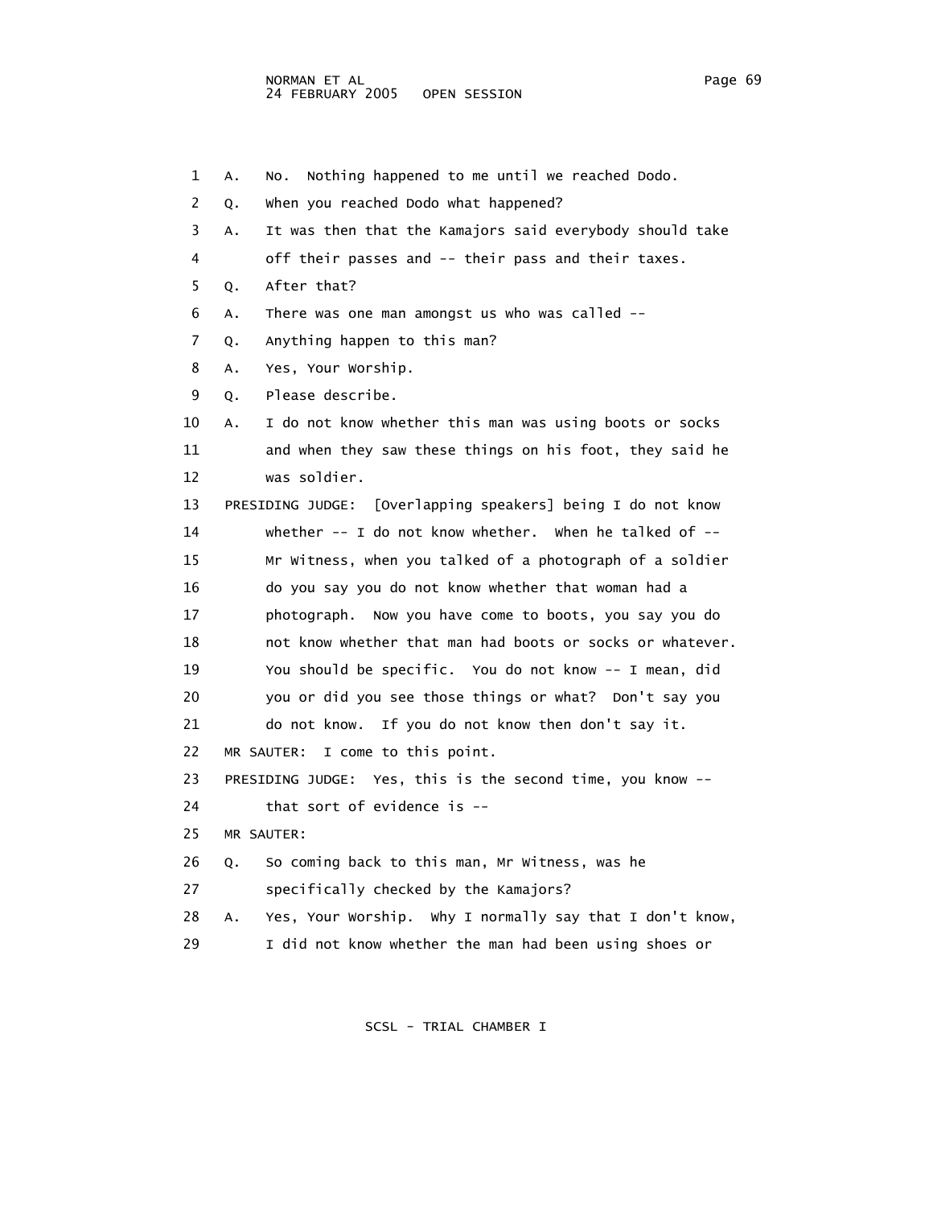1 A. No. Nothing happened to me until we reached Dodo.

2 Q. When you reached Dodo what happened?

3 A. It was then that the Kamajors said everybody should take

4 off their passes and -- their pass and their taxes.

5 Q. After that?

6 A. There was one man amongst us who was called --

7 Q. Anything happen to this man?

8 A. Yes, Your Worship.

9 Q. Please describe.

10 A. I do not know whether this man was using boots or socks

11 and when they saw these things on his foot, they said he

12 was soldier.

13 PRESIDING JUDGE: [Overlapping speakers] being I do not know

14 whether -- I do not know whether. When he talked of --

15 Mr Witness, when you talked of a photograph of a soldier

16 do you say you do not know whether that woman had a

17 photograph. Now you have come to boots, you say you do

18 not know whether that man had boots or socks or whatever.

19 You should be specific. You do not know -- I mean, did

20 you or did you see those things or what? Don't say you

21 do not know. If you do not know then don't say it.

22 MR SAUTER: I come to this point.

23 PRESIDING JUDGE: Yes, this is the second time, you know --

24 that sort of evidence is --

25 MR SAUTER:

26 Q. So coming back to this man, Mr Witness, was he

27 specifically checked by the Kamajors?

28 A. Yes, Your Worship. Why I normally say that I don't know,

29 I did not know whether the man had been using shoes or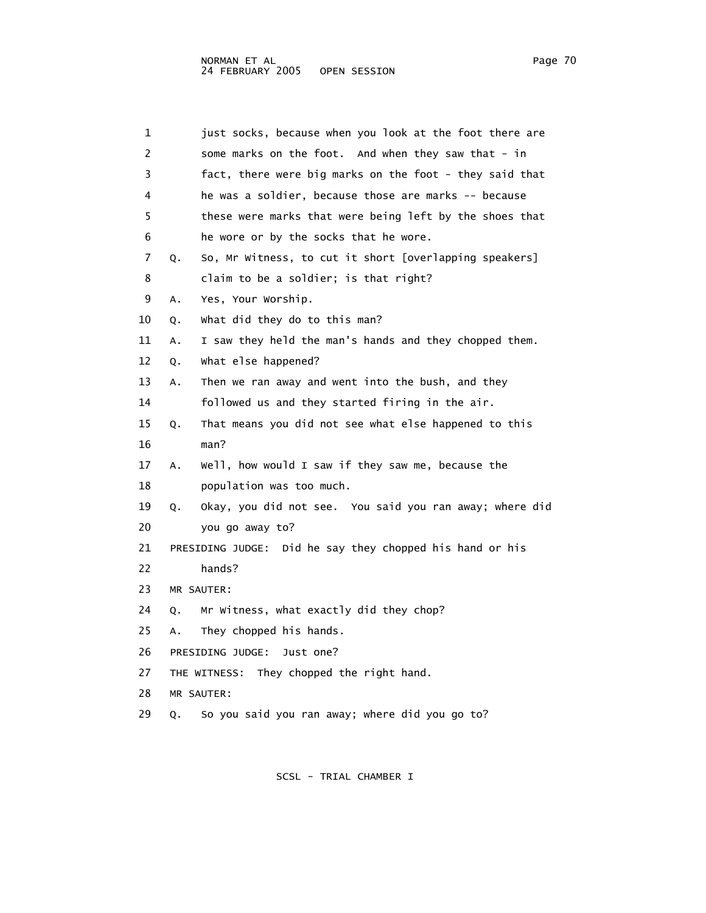1 just socks, because when you look at the foot there are
2 some marks on the foot. And when they saw that - in
3 fact, there were big marks on the foot - they said that
4 he was a soldier, because those are marks -- because
5 these were marks that were being left by the shoes that
6 he wore or by the socks that he wore.

7 Q. So, Mr Witness, to cut it short [overlapping speakers]
8 claim to be a soldier; is that right?

9 A. Yes, Your Worship.

10 Q. What did they do to this man?

11 A. I saw they held the man's hands and they chopped them.

12 Q. What else happened?

13 A. Then we ran away and went into the bush, and they
14 followed us and they started firing in the air.

15 Q. That means you did not see what else happened to this
16 man?

17 A. Well, how would I saw if they saw me, because the
18 population was too much.

19 Q. Okay, you did not see. You said you ran away; where did
20 you go away to?

21 PRESIDING JUDGE: Did he say they chopped his hand or his
22 hands?

23 MR SAUTER:

24 Q. Mr Witness, what exactly did they chop?

25 A. They chopped his hands.

26 PRESIDING JUDGE: Just one?

27 THE WITNESS: They chopped the right hand.

28 MR SAUTER:

29 Q. So you said you ran away; where did you go to?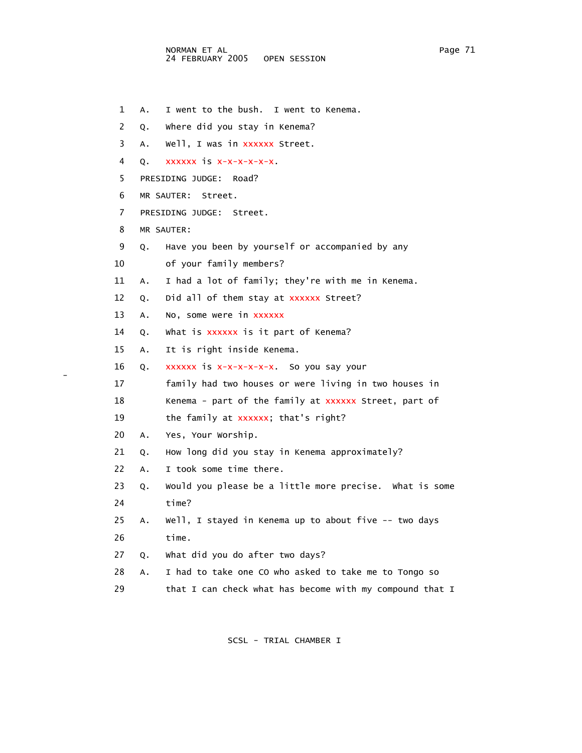1 A. I went to the bush. I went to Kenema.

2 Q. Where did you stay in Kenema?

3 A. Well, I was in xxxxxx Street.

4 Q. xxxxxx is x-x-x-x-x-x.

5 PRESIDING JUDGE: Road?

6 MR SAUTER: Street.

7 PRESIDING JUDGE: Street.

8 MR SAUTER:

9 Q. Have you been by yourself or accompanied by any

10 of your family members?

11 A. I had a lot of family; they're with me in Kenema.

12 Q. Did all of them stay at xxxxxx Street?

13 A. No, some were in xxxxxx

14 Q. What is xxxxxx is it part of Kenema?

15 A. It is right inside Kenema.

16 Q. xxxxxx is x-x-x-x-x-x. So you say your

17 family had two houses or were living in two houses in

18 Kenema - part of the family at xxxxxx Street, part of

19 the family at xxxxxx; that's right?

20 A. Yes, Your Worship.

21 Q. How long did you stay in Kenema approximately?

22 A. I took some time there.

23 Q. Would you please be a little more precise. What is some

24 time?

25 A. Well, I stayed in Kenema up to about five -- two days

26 time.

27 Q. What did you do after two days?

28 A. I had to take one CO who asked to take me to Tongo so

29 that I can check what has become with my compound that I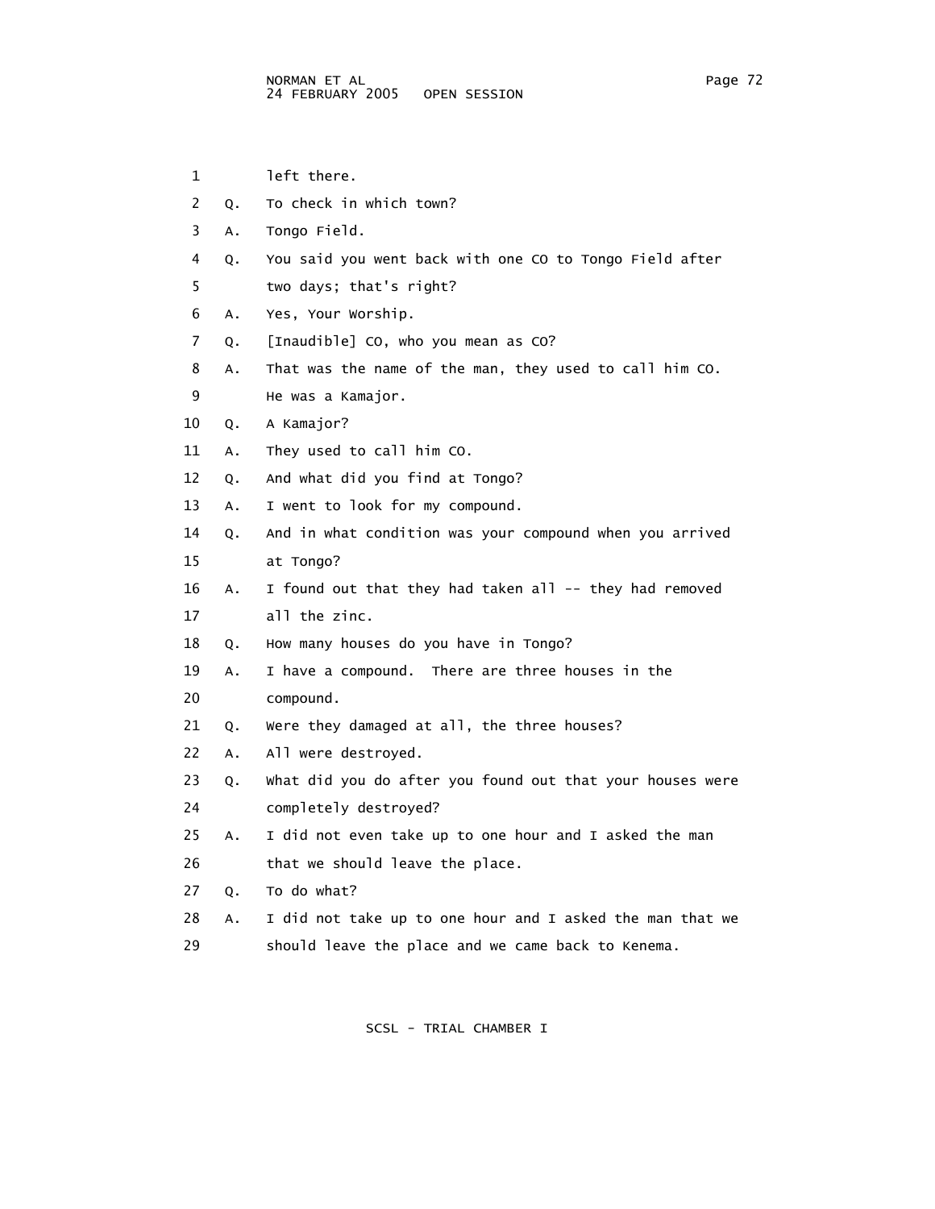left there.

Q. To check in which town?

A. Tongo Field.

Q. You said you went back with one CO to Tongo Field after two days; that's right?

A. Yes, Your Worship.

Q. [Inaudible] CO, who you mean as CO?

A. That was the name of the man, they used to call him CO. He was a Kamajor.

Q. A Kamajor?

A. They used to call him CO.

Q. And what did you find at Tongo?

A. I went to look for my compound.

Q. And in what condition was your compound when you arrived at Tongo?

A. I found out that they had taken all -- they had removed all the zinc.

Q. How many houses do you have in Tongo?

A. I have a compound. There are three houses in the compound.

Q. Were they damaged at all, the three houses?

A. All were destroyed.

Q. What did you do after you found out that your houses were completely destroyed?

A. I did not even take up to one hour and I asked the man that we should leave the place.

Q. To do what?

A. I did not take up to one hour and I asked the man that we should leave the place and we came back to Kenema.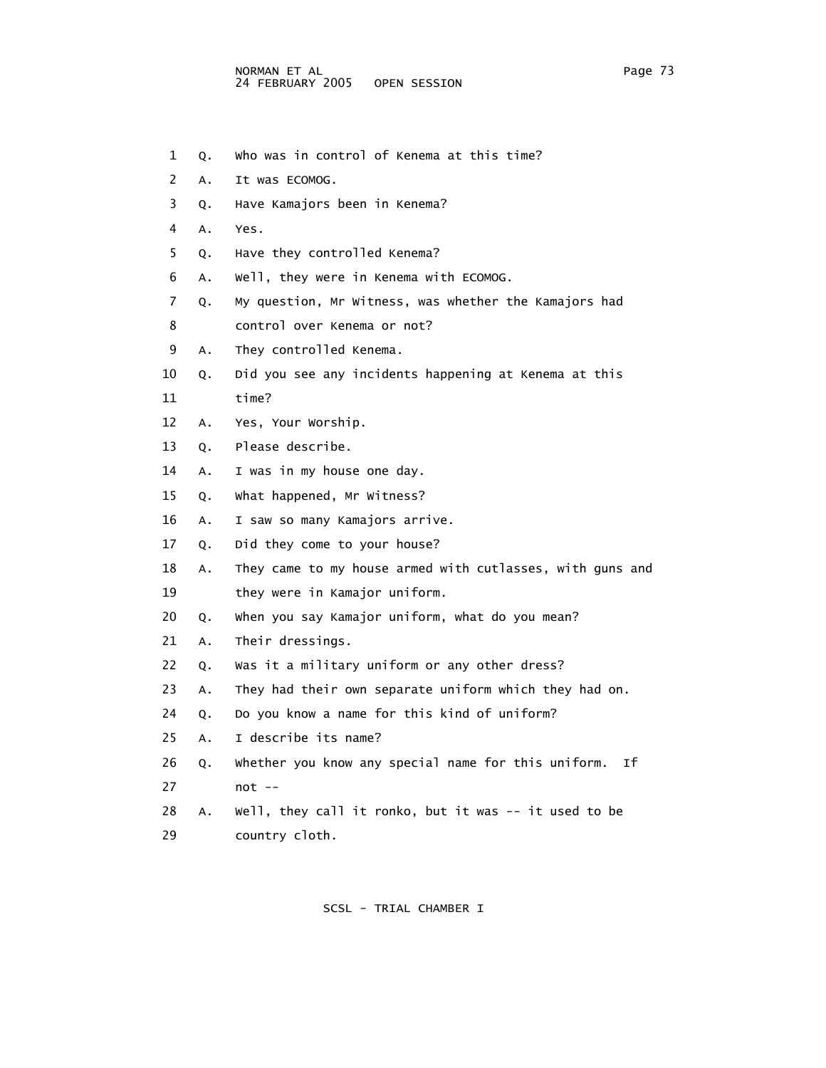1 Q. Who was in control of Kenema at this time?

2 A. It was ECOMOG.

3 Q. Have Kamajors been in Kenema?

4 A. Yes.

5 Q. Have they controlled Kenema?

6 A. Well, they were in Kenema with ECOMOG.

7 Q. My question, Mr Witness, was whether the Kamajors had

8 control over Kenema or not?

9 A. They controlled Kenema.

10 Q. Did you see any incidents happening at Kenema at this

11 time?

12 A. Yes, Your Worship.

13 Q. Please describe.

14 A. I was in my house one day.

15 Q. What happened, Mr Witness?

16 A. I saw so many Kamajors arrive.

17 Q. Did they come to your house?

18 A. They came to my house armed with cutlasses, with guns and

19 they were in Kamajor uniform.

20 Q. When you say Kamajor uniform, what do you mean?

21 A. Their dressings.

22 Q. Was it a military uniform or any other dress?

23 A. They had their own separate uniform which they had on.

24 Q. Do you know a name for this kind of uniform?

25 A. I describe its name?

26 Q. Whether you know any special name for this uniform. If

27 not --

28 A. Well, they call it ronko, but it was -- it used to be

29 country cloth.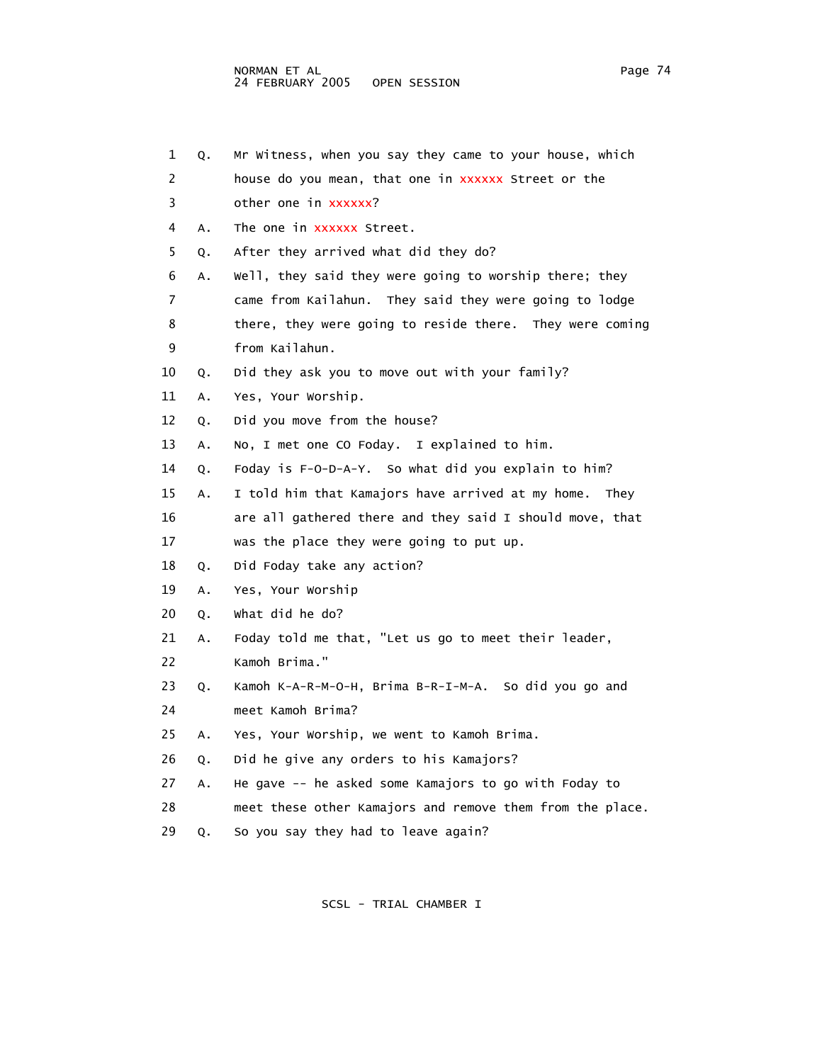1 Q. Mr Witness, when you say they came to your house, which
2 house do you mean, that one in xxxxxx Street or the
3 other one in xxxxxx?
4 A. The one in xxxxxx Street.
5 Q. After they arrived what did they do?
6 A. Well, they said they were going to worship there; they
7 came from Kailahun. They said they were going to lodge
8 there, they were going to reside there. They were coming
9 from Kailahun.
10 Q. Did they ask you to move out with your family?
11 A. Yes, Your Worship.
12 Q. Did you move from the house?
13 A. No, I met one CO Foday. I explained to him.
14 Q. Foday is F-O-D-A-Y. So what did you explain to him?
15 A. I told him that Kamajors have arrived at my home. They
16 are all gathered there and they said I should move, that
17 was the place they were going to put up.
18 Q. Did Foday take any action?
19 A. Yes, Your Worship
20 Q. What did he do?
21 A. Foday told me that, "Let us go to meet their leader,
22 Kamoh Brima."
23 Q. Kamoh K-A-R-M-O-H, Brima B-R-I-M-A. So did you go and
24 meet Kamoh Brima?
25 A. Yes, Your Worship, we went to Kamoh Brima.
26 Q. Did he give any orders to his Kamajors?
27 A. He gave -- he asked some Kamajors to go with Foday to
28 meet these other Kamajors and remove them from the place.
29 Q. So you say they had to leave again?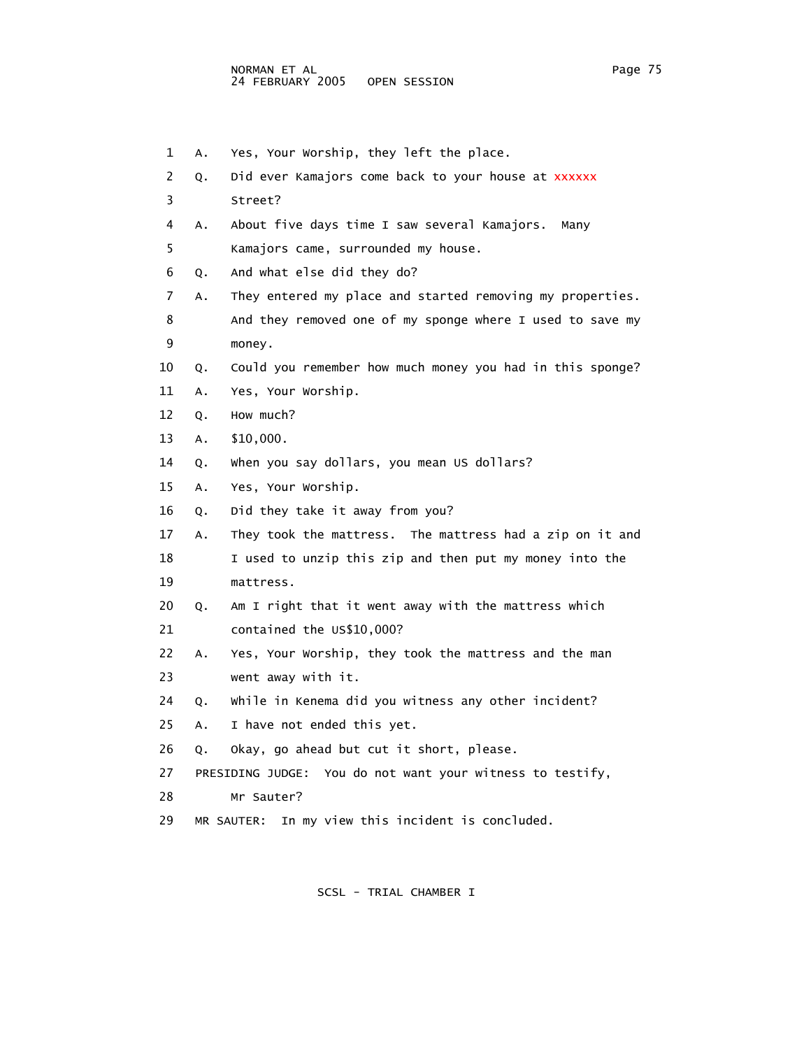1 A. Yes, Your Worship, they left the place.

2 Q. Did ever Kamajors come back to your house at xxxxxx

3 Street?

4 A. About five days time I saw several Kamajors. Many

5 Kamajors came, surrounded my house.

6 Q. And what else did they do?

7 A. They entered my place and started removing my properties.

8 And they removed one of my sponge where I used to save my

9 money.

10 Q. Could you remember how much money you had in this sponge?

11 A. Yes, Your Worship.

12 Q. How much?

13 A. $10,000.

14 Q. When you say dollars, you mean US dollars?

15 A. Yes, Your Worship.

16 Q. Did they take it away from you?

17 A. They took the mattress. The mattress had a zip on it and

18 I used to unzip this zip and then put my money into the

19 mattress.

20 Q. Am I right that it went away with the mattress which

21 contained the US$10,000?

22 A. Yes, Your Worship, they took the mattress and the man

23 went away with it.

24 Q. While in Kenema did you witness any other incident?

25 A. I have not ended this yet.

26 Q. Okay, go ahead but cut it short, please.

27 PRESIDING JUDGE: You do not want your witness to testify,

28 Mr Sauter?

29 MR SAUTER: In my view this incident is concluded.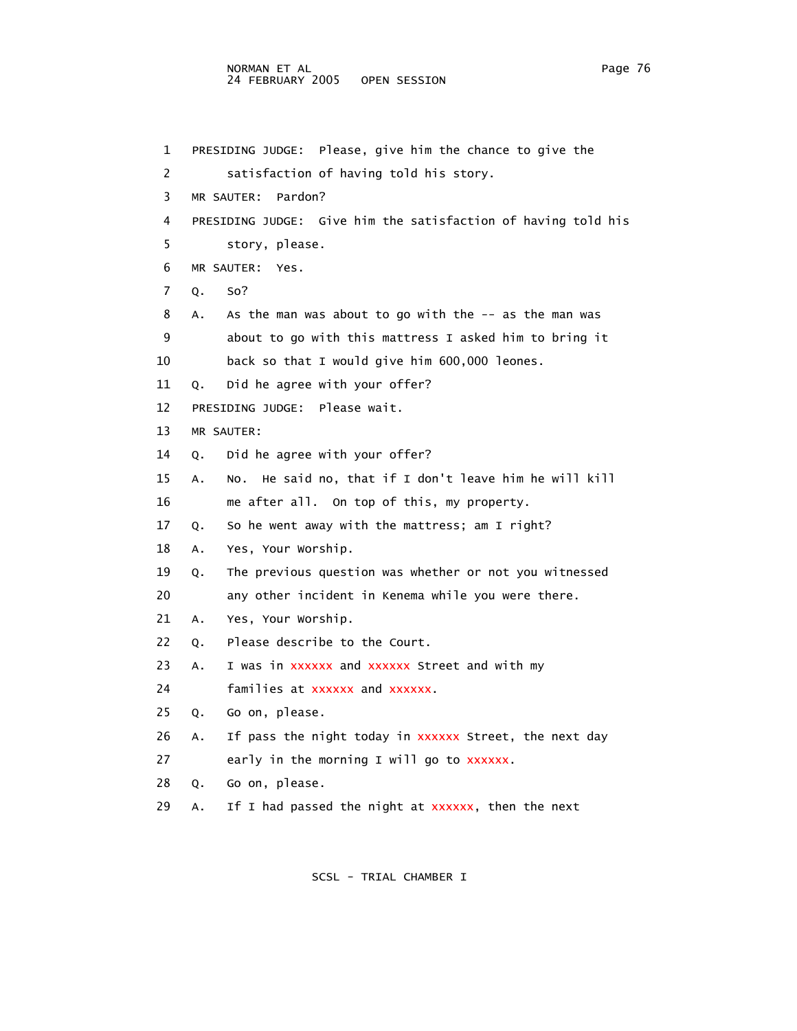1 PRESIDING JUDGE: Please, give him the chance to give the
2 satisfaction of having told his story.
3 MR SAUTER: Pardon?
4 PRESIDING JUDGE: Give him the satisfaction of having told his
5 story, please.
6 MR SAUTER: Yes.
7 Q. So?
8 A. As the man was about to go with the -- as the man was
9 about to go with this mattress I asked him to bring it
10 back so that I would give him 600,000 leones.
11 Q. Did he agree with your offer?
12 PRESIDING JUDGE: Please wait.
13 MR SAUTER:
14 Q. Did he agree with your offer?
15 A. No. He said no, that if I don't leave him he will kill
16 me after all. On top of this, my property.
17 Q. So he went away with the mattress; am I right?
18 A. Yes, Your Worship.
19 Q. The previous question was whether or not you witnessed
20 any other incident in Kenema while you were there.
21 A. Yes, Your Worship.
22 Q. Please describe to the Court.
23 A. I was in xxxxxx and xxxxxx Street and with my
24 families at xxxxxx and xxxxxx.
25 Q. Go on, please.
26 A. If pass the night today in xxxxxx Street, the next day
27 early in the morning I will go to xxxxxx.
28 Q. Go on, please.
29 A. If I had passed the night at xxxxxx, then the next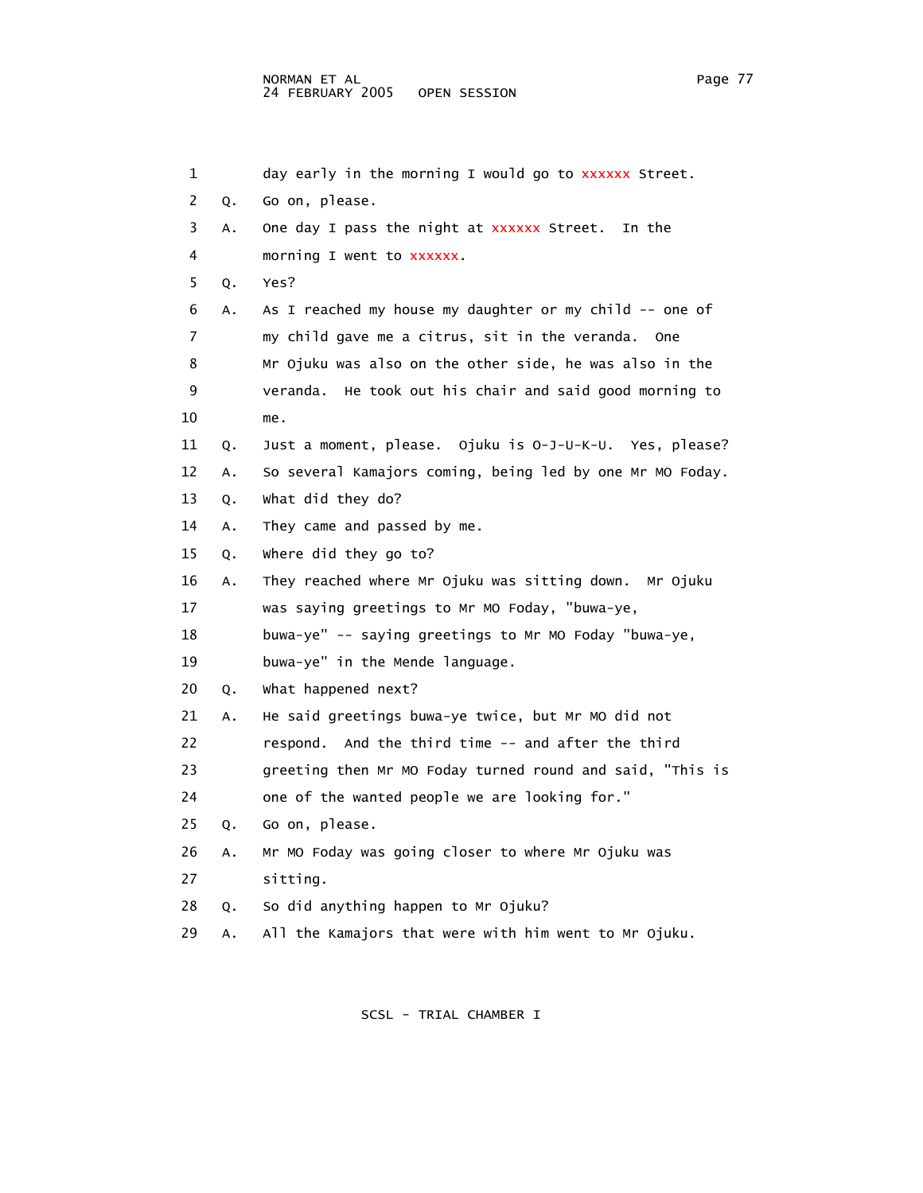1 day early in the morning I would go to xxxxxx Street.

2 Q. Go on, please.

3 A. One day I pass the night at xxxxxx Street. In the

4 morning I went to xxxxxx.

5 Q. Yes?

6 A. As I reached my house my daughter or my child -- one of

7 my child gave me a citrus, sit in the veranda. One

8 Mr Ojuku was also on the other side, he was also in the

9 veranda. He took out his chair and said good morning to

10 me.

11 Q. Just a moment, please. Ojuku is O-J-U-K-U. Yes, please?

12 A. So several Kamajors coming, being led by one Mr MO Foday.

13 Q. What did they do?

14 A. They came and passed by me.

15 Q. Where did they go to?

16 A. They reached where Mr Ojuku was sitting down. Mr Ojuku

17 was saying greetings to Mr MO Foday, "buwa-ye,

18 buwa-ye" -- saying greetings to Mr MO Foday "buwa-ye,

19 buwa-ye" in the Mende language.

20 Q. What happened next?

21 A. He said greetings buwa-ye twice, but Mr MO did not

22 respond. And the third time -- and after the third

23 greeting then Mr MO Foday turned round and said, "This is

24 one of the wanted people we are looking for."

25 Q. Go on, please.

26 A. Mr MO Foday was going closer to where Mr Ojuku was

27 sitting.

28 Q. So did anything happen to Mr Ojuku?

29 A. All the Kamajors that were with him went to Mr Ojuku.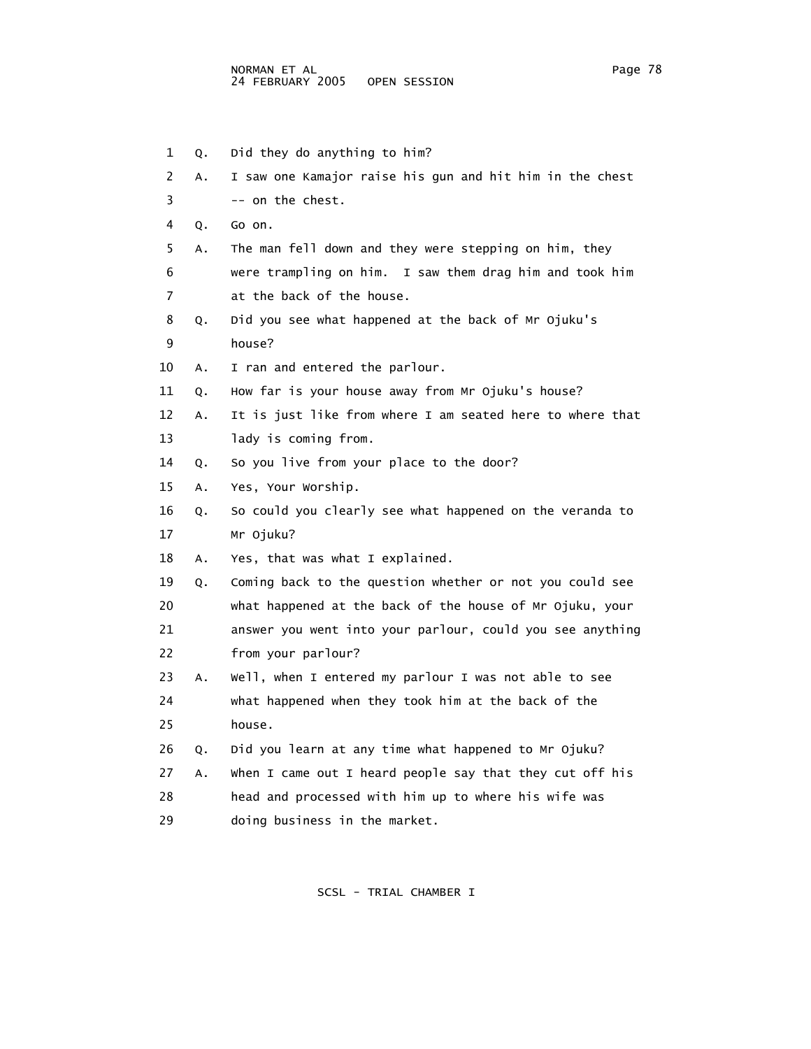1 Q. Did they do anything to him?

2 A. I saw one Kamajor raise his gun and hit him in the chest

3 -- on the chest.

4 Q. Go on.

5 A. The man fell down and they were stepping on him, they

6 were trampling on him. I saw them drag him and took him

7 at the back of the house.

8 Q. Did you see what happened at the back of Mr Ojuku's

9 house?

10 A. I ran and entered the parlour.

11 Q. How far is your house away from Mr Ojuku's house?

12 A. It is just like from where I am seated here to where that

13 lady is coming from.

14 Q. So you live from your place to the door?

15 A. Yes, Your Worship.

16 Q. So could you clearly see what happened on the veranda to

17 Mr Ojuku?

18 A. Yes, that was what I explained.

19 Q. Coming back to the question whether or not you could see

20 what happened at the back of the house of Mr Ojuku, your

21 answer you went into your parlour, could you see anything

22 from your parlour?

23 A. Well, when I entered my parlour I was not able to see

24 what happened when they took him at the back of the

25 house.

26 Q. Did you learn at any time what happened to Mr Ojuku?

27 A. When I came out I heard people say that they cut off his

28 head and processed with him up to where his wife was

29 doing business in the market.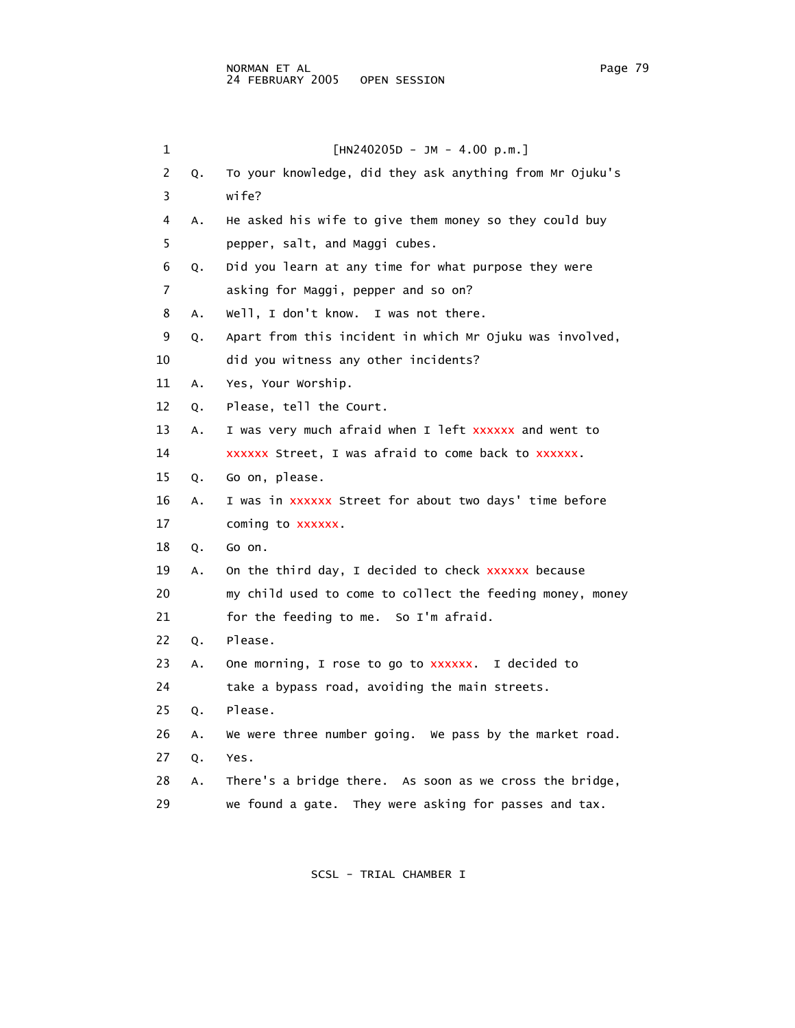[HN240205D - JM - 4.00 p.m.]

Q. To your knowledge, did they ask anything from Mr Ojuku's wife?

A. He asked his wife to give them money so they could buy pepper, salt, and Maggi cubes.

Q. Did you learn at any time for what purpose they were asking for Maggi, pepper and so on?

A. Well, I don't know. I was not there.

Q. Apart from this incident in which Mr Ojuku was involved, did you witness any other incidents?

A. Yes, Your Worship.

Q. Please, tell the Court.

A. I was very much afraid when I left xxxxxx and went to xxxxxx Street, I was afraid to come back to xxxxxx.

Q. Go on, please.

A. I was in xxxxxx Street for about two days' time before coming to xxxxxx.

Q. Go on.

A. On the third day, I decided to check xxxxxx because my child used to come to collect the feeding money, money for the feeding to me. So I'm afraid.

Q. Please.

A. One morning, I rose to go to xxxxxx. I decided to take a bypass road, avoiding the main streets.

Q. Please.

A. We were three number going. We pass by the market road.

Q. Yes.

A. There's a bridge there. As soon as we cross the bridge, we found a gate. They were asking for passes and tax.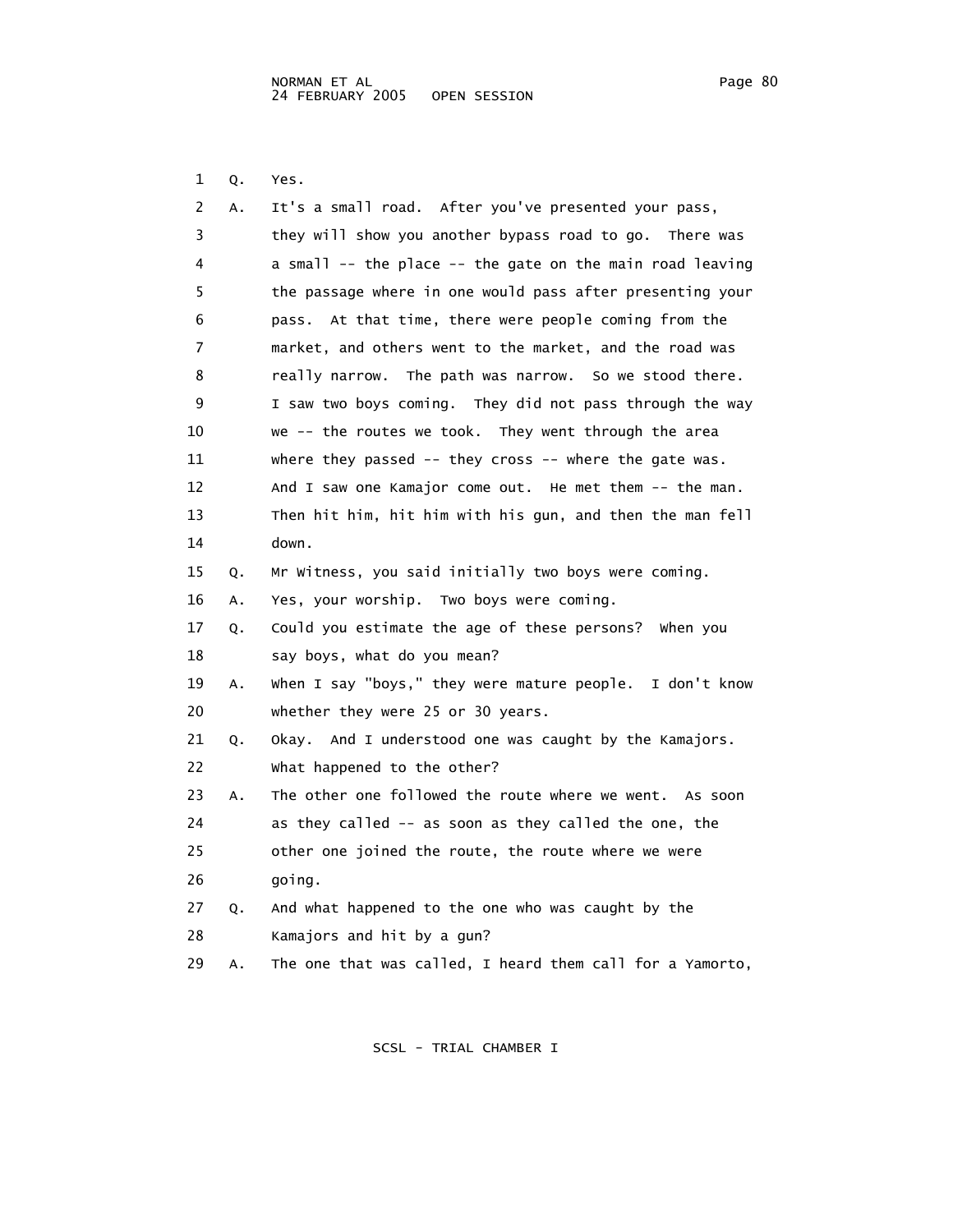1 Q. Yes.

2 A. It's a small road. After you've presented your pass,
3 they will show you another bypass road to go. There was
4 a small -- the place -- the gate on the main road leaving
5 the passage where in one would pass after presenting your
6 pass. At that time, there were people coming from the
7 market, and others went to the market, and the road was
8 really narrow. The path was narrow. So we stood there.
9 I saw two boys coming. They did not pass through the way
10 we -- the routes we took. They went through the area
11 where they passed -- they cross -- where the gate was.
12 And I saw one Kamajor come out. He met them -- the man.
13 Then hit him, hit him with his gun, and then the man fell
14 down.

15 Q. Mr Witness, you said initially two boys were coming.

16 A. Yes, your worship. Two boys were coming.

17 Q. Could you estimate the age of these persons? When you
18 say boys, what do you mean?

19 A. When I say "boys," they were mature people. I don't know
20 whether they were 25 or 30 years.

21 Q. Okay. And I understood one was caught by the Kamajors.
22 What happened to the other?

23 A. The other one followed the route where we went. As soon
24 as they called -- as soon as they called the one, the
25 other one joined the route, the route where we were
26 going.

27 Q. And what happened to the one who was caught by the
28 Kamajors and hit by a gun?

29 A. The one that was called, I heard them call for a Yamorto,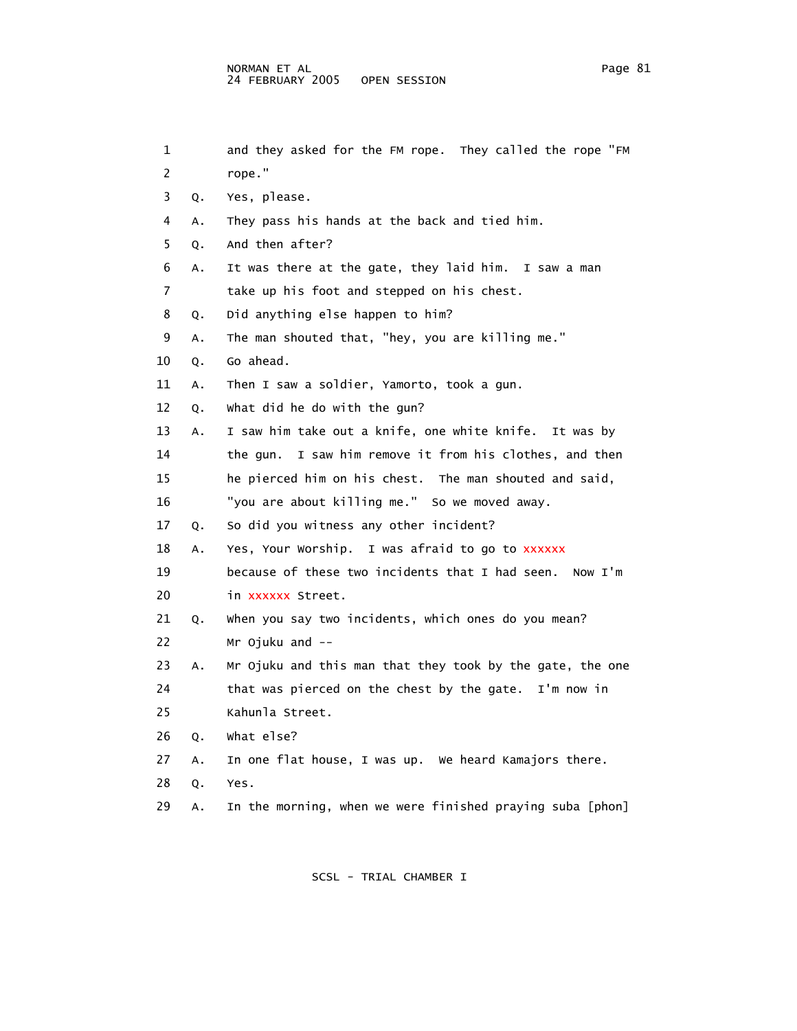1 and they asked for the FM rope. They called the rope "FM
2 rope."
3 Q. Yes, please.
4 A. They pass his hands at the back and tied him.
5 Q. And then after?
6 A. It was there at the gate, they laid him. I saw a man
7 take up his foot and stepped on his chest.
8 Q. Did anything else happen to him?
9 A. The man shouted that, "hey, you are killing me."
10 Q. Go ahead.
11 A. Then I saw a soldier, Yamorto, took a gun.
12 Q. What did he do with the gun?
13 A. I saw him take out a knife, one white knife. It was by
14 the gun. I saw him remove it from his clothes, and then
15 he pierced him on his chest. The man shouted and said,
16 "you are about killing me." So we moved away.
17 Q. So did you witness any other incident?
18 A. Yes, Your Worship. I was afraid to go to xxxxxx
19 because of these two incidents that I had seen. Now I'm
20 in xxxxxx Street.
21 Q. When you say two incidents, which ones do you mean?
22 Mr Ojuku and --
23 A. Mr Ojuku and this man that they took by the gate, the one
24 that was pierced on the chest by the gate. I'm now in
25 Kahunla Street.
26 Q. What else?
27 A. In one flat house, I was up. We heard Kamajors there.
28 Q. Yes.
29 A. In the morning, when we were finished praying suba [phon]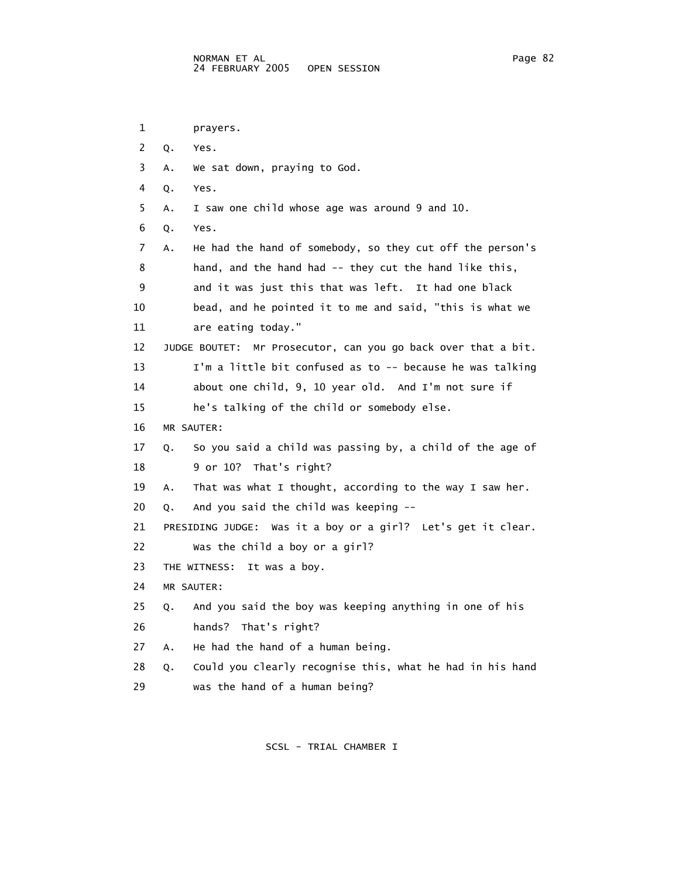1 prayers.

2 Q. Yes.

3 A. We sat down, praying to God.

4 Q. Yes.

5 A. I saw one child whose age was around 9 and 10.

6 Q. Yes.

7 A. He had the hand of somebody, so they cut off the person's
8 hand, and the hand had -- they cut the hand like this,
9 and it was just this that was left. It had one black
10 bead, and he pointed it to me and said, "this is what we
11 are eating today."

12 JUDGE BOUTET: Mr Prosecutor, can you go back over that a bit.
13 I'm a little bit confused as to -- because he was talking
14 about one child, 9, 10 year old. And I'm not sure if
15 he's talking of the child or somebody else.

16 MR SAUTER:

17 Q. So you said a child was passing by, a child of the age of
18 9 or 10? That's right?

19 A. That was what I thought, according to the way I saw her.

20 Q. And you said the child was keeping --

21 PRESIDING JUDGE: Was it a boy or a girl? Let's get it clear.
22 Was the child a boy or a girl?

23 THE WITNESS: It was a boy.

24 MR SAUTER:

25 Q. And you said the boy was keeping anything in one of his
26 hands? That's right?

27 A. He had the hand of a human being.

28 Q. Could you clearly recognise this, what he had in his hand
29 was the hand of a human being?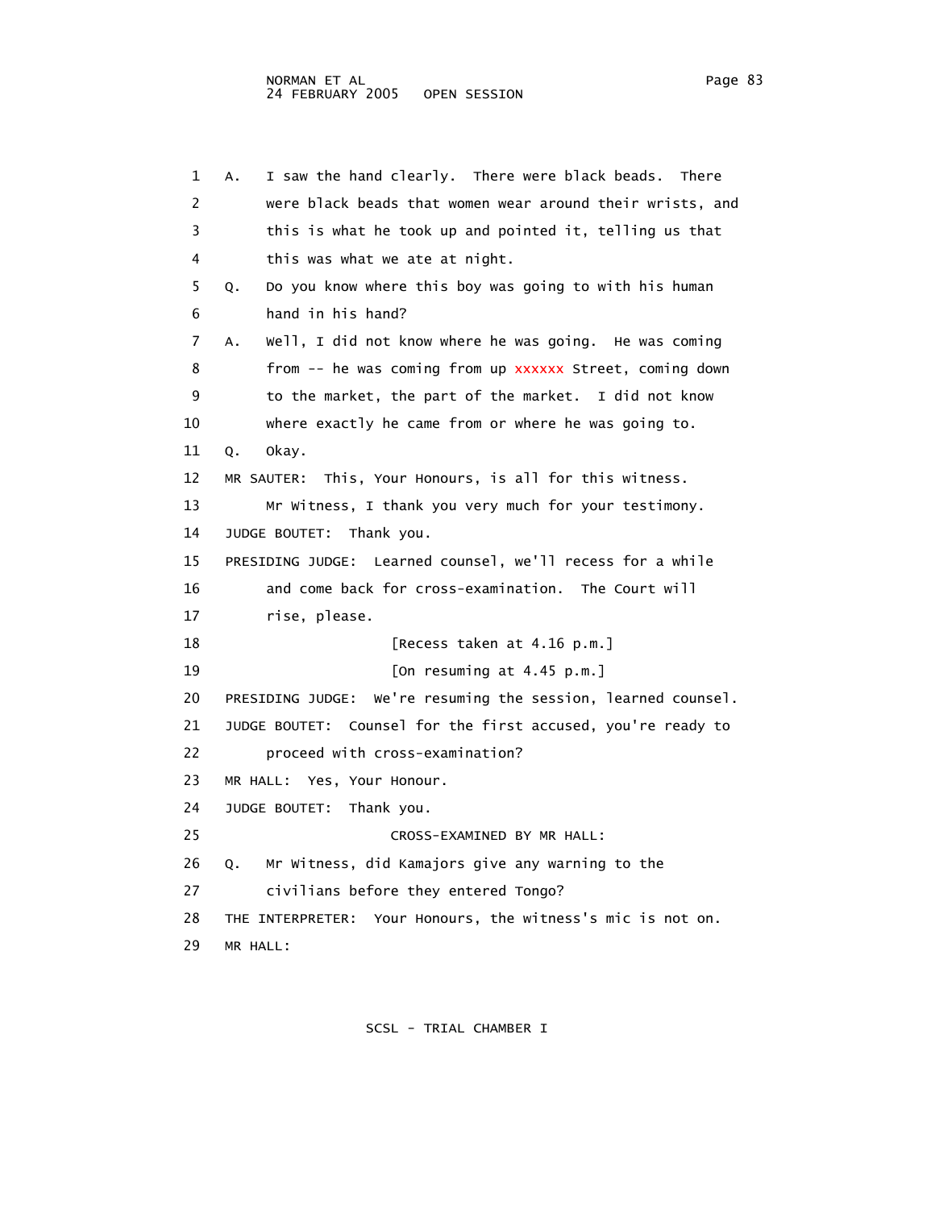1 A. I saw the hand clearly. There were black beads. There
2 were black beads that women wear around their wrists, and
3 this is what he took up and pointed it, telling us that
4 this was what we ate at night.
5 Q. Do you know where this boy was going to with his human
6 hand in his hand?
7 A. Well, I did not know where he was going. He was coming
8 from -- he was coming from up xxxxxx Street, coming down
9 to the market, the part of the market. I did not know
10 where exactly he came from or where he was going to.
11 Q. Okay.
12 MR SAUTER: This, Your Honours, is all for this witness.
13 Mr Witness, I thank you very much for your testimony.
14 JUDGE BOUTET: Thank you.
15 PRESIDING JUDGE: Learned counsel, we'll recess for a while
16 and come back for cross-examination. The Court will
17 rise, please.
18 [Recess taken at 4.16 p.m.]
19 [On resuming at 4.45 p.m.]
20 PRESIDING JUDGE: We're resuming the session, learned counsel.
21 JUDGE BOUTET: Counsel for the first accused, you're ready to
22 proceed with cross-examination?
23 MR HALL: Yes, Your Honour.
24 JUDGE BOUTET: Thank you.
25 CROSS-EXAMINED BY MR HALL:
26 Q. Mr Witness, did Kamajors give any warning to the
27 civilians before they entered Tongo?
28 THE INTERPRETER: Your Honours, the witness's mic is not on.
29 MR HALL: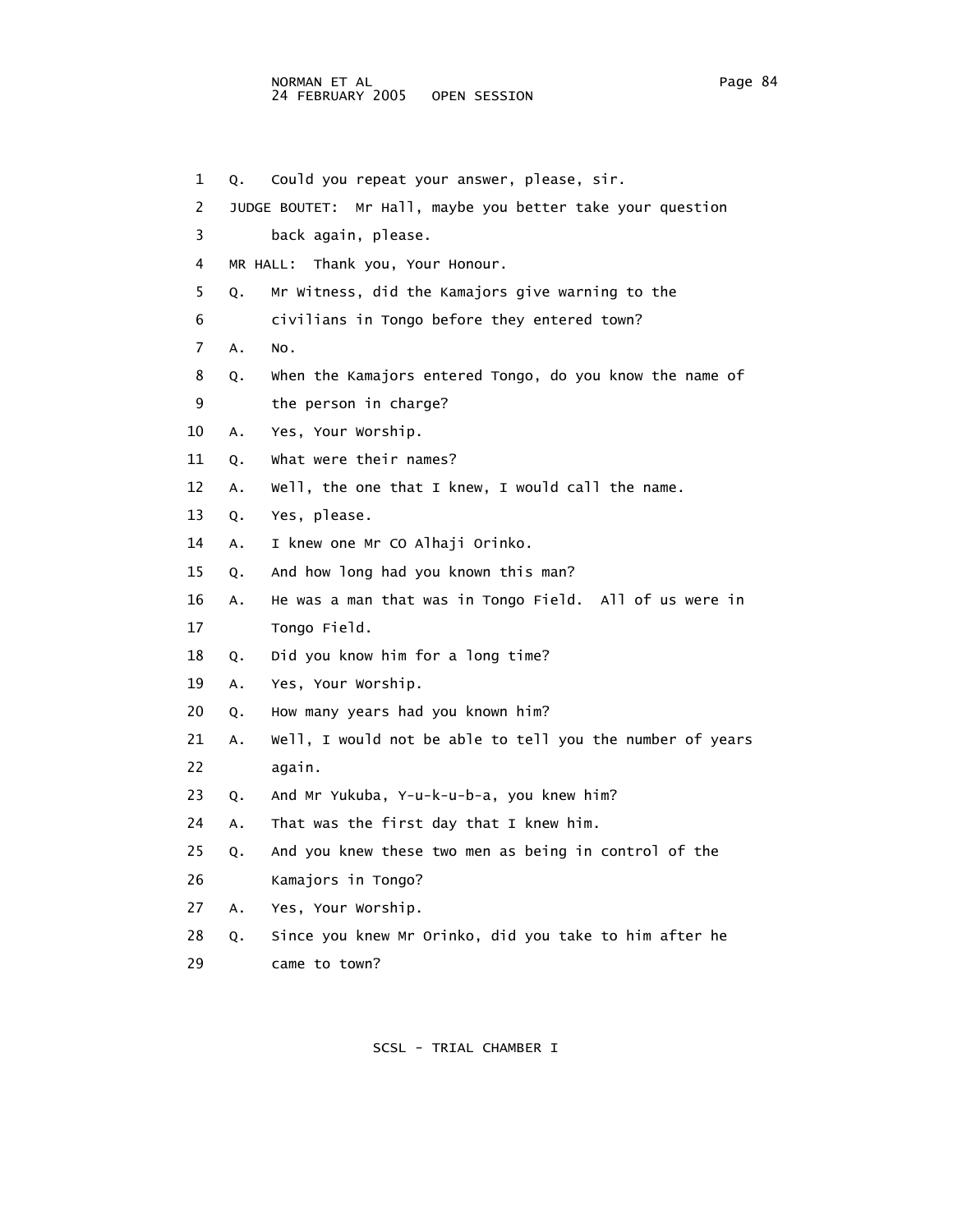Q. Could you repeat your answer, please, sir.

JUDGE BOUTET: Mr Hall, maybe you better take your question back again, please.

MR HALL: Thank you, Your Honour.

Q. Mr Witness, did the Kamajors give warning to the civilians in Tongo before they entered town?

A. No.

Q. When the Kamajors entered Tongo, do you know the name of the person in charge?

A. Yes, Your Worship.

Q. What were their names?

A. Well, the one that I knew, I would call the name.

Q. Yes, please.

A. I knew one Mr CO Alhaji Orinko.

Q. And how long had you known this man?

A. He was a man that was in Tongo Field. All of us were in Tongo Field.

Q. Did you know him for a long time?

A. Yes, Your Worship.

Q. How many years had you known him?

A. Well, I would not be able to tell you the number of years again.

Q. And Mr Yukuba, Y-u-k-u-b-a, you knew him?

A. That was the first day that I knew him.

Q. And you knew these two men as being in control of the Kamajors in Tongo?

A. Yes, Your Worship.

Q. Since you knew Mr Orinko, did you take to him after he came to town?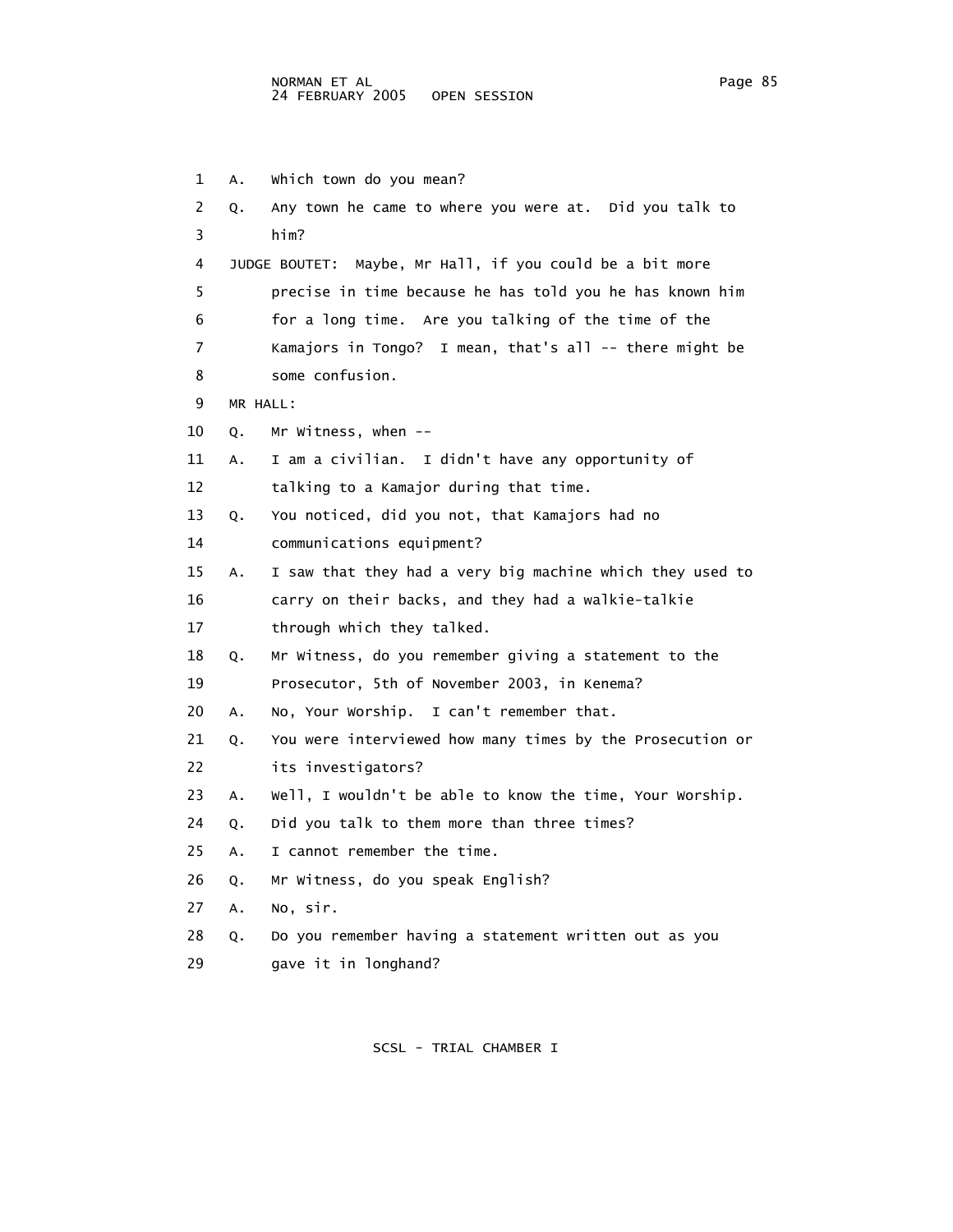A. Which town do you mean?

Q. Any town he came to where you were at. Did you talk to him?

JUDGE BOUTET: Maybe, Mr Hall, if you could be a bit more precise in time because he has told you he has known him for a long time. Are you talking of the time of the Kamajors in Tongo? I mean, that's all -- there might be some confusion.

MR HALL:

Q. Mr Witness, when --

A. I am a civilian. I didn't have any opportunity of talking to a Kamajor during that time.

Q. You noticed, did you not, that Kamajors had no communications equipment?

A. I saw that they had a very big machine which they used to carry on their backs, and they had a walkie-talkie through which they talked.

Q. Mr Witness, do you remember giving a statement to the Prosecutor, 5th of November 2003, in Kenema?

A. No, Your Worship. I can't remember that.

Q. You were interviewed how many times by the Prosecution or its investigators?

A. Well, I wouldn't be able to know the time, Your Worship.

Q. Did you talk to them more than three times?

A. I cannot remember the time.

Q. Mr Witness, do you speak English?

A. No, sir.

Q. Do you remember having a statement written out as you gave it in longhand?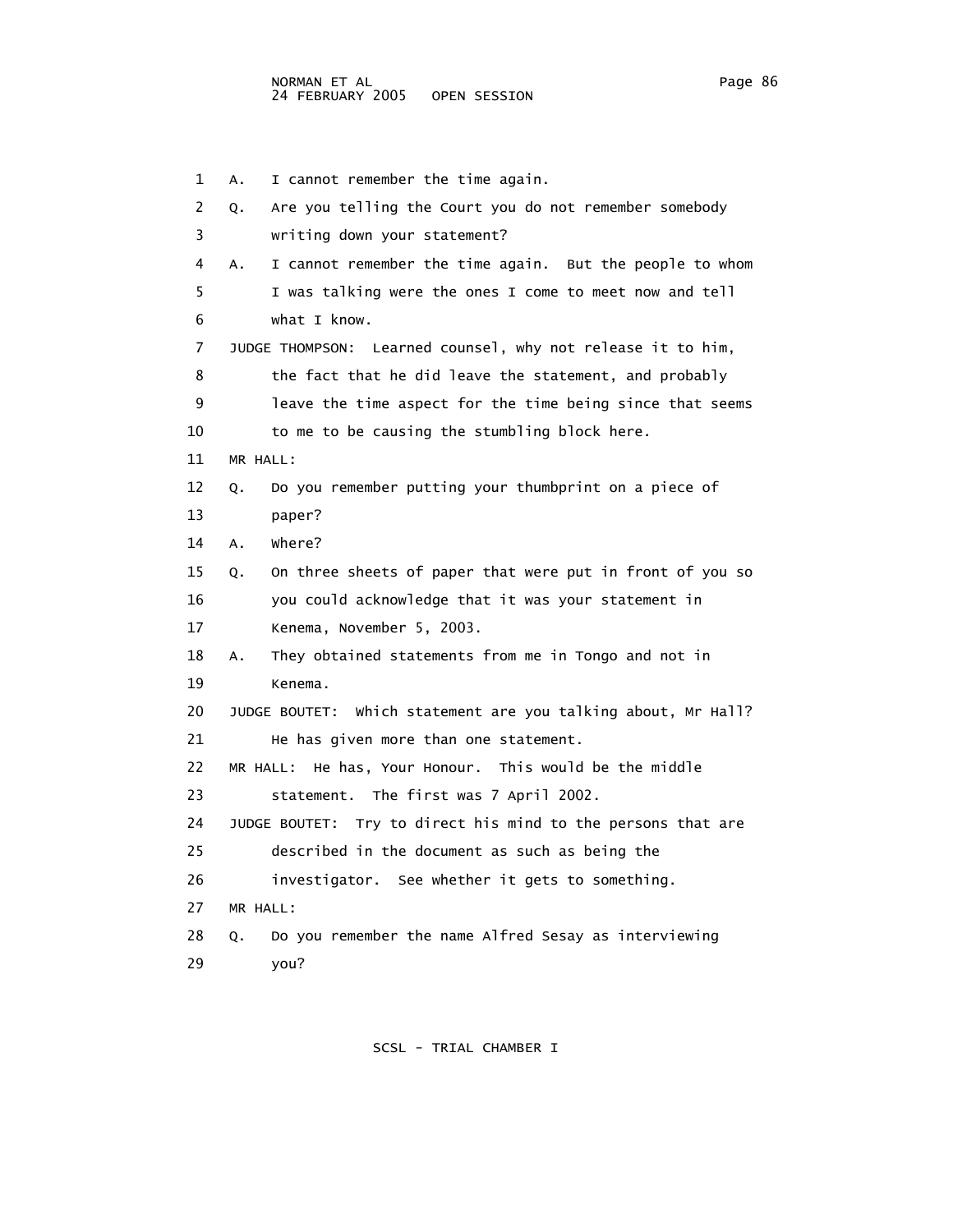1 A. I cannot remember the time again.

2 Q. Are you telling the Court you do not remember somebody

3 writing down your statement?

4 A. I cannot remember the time again. But the people to whom

5 I was talking were the ones I come to meet now and tell

6 what I know.

7 JUDGE THOMPSON: Learned counsel, why not release it to him,

8 the fact that he did leave the statement, and probably

9 leave the time aspect for the time being since that seems

10 to me to be causing the stumbling block here.

11 MR HALL:

12 Q. Do you remember putting your thumbprint on a piece of

13 paper?

14 A. Where?

15 Q. On three sheets of paper that were put in front of you so

16 you could acknowledge that it was your statement in

17 Kenema, November 5, 2003.

18 A. They obtained statements from me in Tongo and not in

19 Kenema.

20 JUDGE BOUTET: Which statement are you talking about, Mr Hall?

21 He has given more than one statement.

22 MR HALL: He has, Your Honour. This would be the middle

23 statement. The first was 7 April 2002.

24 JUDGE BOUTET: Try to direct his mind to the persons that are

25 described in the document as such as being the

26 investigator. See whether it gets to something.

27 MR HALL:

28 Q. Do you remember the name Alfred Sesay as interviewing

29 you?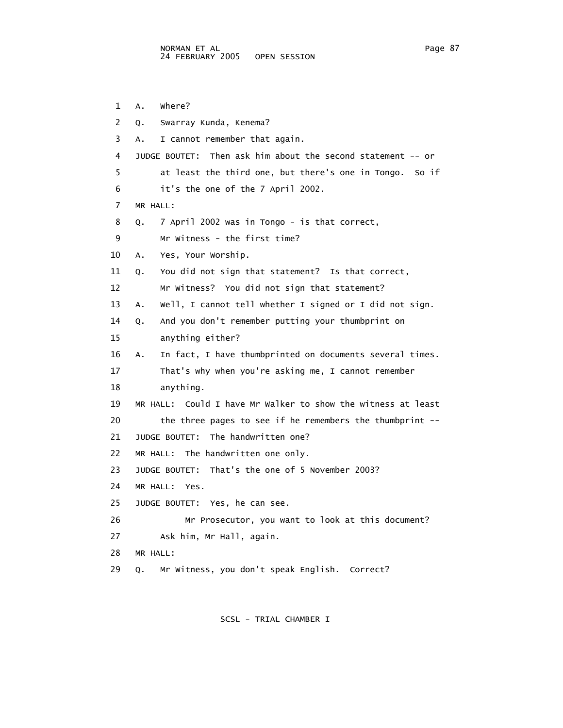1 A. Where?

2 Q. Swarray Kunda, Kenema?

3 A. I cannot remember that again.

4 JUDGE BOUTET: Then ask him about the second statement -- or

5 at least the third one, but there's one in Tongo. So if

6 it's the one of the 7 April 2002.

7 MR HALL:

8 Q. 7 April 2002 was in Tongo - is that correct,

9 Mr Witness - the first time?

10 A. Yes, Your Worship.

11 Q. You did not sign that statement? Is that correct,

12 Mr Witness? You did not sign that statement?

13 A. Well, I cannot tell whether I signed or I did not sign.

14 Q. And you don't remember putting your thumbprint on

15 anything either?

16 A. In fact, I have thumbprinted on documents several times.

17 That's why when you're asking me, I cannot remember

18 anything.

19 MR HALL: Could I have Mr Walker to show the witness at least

20 the three pages to see if he remembers the thumbprint --

21 JUDGE BOUTET: The handwritten one?

22 MR HALL: The handwritten one only.

23 JUDGE BOUTET: That's the one of 5 November 2003?

24 MR HALL: Yes.

25 JUDGE BOUTET: Yes, he can see.

26 Mr Prosecutor, you want to look at this document?

27 Ask him, Mr Hall, again.

28 MR HALL:

29 Q. Mr Witness, you don't speak English. Correct?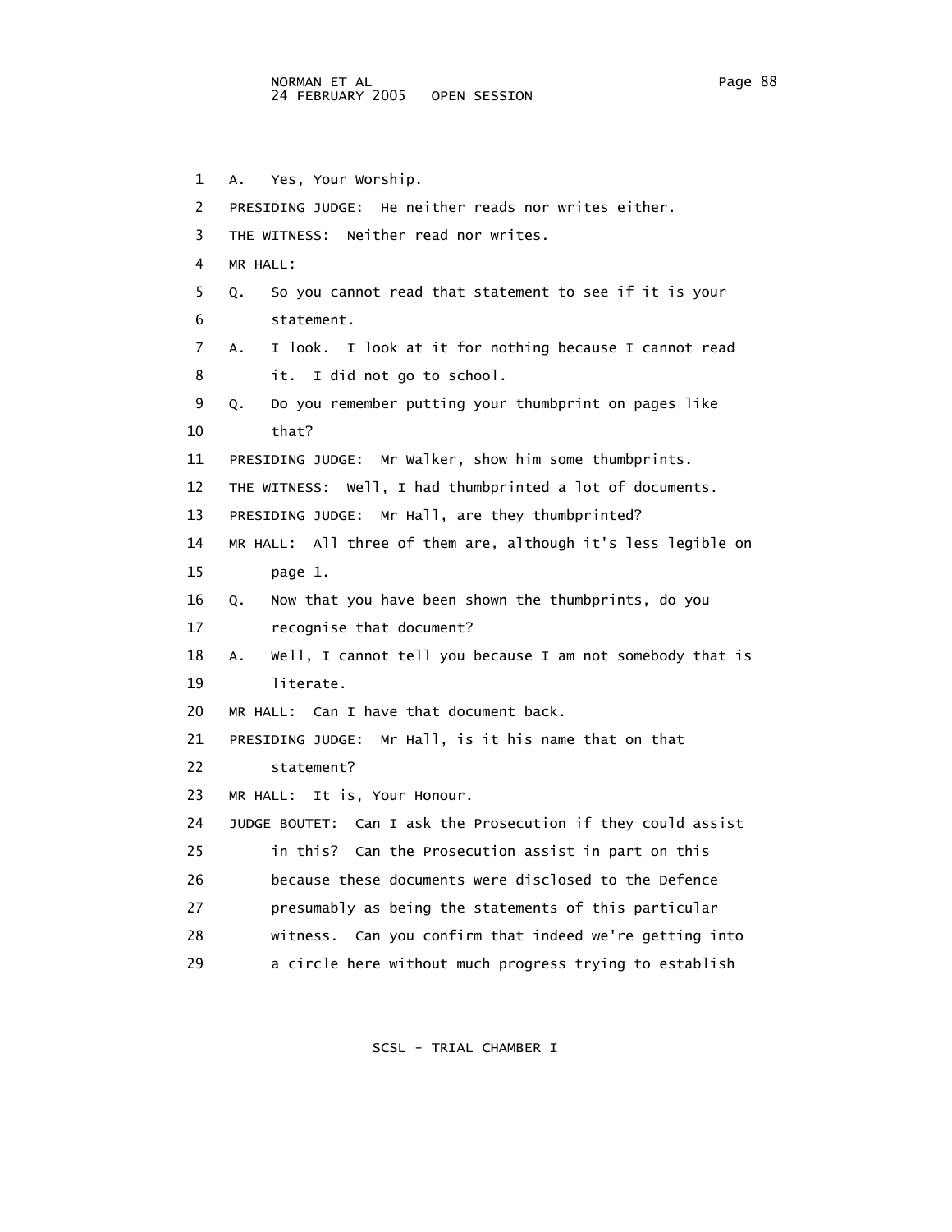1 A. Yes, Your Worship.

2 PRESIDING JUDGE: He neither reads nor writes either.

3 THE WITNESS: Neither read nor writes.

4 MR HALL:

5 Q. So you cannot read that statement to see if it is your

6 statement.

7 A. I look. I look at it for nothing because I cannot read

8 it. I did not go to school.

9 Q. Do you remember putting your thumbprint on pages like

10 that?

11 PRESIDING JUDGE: Mr Walker, show him some thumbprints.

12 THE WITNESS: Well, I had thumbprinted a lot of documents.

13 PRESIDING JUDGE: Mr Hall, are they thumbprinted?

14 MR HALL: All three of them are, although it's less legible on

15 page 1.

16 Q. Now that you have been shown the thumbprints, do you

17 recognise that document?

18 A. Well, I cannot tell you because I am not somebody that is

19 literate.

20 MR HALL: Can I have that document back.

21 PRESIDING JUDGE: Mr Hall, is it his name that on that

22 statement?

23 MR HALL: It is, Your Honour.

24 JUDGE BOUTET: Can I ask the Prosecution if they could assist

25 in this? Can the Prosecution assist in part on this

26 because these documents were disclosed to the Defence

27 presumably as being the statements of this particular

28 witness. Can you confirm that indeed we're getting into

29 a circle here without much progress trying to establish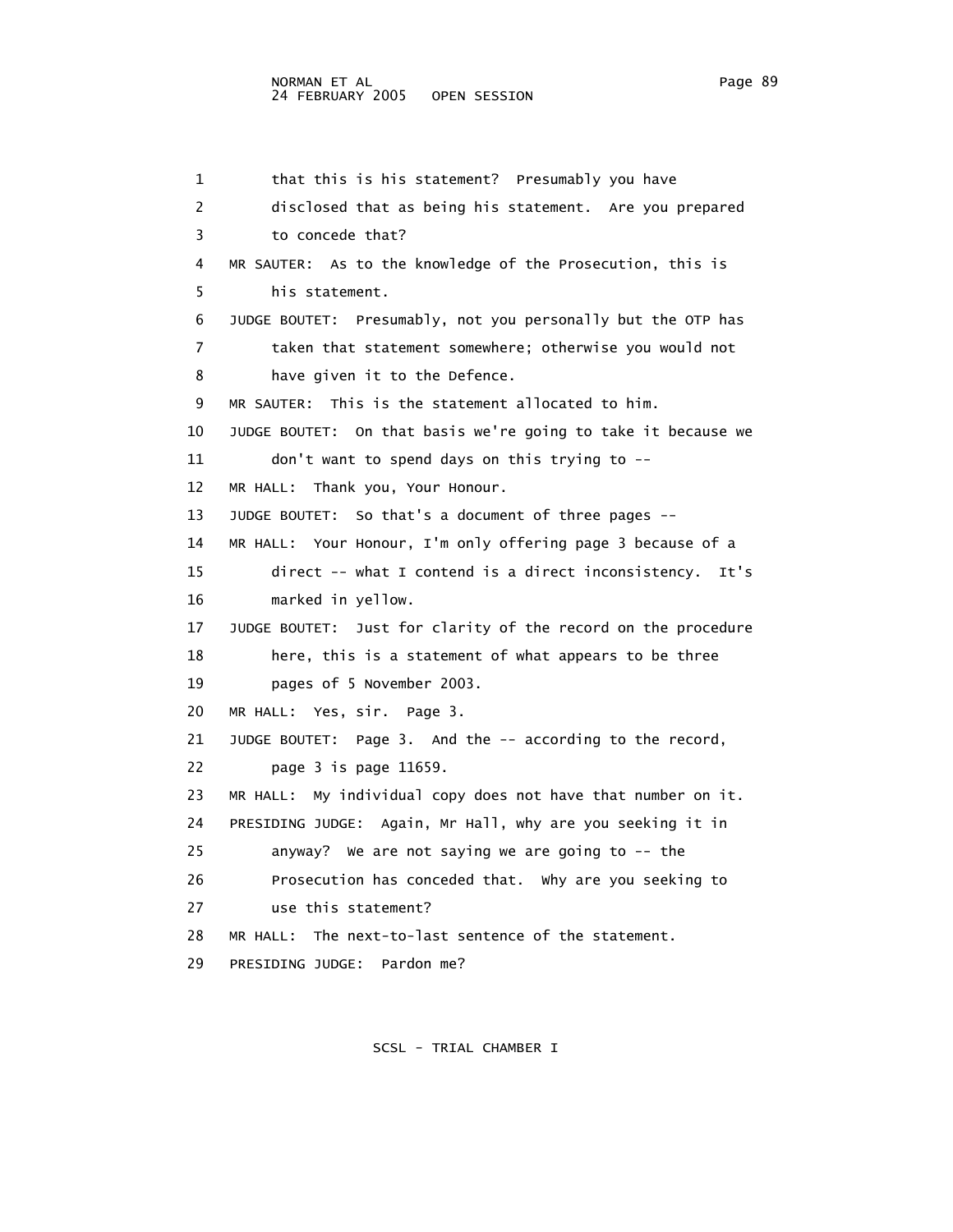1 that this is his statement? Presumably you have
2 disclosed that as being his statement. Are you prepared
3 to concede that?
4 MR SAUTER: As to the knowledge of the Prosecution, this is
5 his statement.
6 JUDGE BOUTET: Presumably, not you personally but the OTP has
7 taken that statement somewhere; otherwise you would not
8 have given it to the Defence.
9 MR SAUTER: This is the statement allocated to him.
10 JUDGE BOUTET: On that basis we're going to take it because we
11 don't want to spend days on this trying to --
12 MR HALL: Thank you, Your Honour.
13 JUDGE BOUTET: So that's a document of three pages --
14 MR HALL: Your Honour, I'm only offering page 3 because of a
15 direct -- what I contend is a direct inconsistency. It's
16 marked in yellow.
17 JUDGE BOUTET: Just for clarity of the record on the procedure
18 here, this is a statement of what appears to be three
19 pages of 5 November 2003.
20 MR HALL: Yes, sir. Page 3.
21 JUDGE BOUTET: Page 3. And the -- according to the record,
22 page 3 is page 11659.
23 MR HALL: My individual copy does not have that number on it.
24 PRESIDING JUDGE: Again, Mr Hall, why are you seeking it in
25 anyway? We are not saying we are going to -- the
26 Prosecution has conceded that. Why are you seeking to
27 use this statement?
28 MR HALL: The next-to-last sentence of the statement.
29 PRESIDING JUDGE: Pardon me?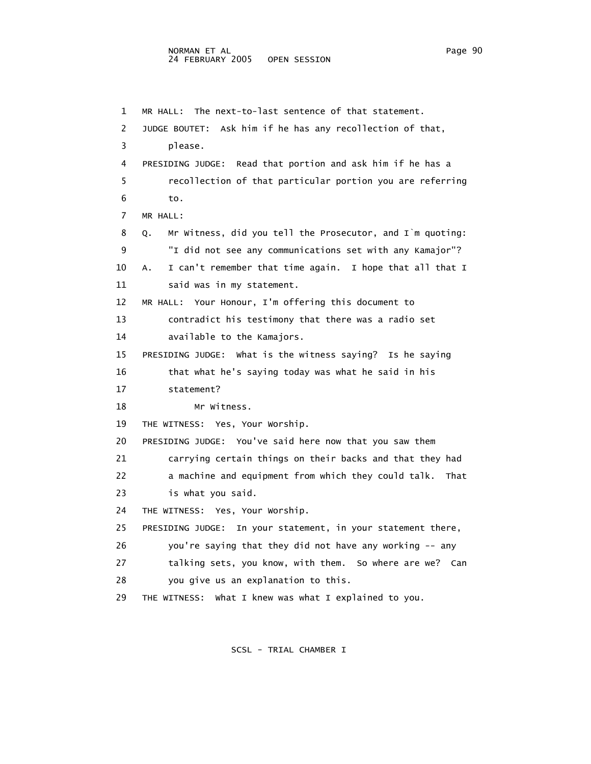1 MR HALL: The next-to-last sentence of that statement.

2 JUDGE BOUTET: Ask him if he has any recollection of that,

3 please.

4 PRESIDING JUDGE: Read that portion and ask him if he has a

5 recollection of that particular portion you are referring

6 to.

7 MR HALL:

8 Q. Mr Witness, did you tell the Prosecutor, and I`m quoting:

9 "I did not see any communications set with any Kamajor"?

10 A. I can't remember that time again. I hope that all that I

11 said was in my statement.

12 MR HALL: Your Honour, I'm offering this document to

13 contradict his testimony that there was a radio set

14 available to the Kamajors.

15 PRESIDING JUDGE: What is the witness saying? Is he saying

16 that what he's saying today was what he said in his

17 statement?

18 Mr Witness.

19 THE WITNESS: Yes, Your Worship.

20 PRESIDING JUDGE: You've said here now that you saw them

21 carrying certain things on their backs and that they had

22 a machine and equipment from which they could talk. That

23 is what you said.

24 THE WITNESS: Yes, Your Worship.

25 PRESIDING JUDGE: In your statement, in your statement there,

26 you're saying that they did not have any working -- any

27 talking sets, you know, with them. So where are we? Can

28 you give us an explanation to this.

29 THE WITNESS: What I knew was what I explained to you.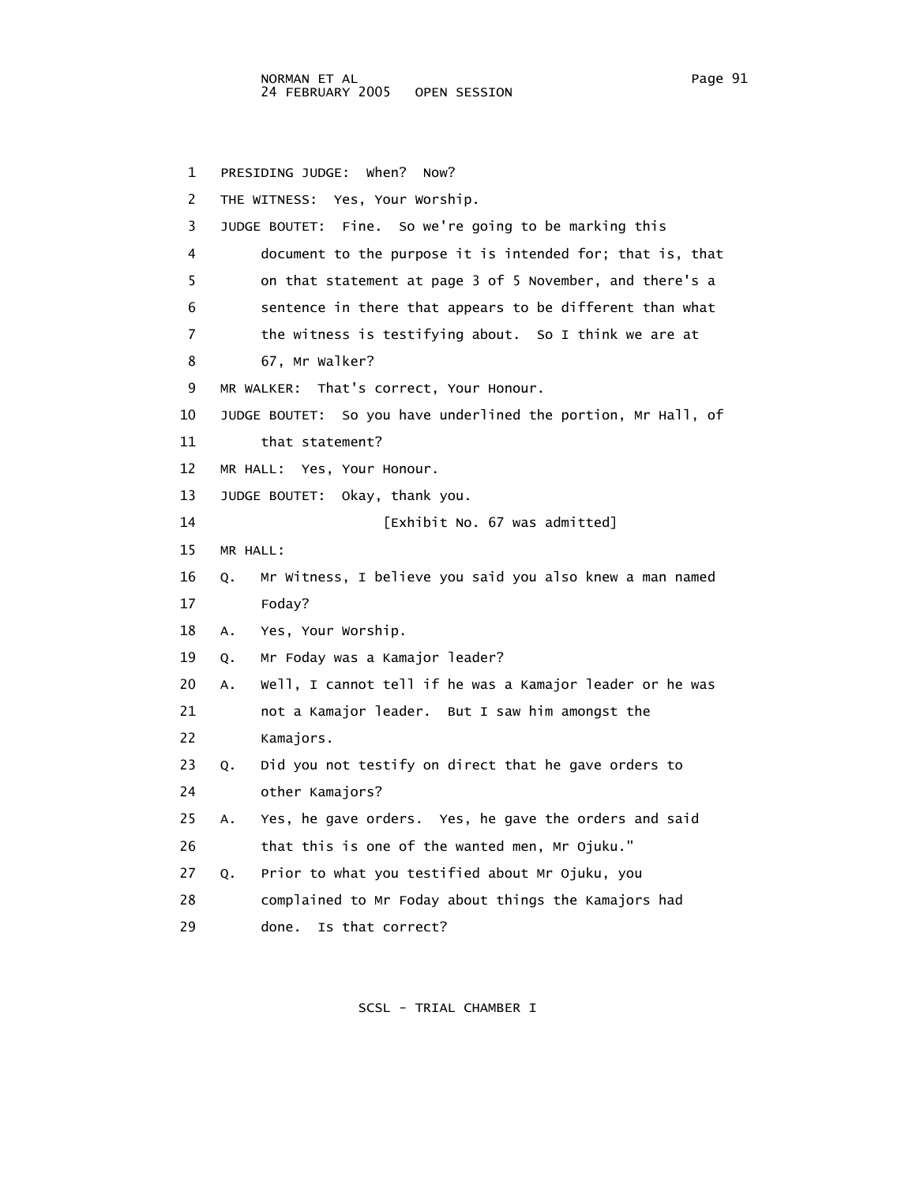1 PRESIDING JUDGE: When? Now?

2 THE WITNESS: Yes, Your Worship.

3 JUDGE BOUTET: Fine. So we're going to be marking this
4 document to the purpose it is intended for; that is, that
5 on that statement at page 3 of 5 November, and there's a
6 sentence in there that appears to be different than what
7 the witness is testifying about. So I think we are at
8 67, Mr Walker?

9 MR WALKER: That's correct, Your Honour.

10 JUDGE BOUTET: So you have underlined the portion, Mr Hall, of
11 that statement?

12 MR HALL: Yes, Your Honour.

13 JUDGE BOUTET: Okay, thank you.

14 [Exhibit No. 67 was admitted]

15 MR HALL:

16 Q. Mr Witness, I believe you said you also knew a man named
17 Foday?

18 A. Yes, Your Worship.

19 Q. Mr Foday was a Kamajor leader?

20 A. Well, I cannot tell if he was a Kamajor leader or he was
21 not a Kamajor leader. But I saw him amongst the
22 Kamajors.

23 Q. Did you not testify on direct that he gave orders to
24 other Kamajors?

25 A. Yes, he gave orders. Yes, he gave the orders and said
26 that this is one of the wanted men, Mr Ojuku."

27 Q. Prior to what you testified about Mr Ojuku, you
28 complained to Mr Foday about things the Kamajors had
29 done. Is that correct?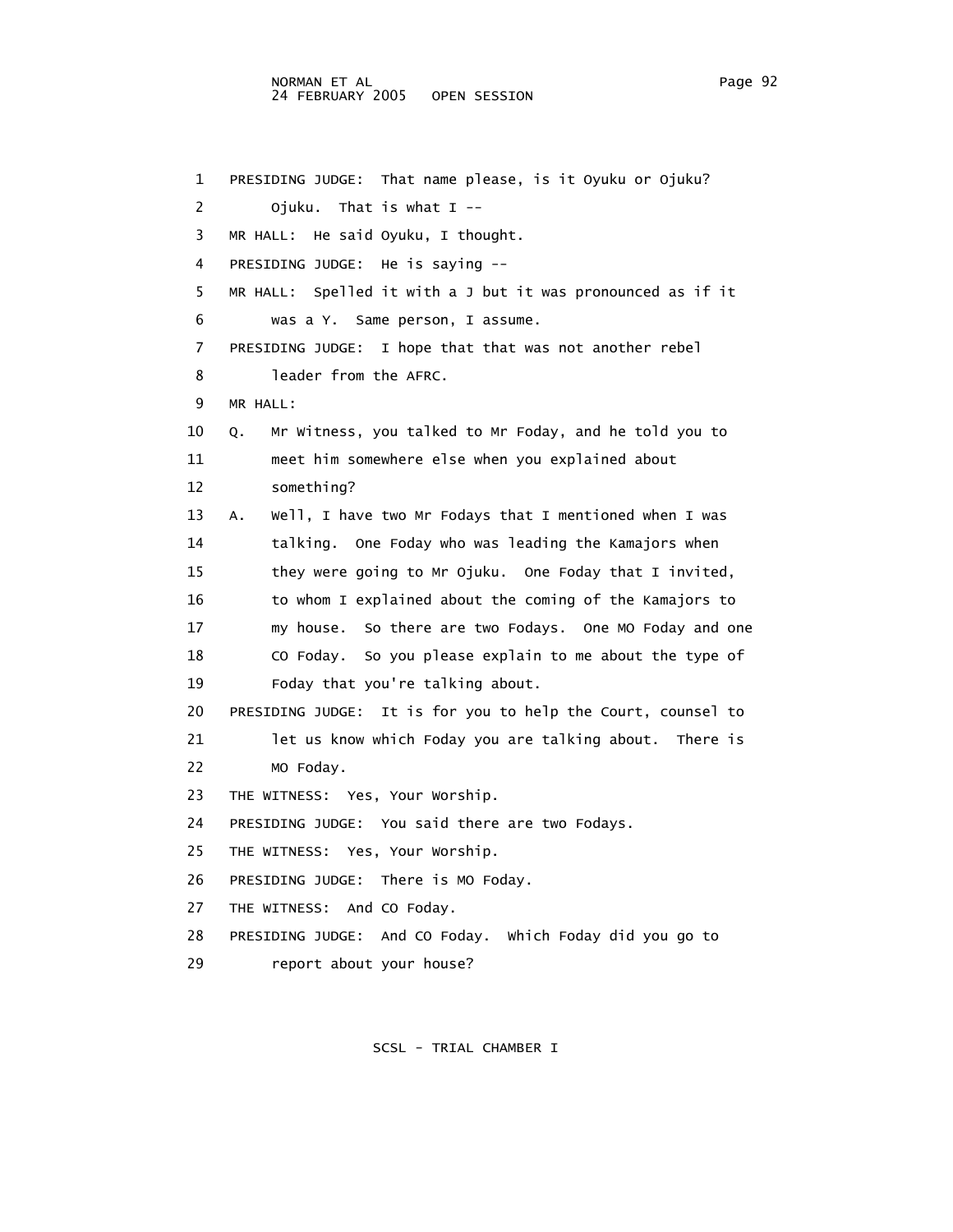1 PRESIDING JUDGE: That name please, is it Oyuku or Ojuku?

2 Ojuku. That is what I --

3 MR HALL: He said Oyuku, I thought.

4 PRESIDING JUDGE: He is saying --

5 MR HALL: Spelled it with a J but it was pronounced as if it

6 was a Y. Same person, I assume.

7 PRESIDING JUDGE: I hope that that was not another rebel

8 leader from the AFRC.

9 MR HALL:

10 Q. Mr Witness, you talked to Mr Foday, and he told you to

11 meet him somewhere else when you explained about

12 something?

13 A. Well, I have two Mr Fodays that I mentioned when I was

14 talking. One Foday who was leading the Kamajors when

15 they were going to Mr Ojuku. One Foday that I invited,

16 to whom I explained about the coming of the Kamajors to

17 my house. So there are two Fodays. One MO Foday and one

18 CO Foday. So you please explain to me about the type of

19 Foday that you're talking about.

20 PRESIDING JUDGE: It is for you to help the Court, counsel to

21 let us know which Foday you are talking about. There is

22 MO Foday.

23 THE WITNESS: Yes, Your Worship.

24 PRESIDING JUDGE: You said there are two Fodays.

25 THE WITNESS: Yes, Your Worship.

26 PRESIDING JUDGE: There is MO Foday.

27 THE WITNESS: And CO Foday.

28 PRESIDING JUDGE: And CO Foday. Which Foday did you go to

29 report about your house?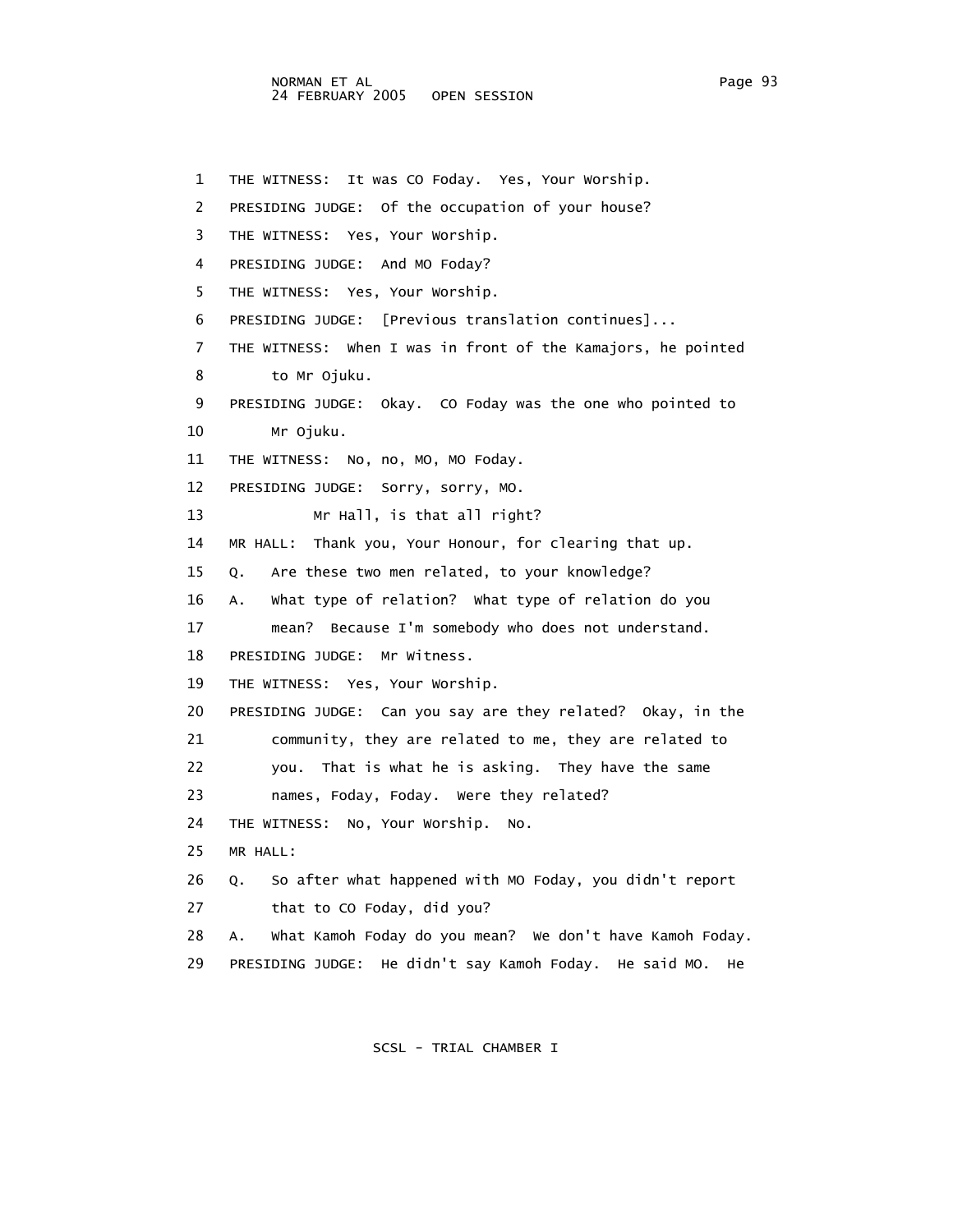1 THE WITNESS: It was CO Foday. Yes, Your Worship.

2 PRESIDING JUDGE: Of the occupation of your house?

3 THE WITNESS: Yes, Your Worship.

4 PRESIDING JUDGE: And MO Foday?

5 THE WITNESS: Yes, Your Worship.

6 PRESIDING JUDGE: [Previous translation continues]...

7 THE WITNESS: When I was in front of the Kamajors, he pointed
8 to Mr Ojuku.

9 PRESIDING JUDGE: Okay. CO Foday was the one who pointed to
10 Mr Ojuku.

11 THE WITNESS: No, no, MO, MO Foday.

12 PRESIDING JUDGE: Sorry, sorry, MO.

13 Mr Hall, is that all right?

14 MR HALL: Thank you, Your Honour, for clearing that up.

15 Q. Are these two men related, to your knowledge?

16 A. What type of relation? What type of relation do you
17 mean? Because I'm somebody who does not understand.

18 PRESIDING JUDGE: Mr Witness.

19 THE WITNESS: Yes, Your Worship.

20 PRESIDING JUDGE: Can you say are they related? Okay, in the
21 community, they are related to me, they are related to
22 you. That is what he is asking. They have the same
23 names, Foday, Foday. Were they related?

24 THE WITNESS: No, Your Worship. No.

25 MR HALL:

26 Q. So after what happened with MO Foday, you didn't report
27 that to CO Foday, did you?

28 A. What Kamoh Foday do you mean? We don't have Kamoh Foday.

29 PRESIDING JUDGE: He didn't say Kamoh Foday. He said MO. He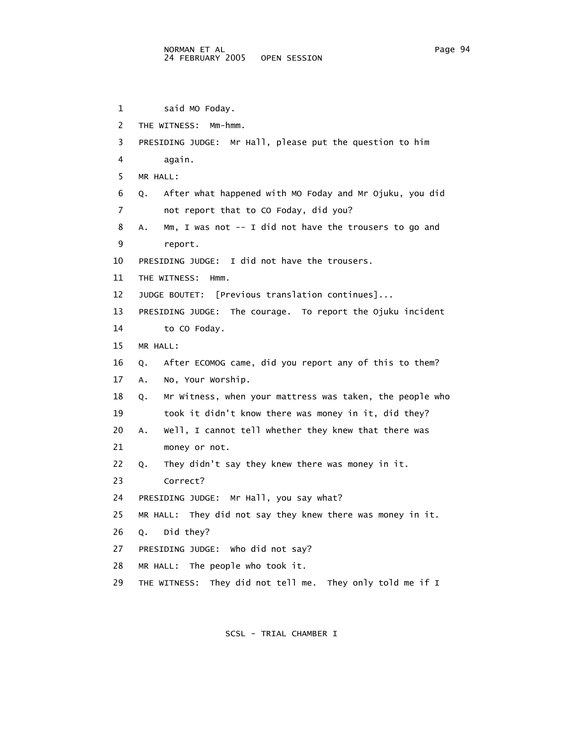1 said MO Foday.

2 THE WITNESS: Mm-hmm.

3 PRESIDING JUDGE: Mr Hall, please put the question to him

4 again.

5 MR HALL:

6 Q. After what happened with MO Foday and Mr Ojuku, you did

7 not report that to CO Foday, did you?

8 A. Mm, I was not -- I did not have the trousers to go and

9 report.

10 PRESIDING JUDGE: I did not have the trousers.

11 THE WITNESS: Hmm.

12 JUDGE BOUTET: [Previous translation continues]...

13 PRESIDING JUDGE: The courage. To report the Ojuku incident

14 to CO Foday.

15 MR HALL:

16 Q. After ECOMOG came, did you report any of this to them?

17 A. No, Your Worship.

18 Q. Mr Witness, when your mattress was taken, the people who

19 took it didn't know there was money in it, did they?

20 A. Well, I cannot tell whether they knew that there was

21 money or not.

22 Q. They didn't say they knew there was money in it.

23 Correct?

24 PRESIDING JUDGE: Mr Hall, you say what?

25 MR HALL: They did not say they knew there was money in it.

26 Q. Did they?

27 PRESIDING JUDGE: Who did not say?

28 MR HALL: The people who took it.

29 THE WITNESS: They did not tell me. They only told me if I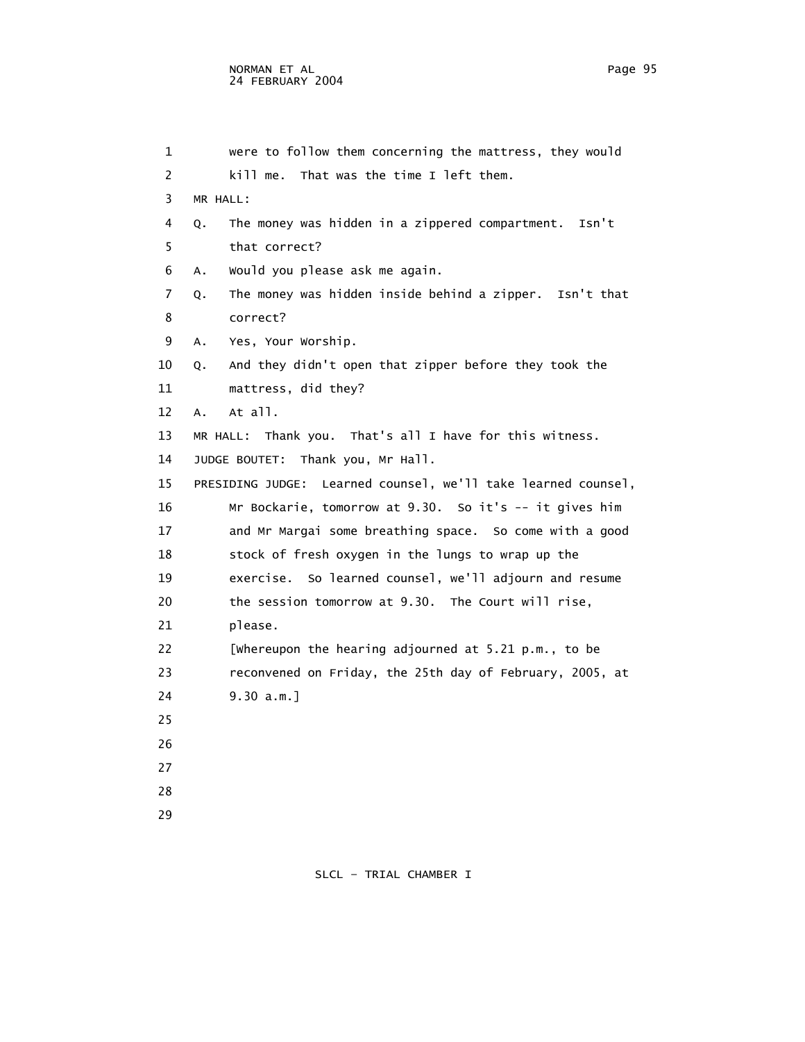were to follow them concerning the mattress, they would kill me. That was the time I left them.

MR HALL:

Q. The money was hidden in a zippered compartment. Isn't that correct?

A. Would you please ask me again.

Q. The money was hidden inside behind a zipper. Isn't that correct?

A. Yes, Your Worship.

Q. And they didn't open that zipper before they took the mattress, did they?

A. At all.

MR HALL: Thank you. That's all I have for this witness.

JUDGE BOUTET: Thank you, Mr Hall.

PRESIDING JUDGE: Learned counsel, we'll take learned counsel, Mr Bockarie, tomorrow at 9.30. So it's -- it gives him and Mr Margai some breathing space. So come with a good stock of fresh oxygen in the lungs to wrap up the exercise. So learned counsel, we'll adjourn and resume the session tomorrow at 9.30. The Court will rise, please.

[Whereupon the hearing adjourned at 5.21 p.m., to be reconvened on Friday, the 25th day of February, 2005, at 9.30 a.m.]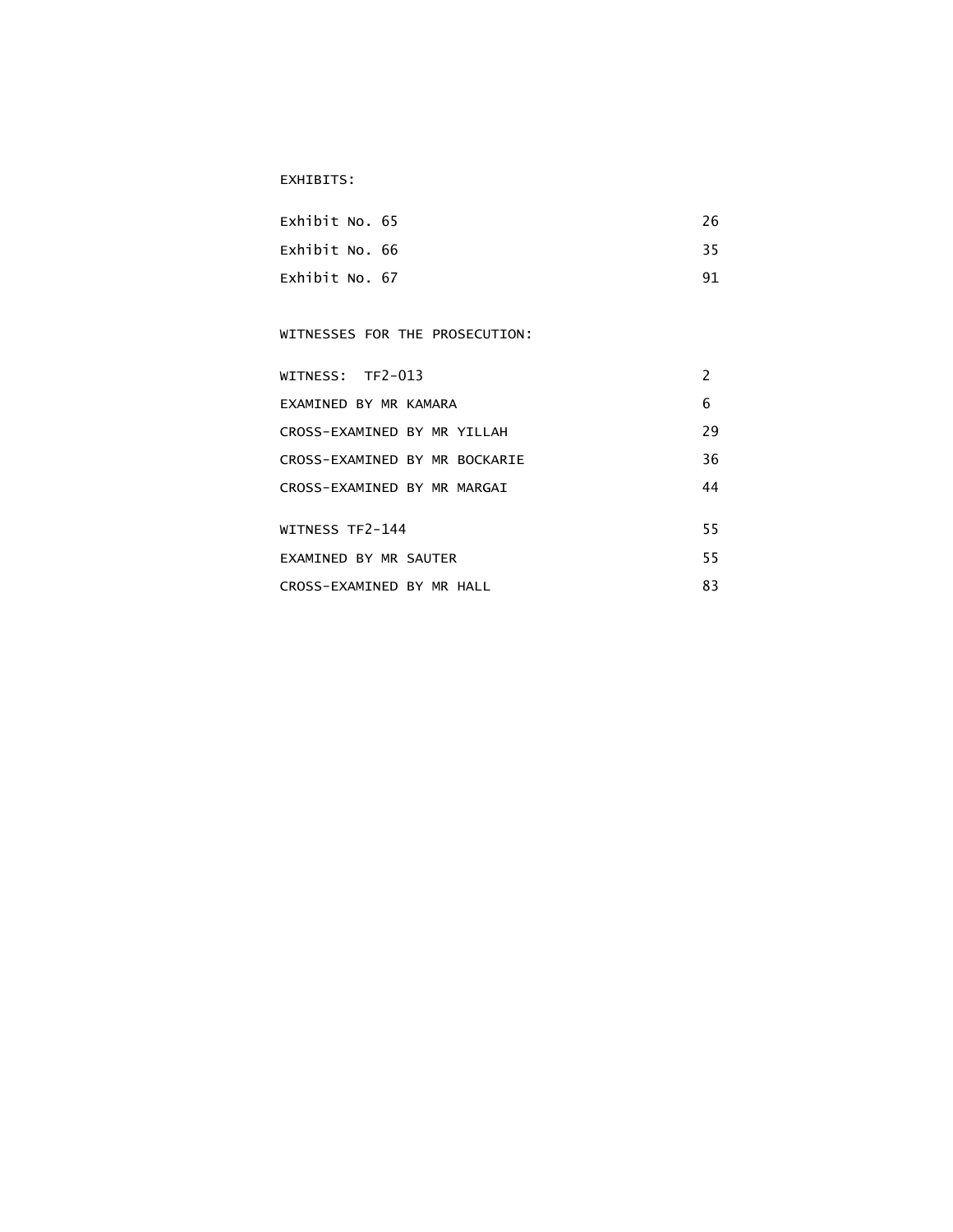EXHIBITS:

| | |
|---|---|
| Exhibit No. 65 | 26 |
| Exhibit No. 66 | 35 |
| Exhibit No. 67 | 91 |

WITNESSES FOR THE PROSECUTION:

| | |
|---|---|
| WITNESS: TF2-013 | 2 |
| EXAMINED BY MR KAMARA | 6 |
| CROSS-EXAMINED BY MR YILLAH | 29 |
| CROSS-EXAMINED BY MR BOCKARIE | 36 |
| CROSS-EXAMINED BY MR MARGAI | 44 |
| WITNESS TF2-144 | 55 |
| EXAMINED BY MR SAUTER | 55 |
| CROSS-EXAMINED BY MR HALL | 83 |